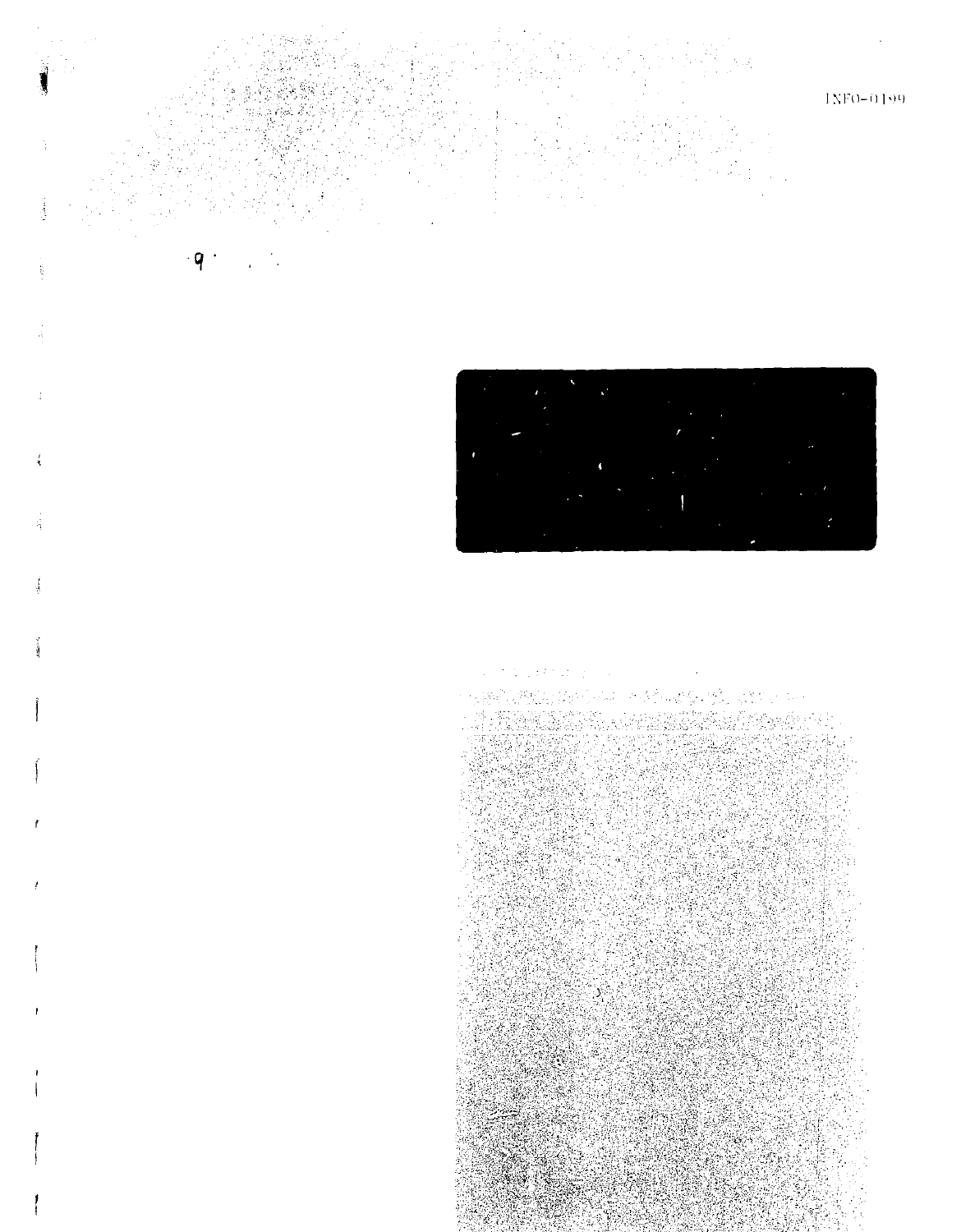INFO-0199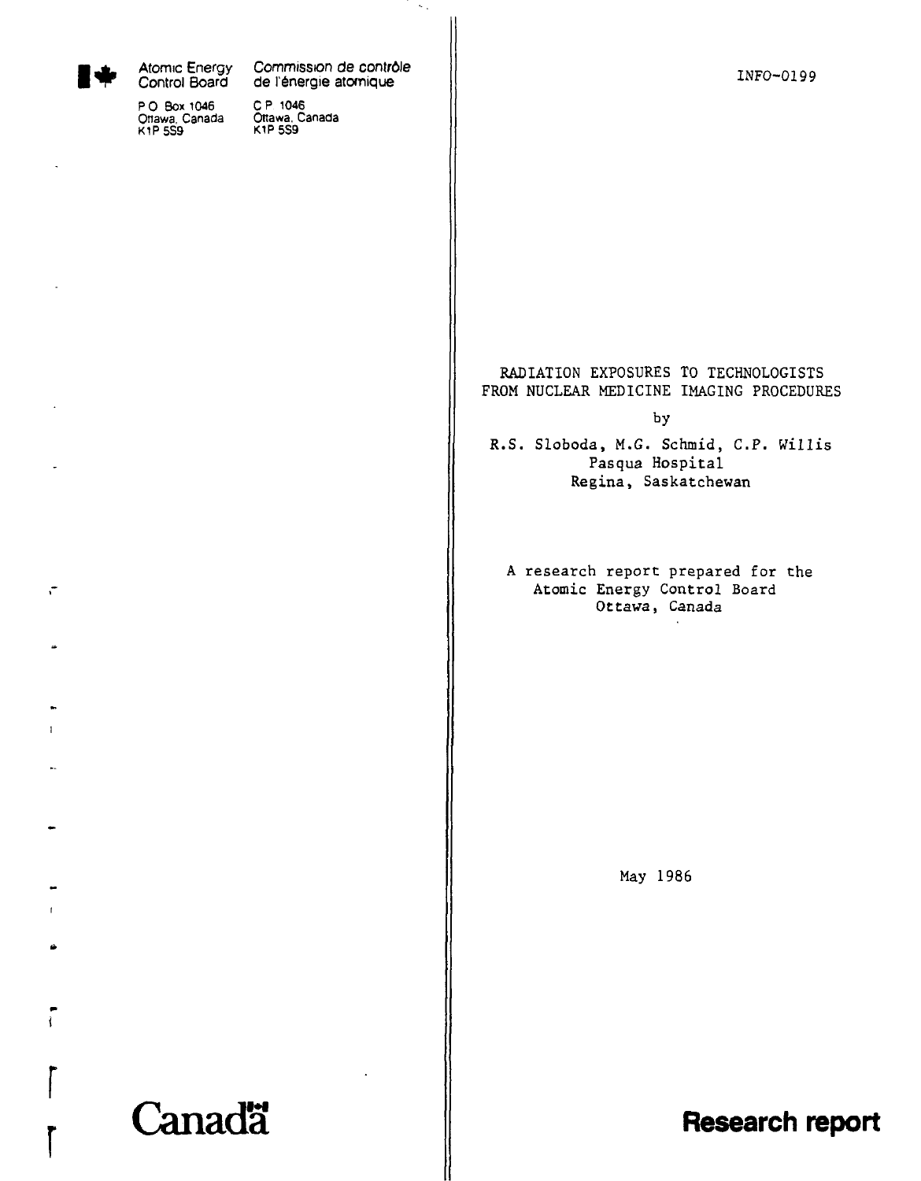Atomic Energy Control Board

P O Box 1046
Ottawa, Canada
K1P 5S9

Commission de contrôle de l'énergie atomique

C P 1046
Ottawa, Canada
K1P 5S9

INFO-0199

# RADIATION EXPOSURES TO TECHNOLOGISTS FROM NUCLEAR MEDICINE IMAGING PROCEDURES

by

R.S. Sloboda, M.G. Schmid, C.P. Willis
Pasqua Hospital
Regina, Saskatchewan

A research report prepared for the
Atomic Energy Control Board
Ottawa, Canada

May 1986

Canada

**Research report**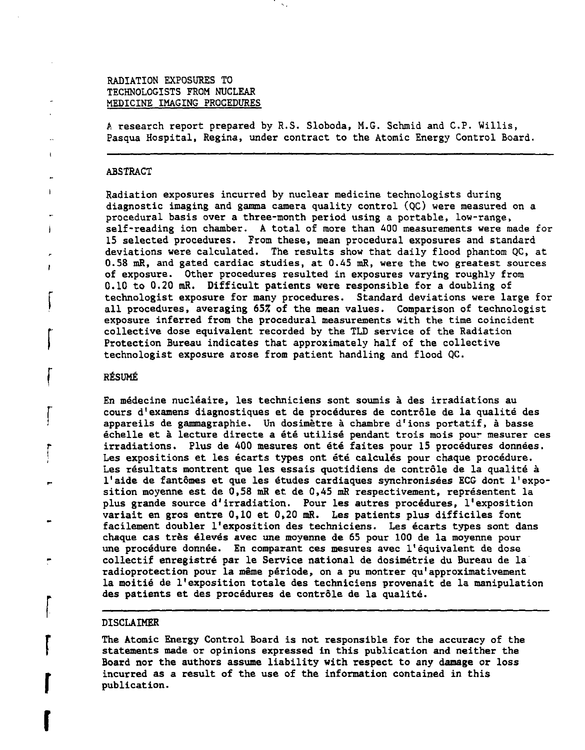# RADIATION EXPOSURES TO TECHNOLOGISTS FROM NUCLEAR MEDICINE IMAGING PROCEDURES

A research report prepared by R.S. Sloboda, M.G. Schmid and C.P. Willis, Pasqua Hospital, Regina, under contract to the Atomic Energy Control Board.

---

## ABSTRACT

Radiation exposures incurred by nuclear medicine technologists during diagnostic imaging and gamma camera quality control (QC) were measured on a procedural basis over a three-month period using a portable, low-range, self-reading ion chamber. A total of more than 400 measurements were made for 15 selected procedures. From these, mean procedural exposures and standard deviations were calculated. The results show that daily flood phantom QC, at 0.58 mR, and gated cardiac studies, at 0.45 mR, were the two greatest sources of exposure. Other procedures resulted in exposures varying roughly from 0.10 to 0.20 mR. Difficult patients were responsible for a doubling of technologist exposure for many procedures. Standard deviations were large for all procedures, averaging 65% of the mean values. Comparison of technologist exposure inferred from the procedural measurements with the time coincident collective dose equivalent recorded by the TLD service of the Radiation Protection Bureau indicates that approximately half of the collective technologist exposure arose from patient handling and flood QC.

## RÉSUMÉ

En médecine nucléaire, les techniciens sont soumis à des irradiations au cours d'examens diagnostiques et de procédures de contrôle de la qualité des appareils de gammagraphie. Un dosimètre à chambre d'ions portatif, à basse échelle et à lecture directe a été utilisé pendant trois mois pour mesurer ces irradiations. Plus de 400 mesures ont été faites pour 15 procédures données. Les expositions et les écarts types ont été calculés pour chaque procédure. Les résultats montrent que les essais quotidiens de contrôle de la qualité à l'aide de fantômes et que les études cardiaques synchronisées ECG dont l'exposition moyenne est de 0,58 mR et de 0,45 mR respectivement, représentent la plus grande source d'irradiation. Pour les autres procédures, l'exposition variait en gros entre 0,10 et 0,20 mR. Les patients plus difficiles font facilement doubler l'exposition des techniciens. Les écarts types sont dans chaque cas très élevés avec une moyenne de 65 pour 100 de la moyenne pour une procédure donnée. En comparant ces mesures avec l'équivalent de dose collectif enregistré par le Service national de dosimétrie du Bureau de la radioprotection pour la même période, on a pu montrer qu'approximativement la moitié de l'exposition totale des techniciens provenait de la manipulation des patients et des procédures de contrôle de la qualité.

---

## DISCLAIMER

The Atomic Energy Control Board is not responsible for the accuracy of the statements made or opinions expressed in this publication and neither the Board nor the authors assume liability with respect to any damage or loss incurred as a result of the use of the information contained in this publication.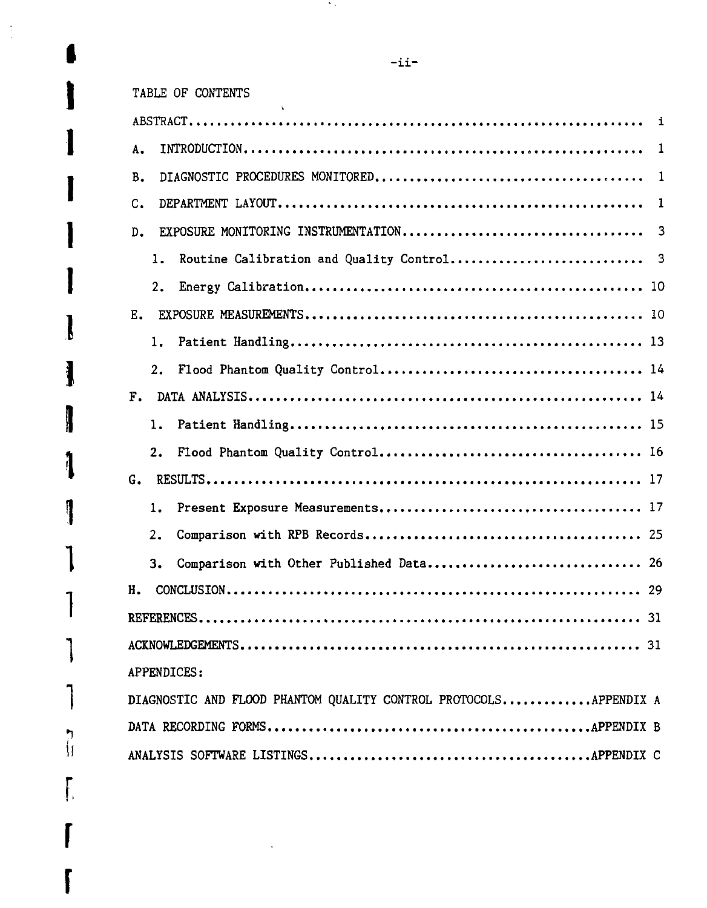TABLE OF CONTENTS

| Section | Page |
|---|---|
| ABSTRACT | i |
| A. INTRODUCTION | 1 |
| B. DIAGNOSTIC PROCEDURES MONITORED | 1 |
| C. DEPARTMENT LAYOUT | 1 |
| D. EXPOSURE MONITORING INSTRUMENTATION | 3 |
| 1. Routine Calibration and Quality Control | 3 |
| 2. Energy Calibration | 10 |
| E. EXPOSURE MEASUREMENTS | 10 |
| 1. Patient Handling | 13 |
| 2. Flood Phantom Quality Control | 14 |
| F. DATA ANALYSIS | 14 |
| 1. Patient Handling | 15 |
| 2. Flood Phantom Quality Control | 16 |
| G. RESULTS | 17 |
| 1. Present Exposure Measurements | 17 |
| 2. Comparison with RPB Records | 25 |
| 3. Comparison with Other Published Data | 26 |
| H. CONCLUSION | 29 |
| REFERENCES | 31 |
| ACKNOWLEDGEMENTS | 31 |
| APPENDICES: | |
| DIAGNOSTIC AND FLOOD PHANTOM QUALITY CONTROL PROTOCOLS | APPENDIX A |
| DATA RECORDING FORMS | APPENDIX B |
| ANALYSIS SOFTWARE LISTINGS | APPENDIX C |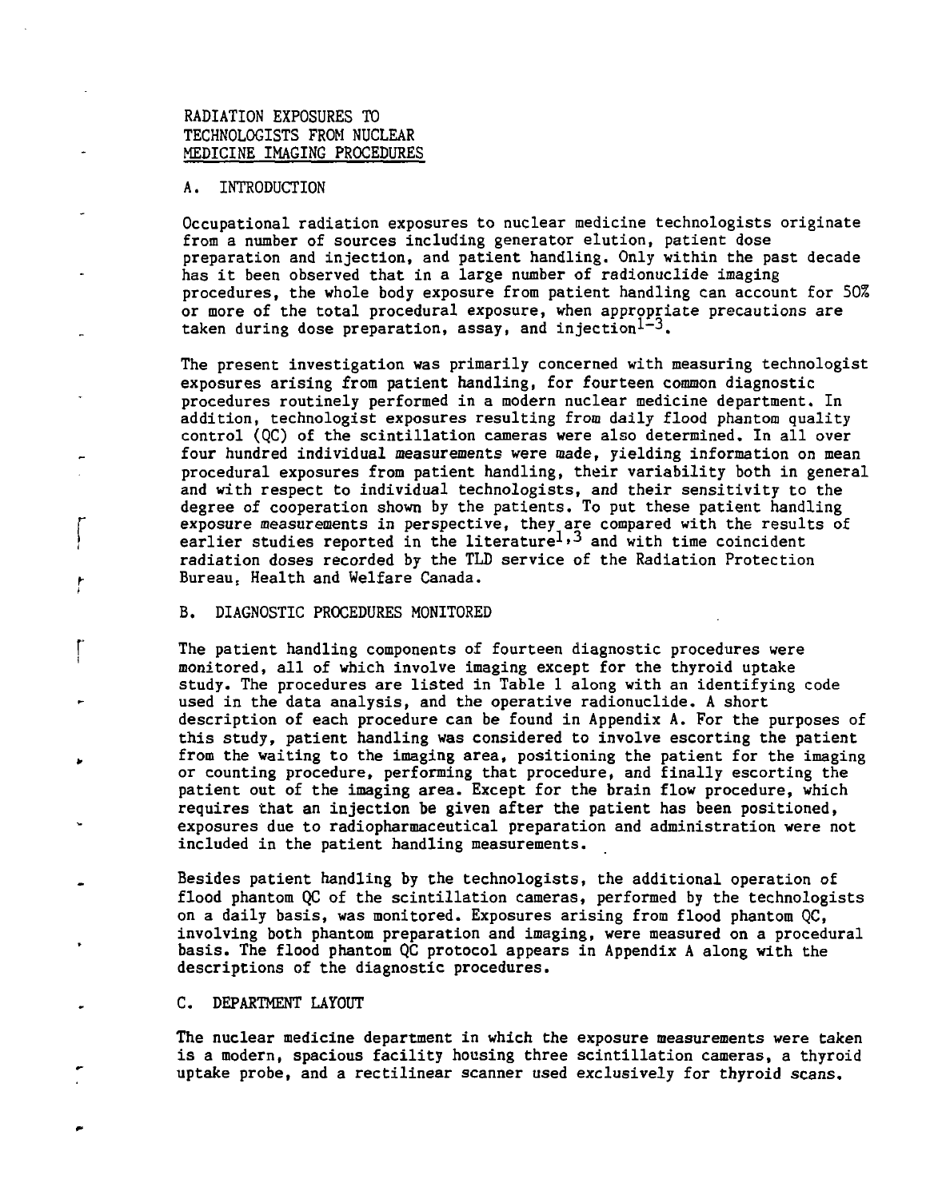# RADIATION EXPOSURES TO TECHNOLOGISTS FROM NUCLEAR MEDICINE IMAGING PROCEDURES

## A. INTRODUCTION

Occupational radiation exposures to nuclear medicine technologists originate from a number of sources including generator elution, patient dose preparation and injection, and patient handling. Only within the past decade has it been observed that in a large number of radionuclide imaging procedures, the whole body exposure from patient handling can account for 50% or more of the total procedural exposure, when appropriate precautions are taken during dose preparation, assay, and injection[1-3].

The present investigation was primarily concerned with measuring technologist exposures arising from patient handling, for fourteen common diagnostic procedures routinely performed in a modern nuclear medicine department. In addition, technologist exposures resulting from daily flood phantom quality control (QC) of the scintillation cameras were also determined. In all over four hundred individual measurements were made, yielding information on mean procedural exposures from patient handling, their variability both in general and with respect to individual technologists, and their sensitivity to the degree of cooperation shown by the patients. To put these patient handling exposure measurements in perspective, they are compared with the results of earlier studies reported in the literature[1,3] and with time coincident radiation doses recorded by the TLD service of the Radiation Protection Bureau, Health and Welfare Canada.

## B. DIAGNOSTIC PROCEDURES MONITORED

The patient handling components of fourteen diagnostic procedures were monitored, all of which involve imaging except for the thyroid uptake study. The procedures are listed in Table 1 along with an identifying code used in the data analysis, and the operative radionuclide. A short description of each procedure can be found in Appendix A. For the purposes of this study, patient handling was considered to involve escorting the patient from the waiting to the imaging area, positioning the patient for the imaging or counting procedure, performing that procedure, and finally escorting the patient out of the imaging area. Except for the brain flow procedure, which requires that an injection be given after the patient has been positioned, exposures due to radiopharmaceutical preparation and administration were not included in the patient handling measurements.

Besides patient handling by the technologists, the additional operation of flood phantom QC of the scintillation cameras, performed by the technologists on a daily basis, was monitored. Exposures arising from flood phantom QC, involving both phantom preparation and imaging, were measured on a procedural basis. The flood phantom QC protocol appears in Appendix A along with the descriptions of the diagnostic procedures.

## C. DEPARTMENT LAYOUT

The nuclear medicine department in which the exposure measurements were taken is a modern, spacious facility housing three scintillation cameras, a thyroid uptake probe, and a rectilinear scanner used exclusively for thyroid scans.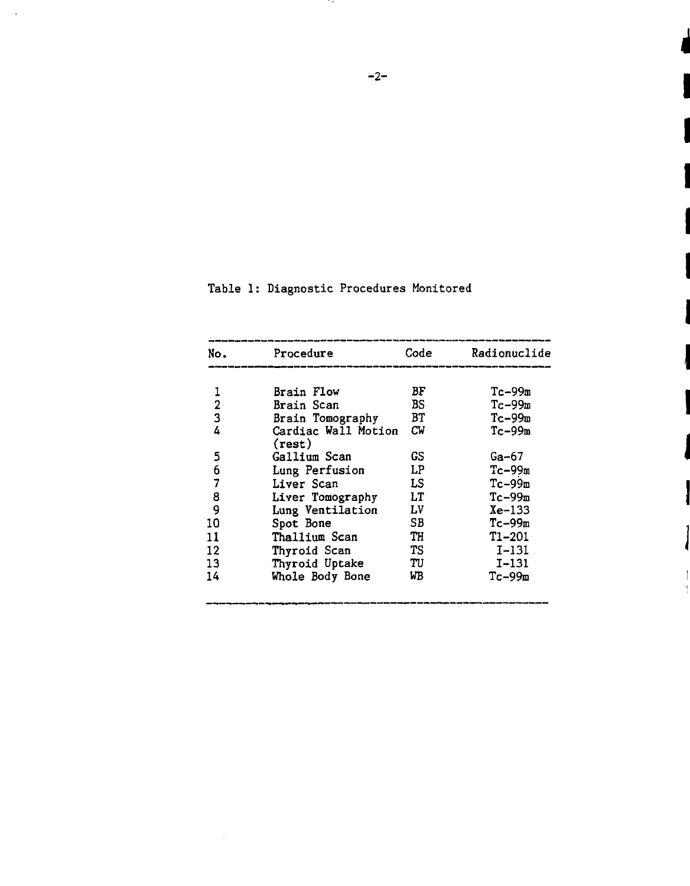Table 1: Diagnostic Procedures Monitored

| No. | Procedure | Code | Radionuclide |
|---|---|---|---|
| 1 | Brain Flow | BF | Tc-99m |
| 2 | Brain Scan | BS | Tc-99m |
| 3 | Brain Tomography | BT | Tc-99m |
| 4 | Cardiac Wall Motion (rest) | CW | Tc-99m |
| 5 | Gallium Scan | GS | Ga-67 |
| 6 | Lung Perfusion | LP | Tc-99m |
| 7 | Liver Scan | LS | Tc-99m |
| 8 | Liver Tomography | LT | Tc-99m |
| 9 | Lung Ventilation | LV | Xe-133 |
| 10 | Spot Bone | SB | Tc-99m |
| 11 | Thallium Scan | TH | Tl-201 |
| 12 | Thyroid Scan | TS | I-131 |
| 13 | Thyroid Uptake | TU | I-131 |
| 14 | Whole Body Bone | WB | Tc-99m |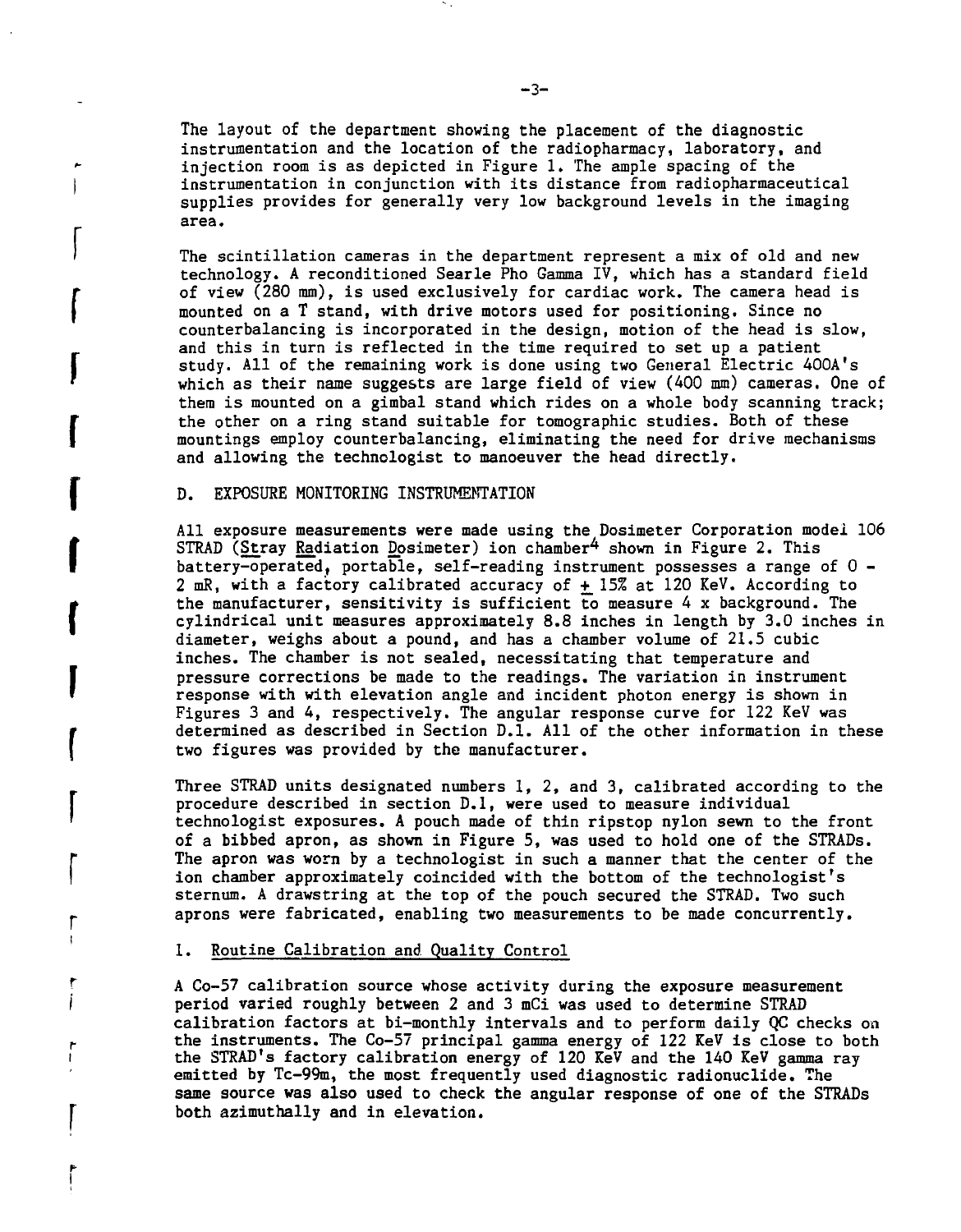The layout of the department showing the placement of the diagnostic instrumentation and the location of the radiopharmacy, laboratory, and injection room is as depicted in Figure 1. The ample spacing of the instrumentation in conjunction with its distance from radiopharmaceutical supplies provides for generally very low background levels in the imaging area.

The scintillation cameras in the department represent a mix of old and new technology. A reconditioned Searle Pho Gamma IV, which has a standard field of view (280 mm), is used exclusively for cardiac work. The camera head is mounted on a T stand, with drive motors used for positioning. Since no counterbalancing is incorporated in the design, motion of the head is slow, and this in turn is reflected in the time required to set up a patient study. All of the remaining work is done using two General Electric 400A's which as their name suggests are large field of view (400 mm) cameras. One of them is mounted on a gimbal stand which rides on a whole body scanning track; the other on a ring stand suitable for tomographic studies. Both of these mountings employ counterbalancing, eliminating the need for drive mechanisms and allowing the technologist to manoeuver the head directly.

## D. EXPOSURE MONITORING INSTRUMENTATION

All exposure measurements were made using the Dosimeter Corporation model 106 STRAD (Stray Radiation Dosimeter) ion chamber[4] shown in Figure 2. This battery-operated, portable, self-reading instrument possesses a range of 0 - 2 mR, with a factory calibrated accuracy of ± 15% at 120 KeV. According to the manufacturer, sensitivity is sufficient to measure 4 x background. The cylindrical unit measures approximately 8.8 inches in length by 3.0 inches in diameter, weighs about a pound, and has a chamber volume of 21.5 cubic inches. The chamber is not sealed, necessitating that temperature and pressure corrections be made to the readings. The variation in instrument response with with elevation angle and incident photon energy is shown in Figures 3 and 4, respectively. The angular response curve for 122 KeV was determined as described in Section D.1. All of the other information in these two figures was provided by the manufacturer.

Three STRAD units designated numbers 1, 2, and 3, calibrated according to the procedure described in section D.1, were used to measure individual technologist exposures. A pouch made of thin ripstop nylon sewn to the front of a bibbed apron, as shown in Figure 5, was used to hold one of the STRADs. The apron was worn by a technologist in such a manner that the center of the ion chamber approximately coincided with the bottom of the technologist's sternum. A drawstring at the top of the pouch secured the STRAD. Two such aprons were fabricated, enabling two measurements to be made concurrently.

### 1. Routine Calibration and Quality Control

A Co-57 calibration source whose activity during the exposure measurement period varied roughly between 2 and 3 mCi was used to determine STRAD calibration factors at bi-monthly intervals and to perform daily QC checks on the instruments. The Co-57 principal gamma energy of 122 KeV is close to both the STRAD's factory calibration energy of 120 KeV and the 140 KeV gamma ray emitted by Tc-99m, the most frequently used diagnostic radionuclide. The same source was also used to check the angular response of one of the STRADs both azimuthally and in elevation.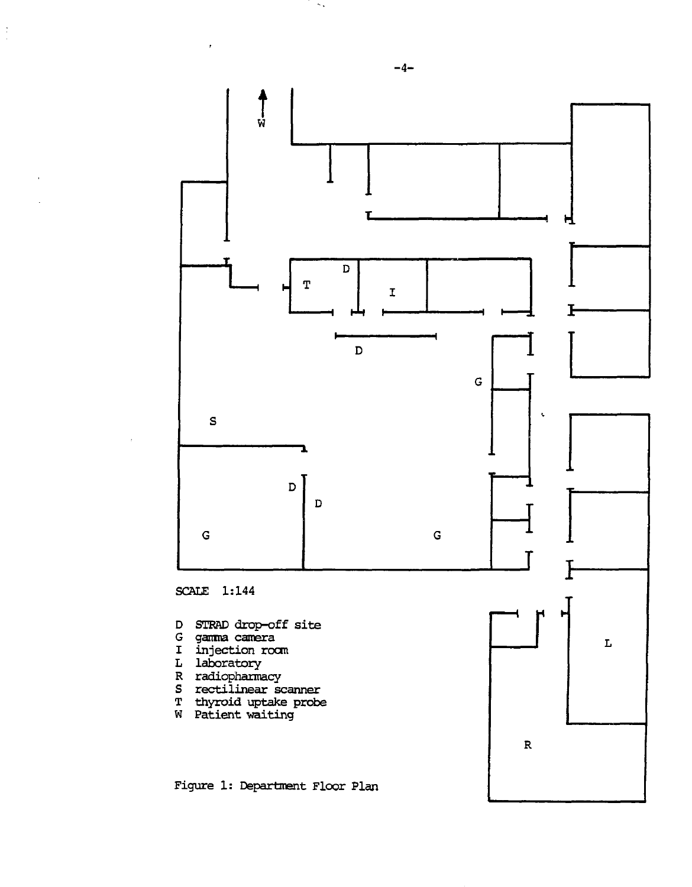SCALE 1:144

- D STRAD drop-off site
- G gamma camera
- I injection room
- L laboratory
- R radiopharmacy
- S rectilinear scanner
- T thyroid uptake probe
- W Patient waiting

Figure 1: Department Floor Plan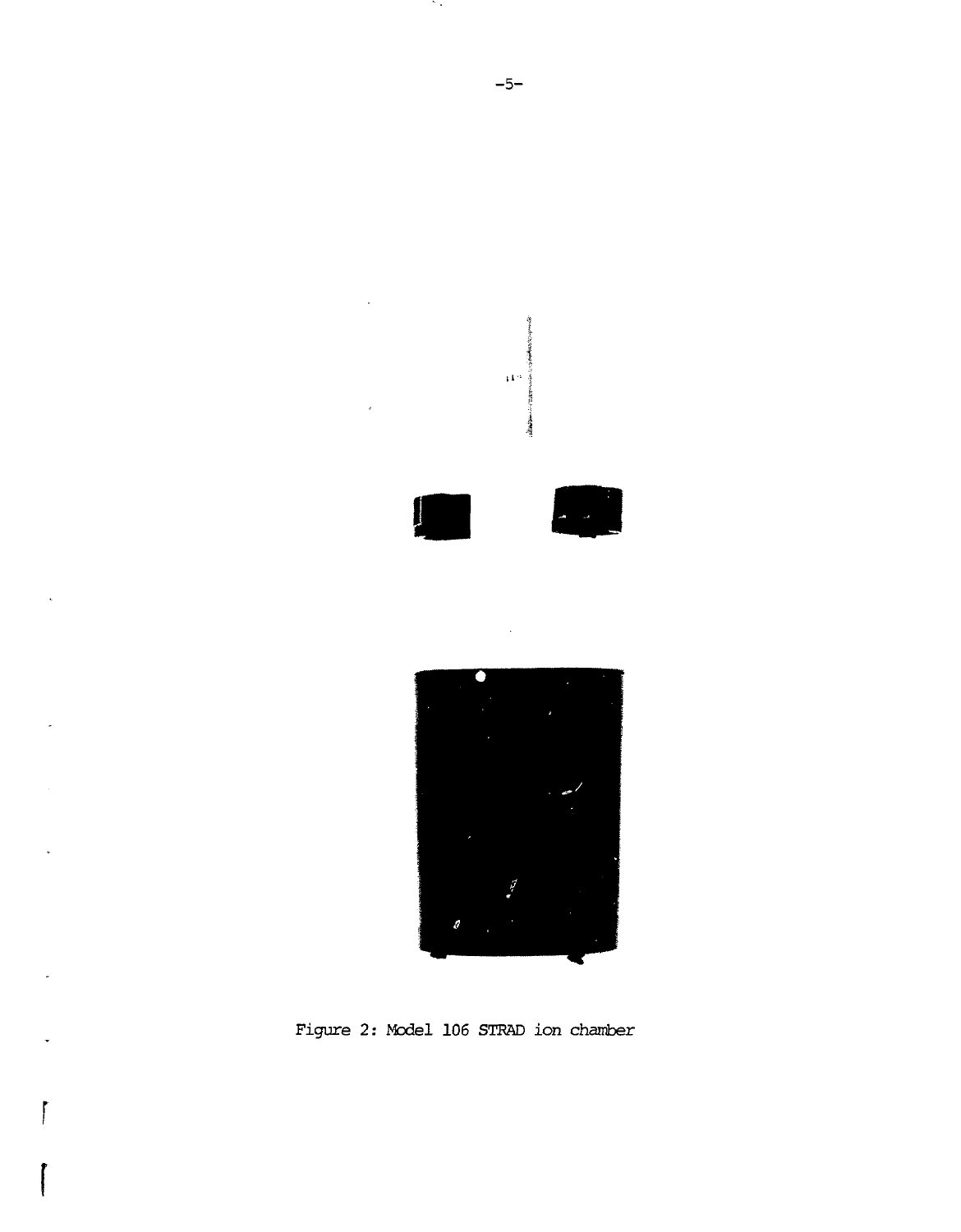Figure 2: Model 106 STRAD ion chamber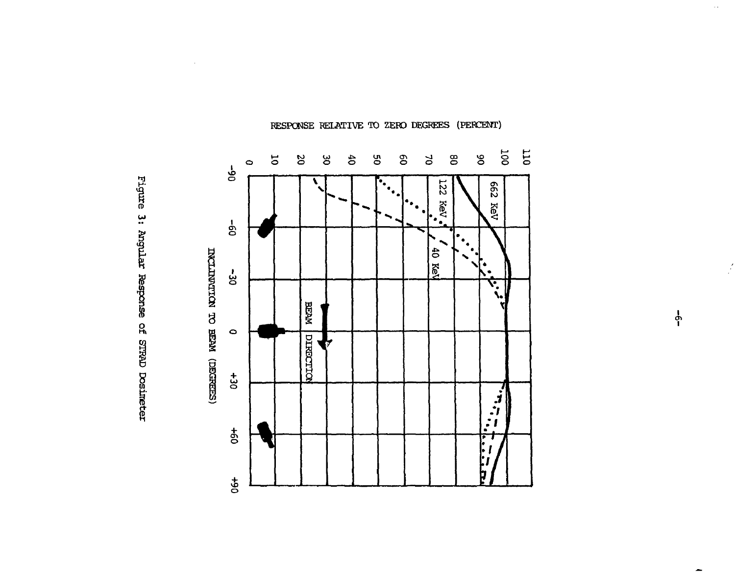RESPONSE RELATIVE TO ZERO DEGREES (PERCENT)

662 KeV

122 KeV

40 KeV

BEAM DIRECTION

INCLINATION TO BEAM (DEGREES)

Figure 3: Angular Response of STRAD Dosimeter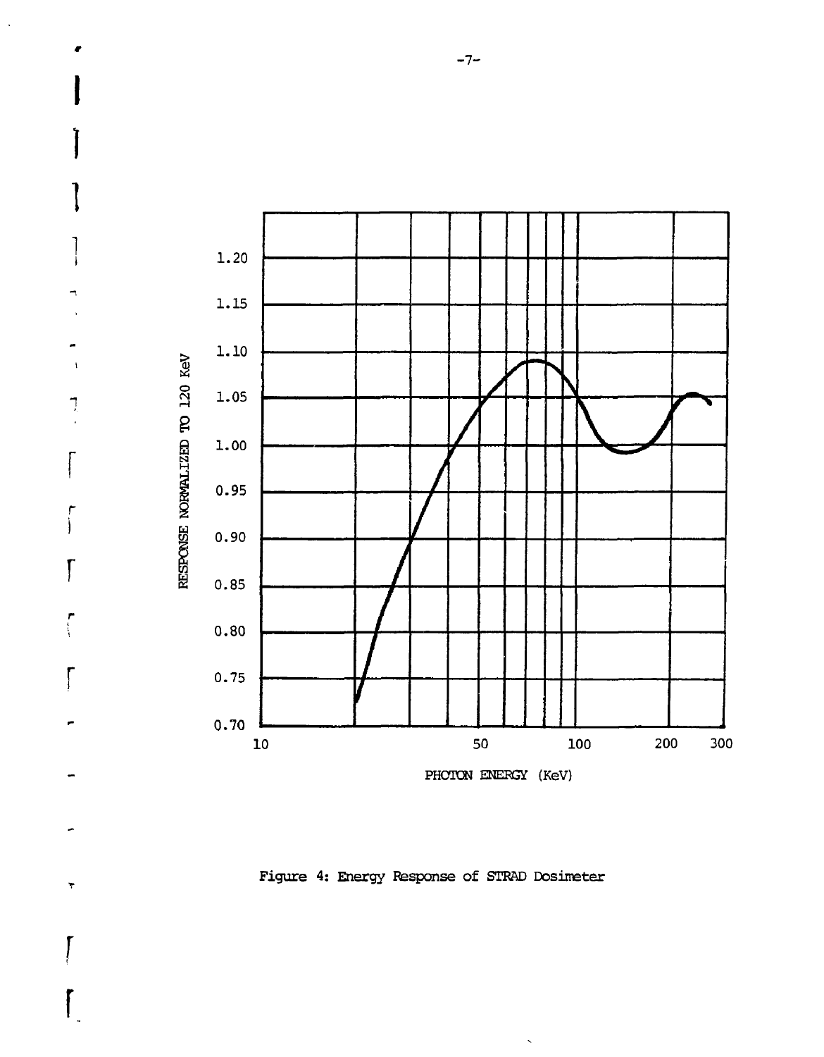Figure 4: Energy Response of STRAD Dosimeter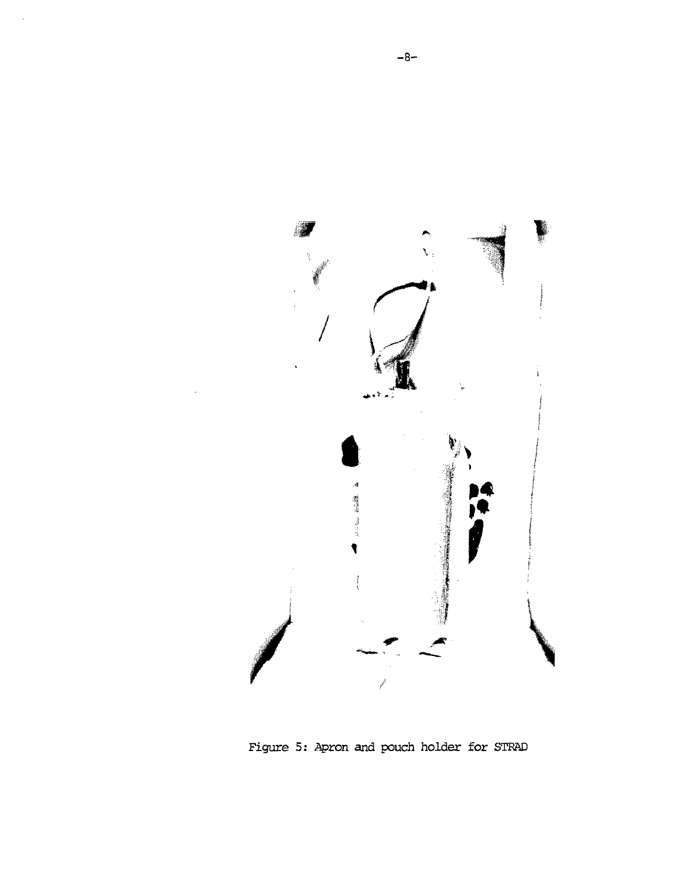Figure 5: Apron and pouch holder for STRAD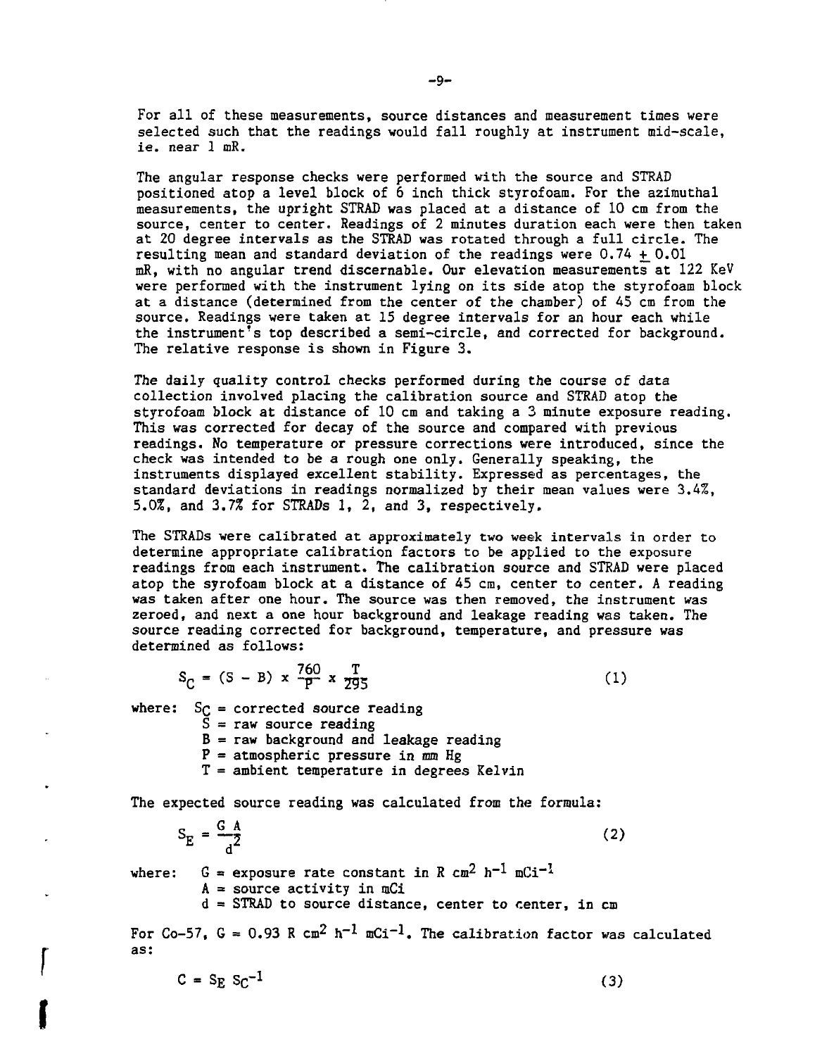For all of these measurements, source distances and measurement times were selected such that the readings would fall roughly at instrument mid-scale, ie. near 1 mR.

The angular response checks were performed with the source and STRAD positioned atop a level block of 6 inch thick styrofoam. For the azimuthal measurements, the upright STRAD was placed at a distance of 10 cm from the source, center to center. Readings of 2 minutes duration each were then taken at 20 degree intervals as the STRAD was rotated through a full circle. The resulting mean and standard deviation of the readings were $0.74 \pm 0.01$ mR, with no angular trend discernable. Our elevation measurements at 122 KeV were performed with the instrument lying on its side atop the styrofoam block at a distance (determined from the center of the chamber) of 45 cm from the source. Readings were taken at 15 degree intervals for an hour each while the instrument's top described a semi-circle, and corrected for background. The relative response is shown in Figure 3.

The daily quality control checks performed during the course of data collection involved placing the calibration source and STRAD atop the styrofoam block at distance of 10 cm and taking a 3 minute exposure reading. This was corrected for decay of the source and compared with previous readings. No temperature or pressure corrections were introduced, since the check was intended to be a rough one only. Generally speaking, the instruments displayed excellent stability. Expressed as percentages, the standard deviations in readings normalized by their mean values were 3.4%, 5.0%, and 3.7% for STRADs 1, 2, and 3, respectively.

The STRADs were calibrated at approximately two week intervals in order to determine appropriate calibration factors to be applied to the exposure readings from each instrument. The calibration source and STRAD were placed atop the syrofoam block at a distance of 45 cm, center to center. A reading was taken after one hour. The source was then removed, the instrument was zeroed, and next a one hour background and leakage reading was taken. The source reading corrected for background, temperature, and pressure was determined as follows:

$$S_C = (S - B) \times \frac{760}{P} \times \frac{T}{295} \qquad (1)$$

where: $S_C$ = corrected source reading
$S$ = raw source reading
$B$ = raw background and leakage reading
$P$ = atmospheric pressure in mm Hg
$T$ = ambient temperature in degrees Kelvin

The expected source reading was calculated from the formula:

$$S_E = \frac{G\ A}{d^2} \qquad (2)$$

where: $G$ = exposure rate constant in R $cm^2\ h^{-1}\ mCi^{-1}$
$A$ = source activity in mCi
$d$ = STRAD to source distance, center to center, in cm

For Co-57, $G = 0.93$ R $cm^2\ h^{-1}\ mCi^{-1}$. The calibration factor was calculated as:

$$C = S_E\ S_C^{-1} \qquad (3)$$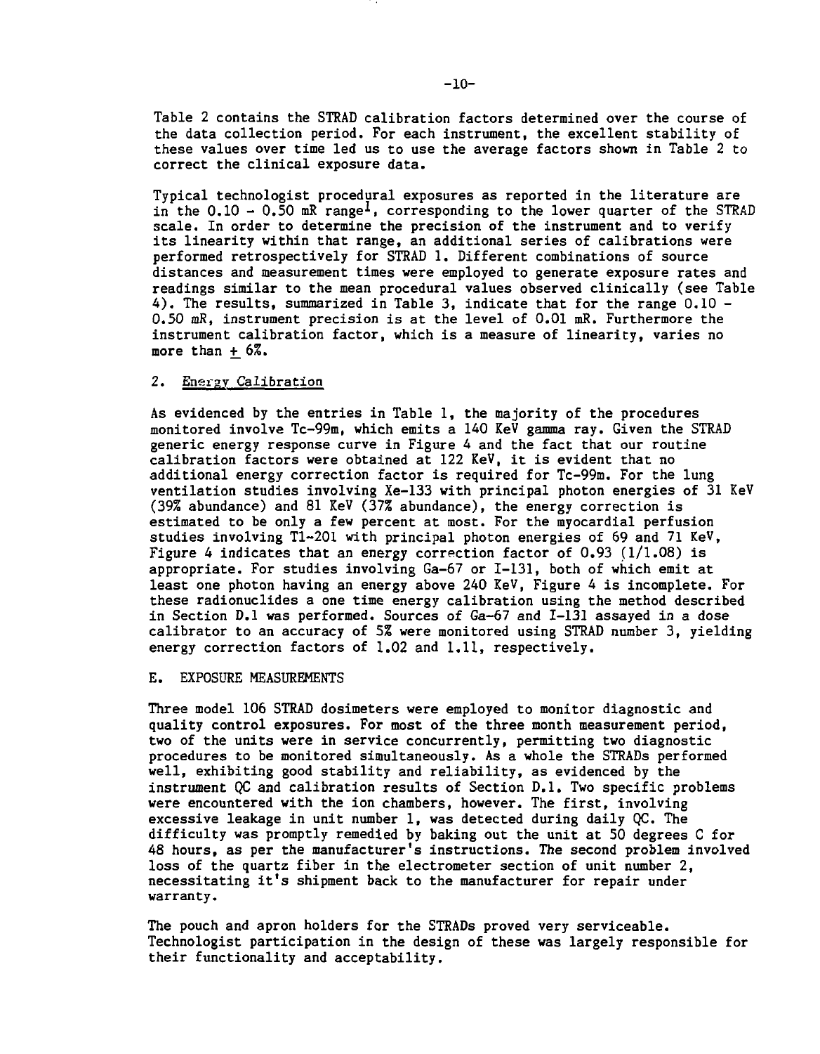Table 2 contains the STRAD calibration factors determined over the course of the data collection period. For each instrument, the excellent stability of these values over time led us to use the average factors shown in Table 2 to correct the clinical exposure data.

Typical technologist procedural exposures as reported in the literature are in the 0.10 - 0.50 mR range[1], corresponding to the lower quarter of the STRAD scale. In order to determine the precision of the instrument and to verify its linearity within that range, an additional series of calibrations were performed retrospectively for STRAD 1. Different combinations of source distances and measurement times were employed to generate exposure rates and readings similar to the mean procedural values observed clinically (see Table 4). The results, summarized in Table 3, indicate that for the range 0.10 - 0.50 mR, instrument precision is at the level of 0.01 mR. Furthermore the instrument calibration factor, which is a measure of linearity, varies no more than $\pm$ 6%.

## 2. Energy Calibration

As evidenced by the entries in Table 1, the majority of the procedures monitored involve Tc-99m, which emits a 140 KeV gamma ray. Given the STRAD generic energy response curve in Figure 4 and the fact that our routine calibration factors were obtained at 122 KeV, it is evident that no additional energy correction factor is required for Tc-99m. For the lung ventilation studies involving Xe-133 with principal photon energies of 31 KeV (39% abundance) and 81 KeV (37% abundance), the energy correction is estimated to be only a few percent at most. For the myocardial perfusion studies involving Tl-201 with principal photon energies of 69 and 71 KeV, Figure 4 indicates that an energy correction factor of 0.93 (1/1.08) is appropriate. For studies involving Ga-67 or I-131, both of which emit at least one photon having an energy above 240 KeV, Figure 4 is incomplete. For these radionuclides a one time energy calibration using the method described in Section D.1 was performed. Sources of Ga-67 and I-131 assayed in a dose calibrator to an accuracy of 5% were monitored using STRAD number 3, yielding energy correction factors of 1.02 and 1.11, respectively.

## E. EXPOSURE MEASUREMENTS

Three model 106 STRAD dosimeters were employed to monitor diagnostic and quality control exposures. For most of the three month measurement period, two of the units were in service concurrently, permitting two diagnostic procedures to be monitored simultaneously. As a whole the STRADs performed well, exhibiting good stability and reliability, as evidenced by the instrument QC and calibration results of Section D.1. Two specific problems were encountered with the ion chambers, however. The first, involving excessive leakage in unit number 1, was detected during daily QC. The difficulty was promptly remedied by baking out the unit at 50 degrees C for 48 hours, as per the manufacturer's instructions. The second problem involved loss of the quartz fiber in the electrometer section of unit number 2, necessitating it's shipment back to the manufacturer for repair under warranty.

The pouch and apron holders for the STRADs proved very serviceable. Technologist participation in the design of these was largely responsible for their functionality and acceptability.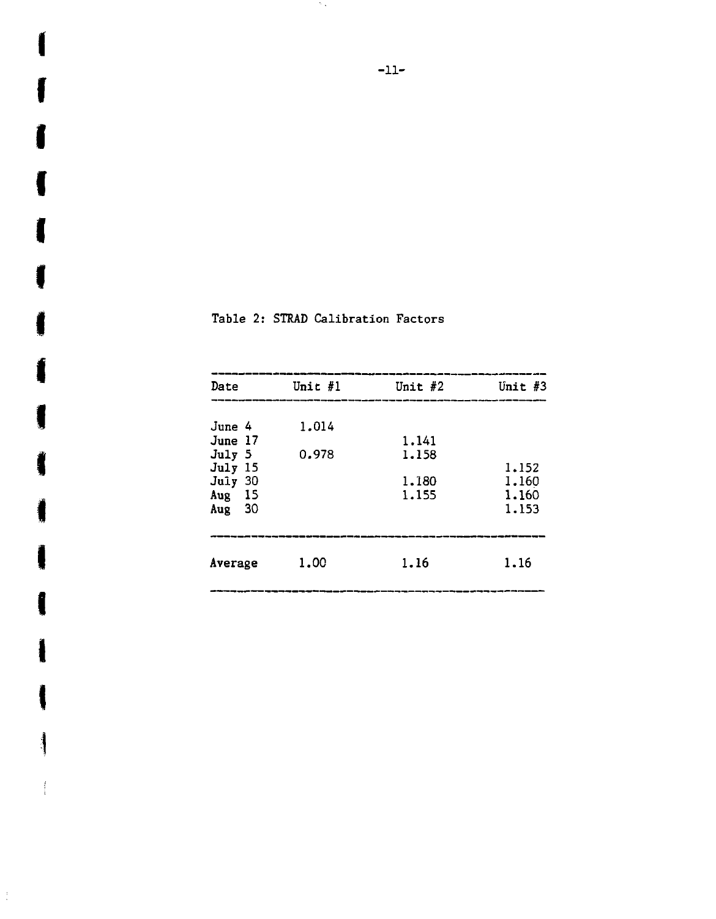Table 2: STRAD Calibration Factors

| Date | Unit #1 | Unit #2 | Unit #3 |
|---|---|---|---|
| June 4 | 1.014 | | |
| June 17 | | 1.141 | |
| July 5 | 0.978 | 1.158 | |
| July 15 | | | 1.152 |
| July 30 | | 1.180 | 1.160 |
| Aug 15 | | 1.155 | 1.160 |
| Aug 30 | | | 1.153 |
| Average | 1.00 | 1.16 | 1.16 |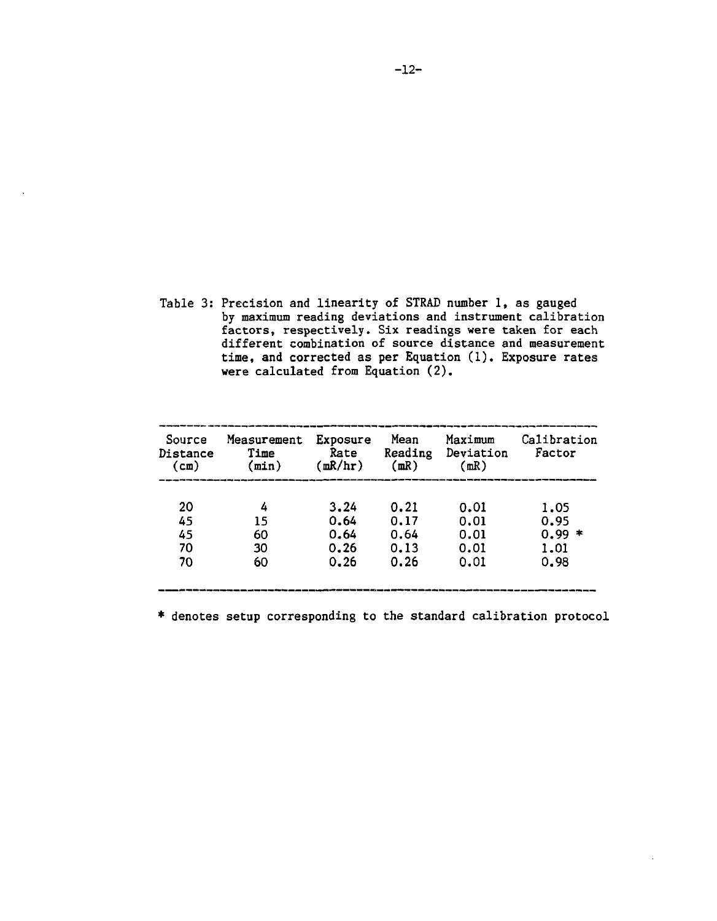Table 3: Precision and linearity of STRAD number 1, as gauged by maximum reading deviations and instrument calibration factors, respectively. Six readings were taken for each different combination of source distance and measurement time, and corrected as per Equation (1). Exposure rates were calculated from Equation (2).

| Source Distance (cm) | Measurement Time (min) | Exposure Rate (mR/hr) | Mean Reading (mR) | Maximum Deviation (mR) | Calibration Factor |
|---|---|---|---|---|---|
| 20 | 4 | 3.24 | 0.21 | 0.01 | 1.05 |
| 45 | 15 | 0.64 | 0.17 | 0.01 | 0.95 |
| 45 | 60 | 0.64 | 0.64 | 0.01 | 0.99 * |
| 70 | 30 | 0.26 | 0.13 | 0.01 | 1.01 |
| 70 | 60 | 0.26 | 0.26 | 0.01 | 0.98 |

* denotes setup corresponding to the standard calibration protocol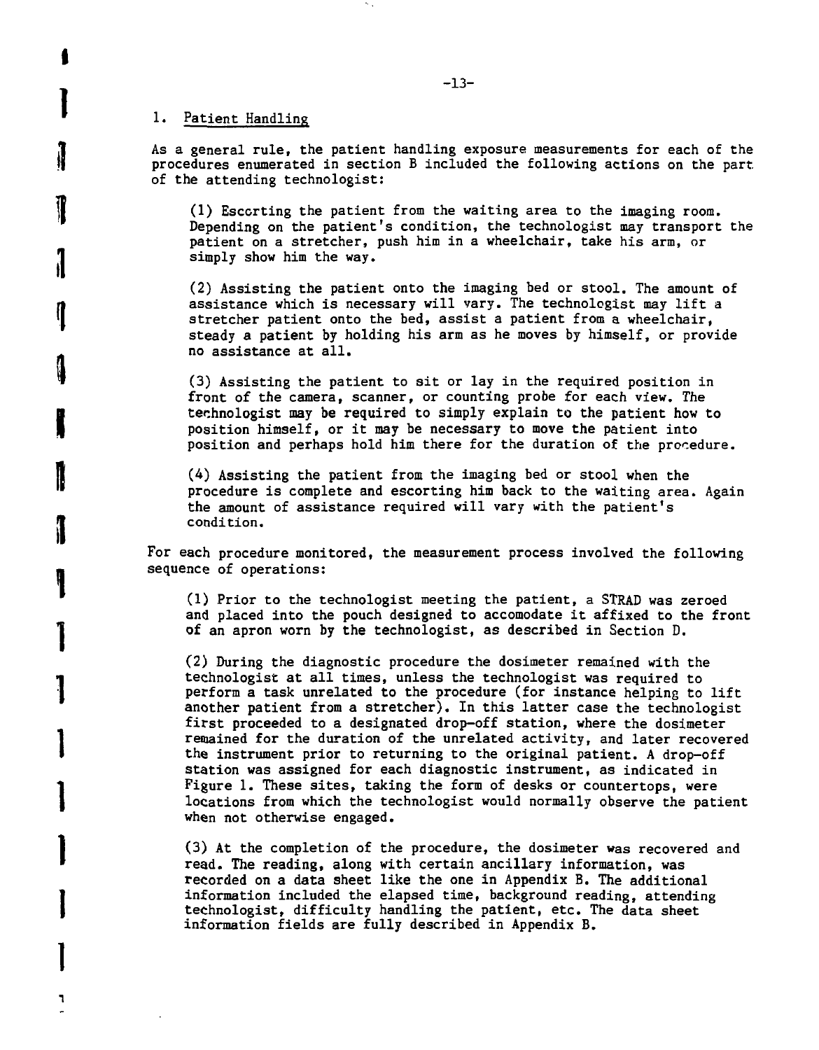## 1. Patient Handling

As a general rule, the patient handling exposure measurements for each of the procedures enumerated in section B included the following actions on the part of the attending technologist:

(1) Escorting the patient from the waiting area to the imaging room. Depending on the patient's condition, the technologist may transport the patient on a stretcher, push him in a wheelchair, take his arm, or simply show him the way.

(2) Assisting the patient onto the imaging bed or stool. The amount of assistance which is necessary will vary. The technologist may lift a stretcher patient onto the bed, assist a patient from a wheelchair, steady a patient by holding his arm as he moves by himself, or provide no assistance at all.

(3) Assisting the patient to sit or lay in the required position in front of the camera, scanner, or counting probe for each view. The technologist may be required to simply explain to the patient how to position himself, or it may be necessary to move the patient into position and perhaps hold him there for the duration of the procedure.

(4) Assisting the patient from the imaging bed or stool when the procedure is complete and escorting him back to the waiting area. Again the amount of assistance required will vary with the patient's condition.

For each procedure monitored, the measurement process involved the following sequence of operations:

(1) Prior to the technologist meeting the patient, a STRAD was zeroed and placed into the pouch designed to accomodate it affixed to the front of an apron worn by the technologist, as described in Section D.

(2) During the diagnostic procedure the dosimeter remained with the technologist at all times, unless the technologist was required to perform a task unrelated to the procedure (for instance helping to lift another patient from a stretcher). In this latter case the technologist first proceeded to a designated drop-off station, where the dosimeter remained for the duration of the unrelated activity, and later recovered the instrument prior to returning to the original patient. A drop-off station was assigned for each diagnostic instrument, as indicated in Figure 1. These sites, taking the form of desks or countertops, were locations from which the technologist would normally observe the patient when not otherwise engaged.

(3) At the completion of the procedure, the dosimeter was recovered and read. The reading, along with certain ancillary information, was recorded on a data sheet like the one in Appendix B. The additional information included the elapsed time, background reading, attending technologist, difficulty handling the patient, etc. The data sheet information fields are fully described in Appendix B.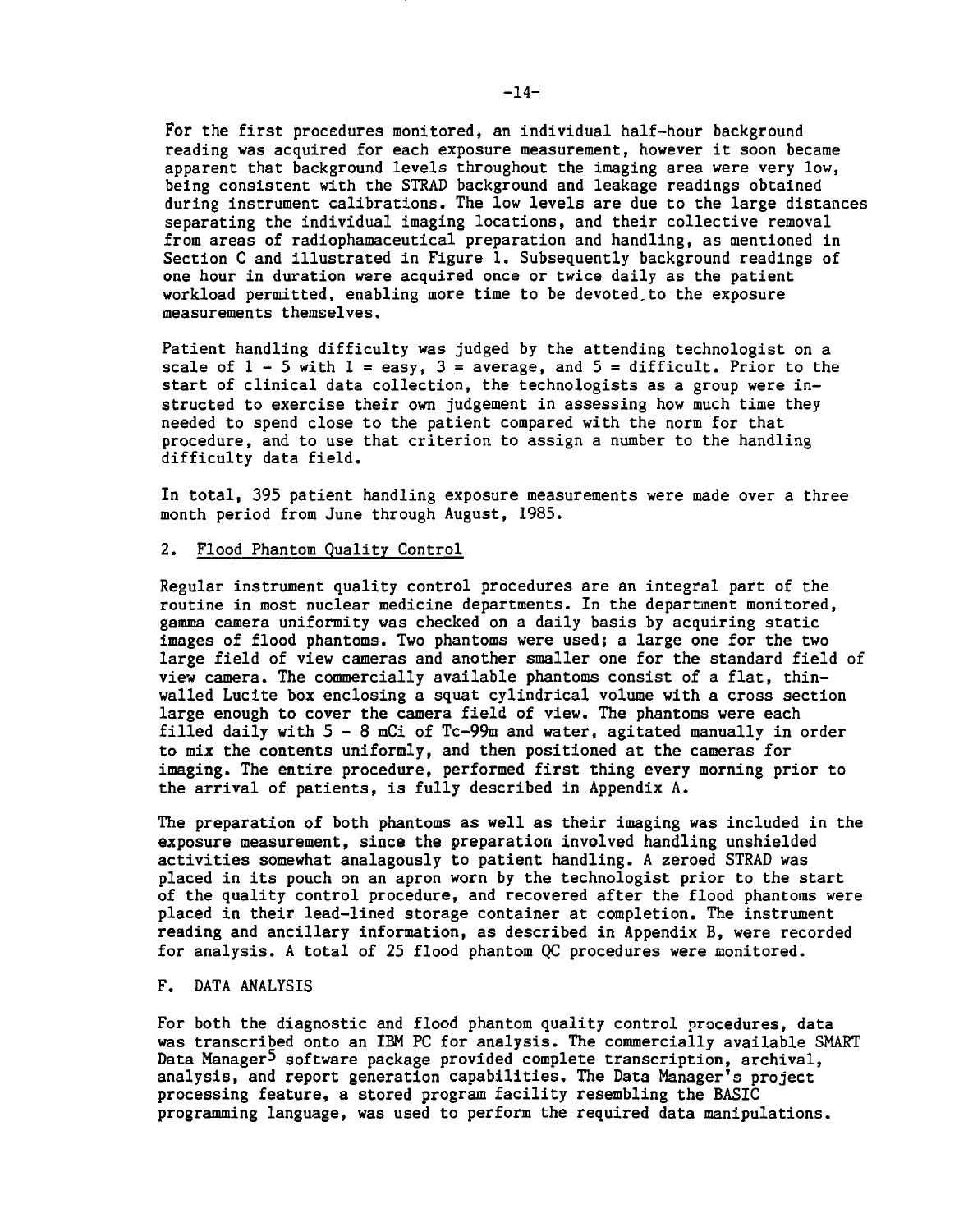For the first procedures monitored, an individual half-hour background reading was acquired for each exposure measurement, however it soon became apparent that background levels throughout the imaging area were very low, being consistent with the STRAD background and leakage readings obtained during instrument calibrations. The low levels are due to the large distances separating the individual imaging locations, and their collective removal from areas of radiophamaceutical preparation and handling, as mentioned in Section C and illustrated in Figure 1. Subsequently background readings of one hour in duration were acquired once or twice daily as the patient workload permitted, enabling more time to be devoted to the exposure measurements themselves.

Patient handling difficulty was judged by the attending technologist on a scale of 1 - 5 with 1 = easy, 3 = average, and 5 = difficult. Prior to the start of clinical data collection, the technologists as a group were instructed to exercise their own judgement in assessing how much time they needed to spend close to the patient compared with the norm for that procedure, and to use that criterion to assign a number to the handling difficulty data field.

In total, 395 patient handling exposure measurements were made over a three month period from June through August, 1985.

2. Flood Phantom Quality Control

Regular instrument quality control procedures are an integral part of the routine in most nuclear medicine departments. In the department monitored, gamma camera uniformity was checked on a daily basis by acquiring static images of flood phantoms. Two phantoms were used; a large one for the two large field of view cameras and another smaller one for the standard field of view camera. The commercially available phantoms consist of a flat, thin-walled Lucite box enclosing a squat cylindrical volume with a cross section large enough to cover the camera field of view. The phantoms were each filled daily with 5 - 8 mCi of Tc-99m and water, agitated manually in order to mix the contents uniformly, and then positioned at the cameras for imaging. The entire procedure, performed first thing every morning prior to the arrival of patients, is fully described in Appendix A.

The preparation of both phantoms as well as their imaging was included in the exposure measurement, since the preparation involved handling unshielded activities somewhat analagously to patient handling. A zeroed STRAD was placed in its pouch on an apron worn by the technologist prior to the start of the quality control procedure, and recovered after the flood phantoms were placed in their lead-lined storage container at completion. The instrument reading and ancillary information, as described in Appendix B, were recorded for analysis. A total of 25 flood phantom QC procedures were monitored.

F. DATA ANALYSIS

For both the diagnostic and flood phantom quality control procedures, data was transcribed onto an IBM PC for analysis. The commercially available SMART Data Manager[5] software package provided complete transcription, archival, analysis, and report generation capabilities. The Data Manager's project processing feature, a stored program facility resembling the BASIC programming language, was used to perform the required data manipulations.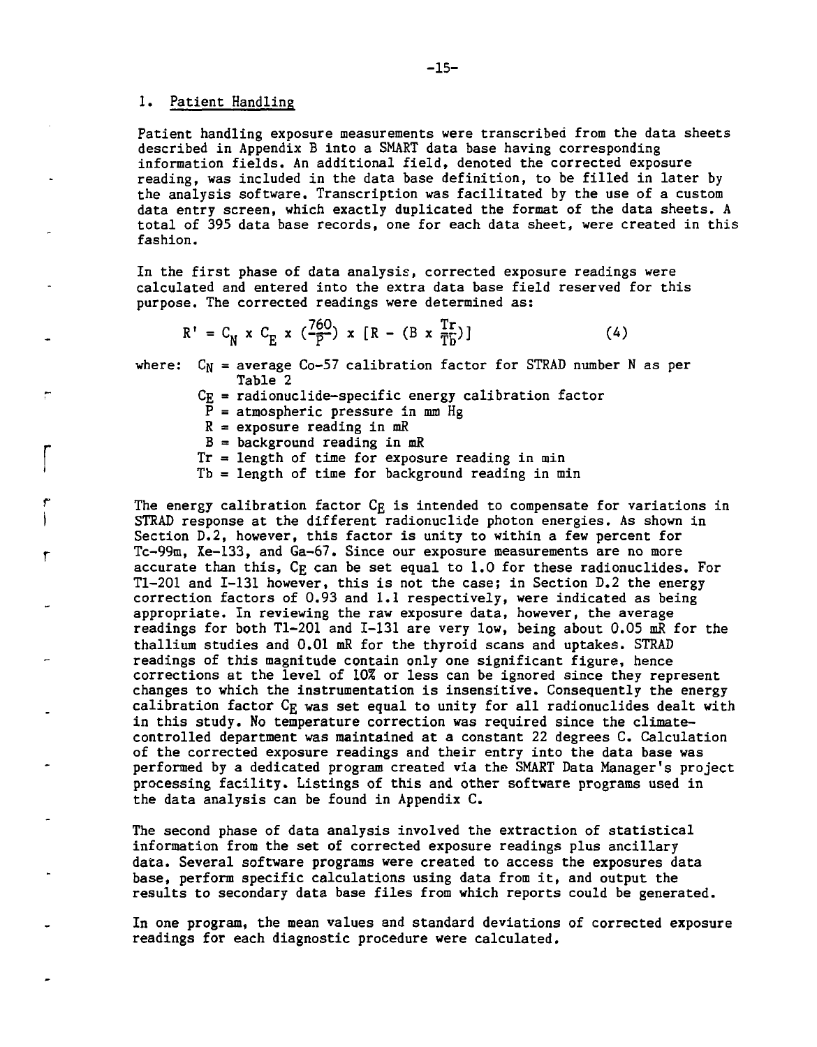### 1. Patient Handling

Patient handling exposure measurements were transcribed from the data sheets described in Appendix B into a SMART data base having corresponding information fields. An additional field, denoted the corrected exposure reading, was included in the data base definition, to be filled in later by the analysis software. Transcription was facilitated by the use of a custom data entry screen, which exactly duplicated the format of the data sheets. A total of 395 data base records, one for each data sheet, were created in this fashion.

In the first phase of data analysis, corrected exposure readings were calculated and entered into the extra data base field reserved for this purpose. The corrected readings were determined as:

$$R' = C_N \times C_E \times \left(\frac{760}{P}\right) \times \left[R - \left(B \times \frac{Tr}{Tb}\right)\right] \tag{4}$$

where:
- $C_N$ = average Co-57 calibration factor for STRAD number N as per Table 2
- $C_E$ = radionuclide-specific energy calibration factor
- $P$ = atmospheric pressure in mm Hg
- $R$ = exposure reading in mR
- $B$ = background reading in mR
- $Tr$ = length of time for exposure reading in min
- $Tb$ = length of time for background reading in min

The energy calibration factor $C_E$ is intended to compensate for variations in STRAD response at the different radionuclide photon energies. As shown in Section D.2, however, this factor is unity to within a few percent for Tc-99m, Xe-133, and Ga-67. Since our exposure measurements are no more accurate than this, $C_E$ can be set equal to 1.0 for these radionuclides. For Tl-201 and I-131 however, this is not the case; in Section D.2 the energy correction factors of 0.93 and 1.1 respectively, were indicated as being appropriate. In reviewing the raw exposure data, however, the average readings for both Tl-201 and I-131 are very low, being about 0.05 mR for the thallium studies and 0.01 mR for the thyroid scans and uptakes. STRAD readings of this magnitude contain only one significant figure, hence corrections at the level of 10% or less can be ignored since they represent changes to which the instrumentation is insensitive. Consequently the energy calibration factor $C_E$ was set equal to unity for all radionuclides dealt with in this study. No temperature correction was required since the climate-controlled department was maintained at a constant 22 degrees C. Calculation of the corrected exposure readings and their entry into the data base was performed by a dedicated program created via the SMART Data Manager's project processing facility. Listings of this and other software programs used in the data analysis can be found in Appendix C.

The second phase of data analysis involved the extraction of statistical information from the set of corrected exposure readings plus ancillary data. Several software programs were created to access the exposures data base, perform specific calculations using data from it, and output the results to secondary data base files from which reports could be generated.

In one program, the mean values and standard deviations of corrected exposure readings for each diagnostic procedure were calculated.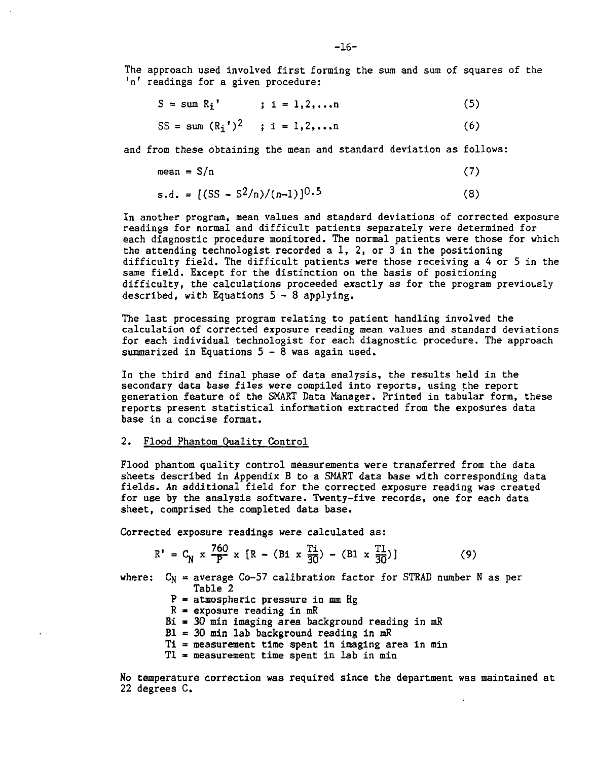The approach used involved first forming the sum and sum of squares of the 'n' readings for a given procedure:

$$S = \text{sum } R_i' \quad ; \; i = 1,2,\ldots n \tag{5}$$

$$SS = \text{sum } (R_i')^2 \quad ; \; i = 1,2,\ldots n \tag{6}$$

and from these obtaining the mean and standard deviation as follows:

$$\text{mean} = S/n \tag{7}$$

$$\text{s.d.} = [(SS - S^2/n)/(n-1)]^{0.5} \tag{8}$$

In another program, mean values and standard deviations of corrected exposure readings for normal and difficult patients separately were determined for each diagnostic procedure monitored. The normal patients were those for which the attending technologist recorded a 1, 2, or 3 in the positioning difficulty field. The difficult patients were those receiving a 4 or 5 in the same field. Except for the distinction on the basis of positioning difficulty, the calculations proceeded exactly as for the program previously described, with Equations 5 - 8 applying.

The last processing program relating to patient handling involved the calculation of corrected exposure reading mean values and standard deviations for each individual technologist for each diagnostic procedure. The approach summarized in Equations 5 - 8 was again used.

In the third and final phase of data analysis, the results held in the secondary data base files were compiled into reports, using the report generation feature of the SMART Data Manager. Printed in tabular form, these reports present statistical information extracted from the exposures data base in a concise format.

2. Flood Phantom Quality Control

Flood phantom quality control measurements were transferred from the data sheets described in Appendix B to a SMART data base with corresponding data fields. An additional field for the corrected exposure reading was created for use by the analysis software. Twenty-five records, one for each data sheet, comprised the completed data base.

Corrected exposure readings were calculated as:

$$R' = C_N \times \frac{760}{P} \times \left[R - \left(Bi \times \frac{Ti}{30}\right) - \left(Bl \times \frac{Tl}{30}\right)\right] \tag{9}$$

where: $C_N$ = average Co-57 calibration factor for STRAD number N as per Table 2

- $P$ = atmospheric pressure in mm Hg
- $R$ = exposure reading in mR
- $Bi$ = 30 min imaging area background reading in mR
- $Bl$ = 30 min lab background reading in mR
- $Ti$ = measurement time spent in imaging area in min
- $Tl$ = measurement time spent in lab in min

No temperature correction was required since the department was maintained at 22 degrees C.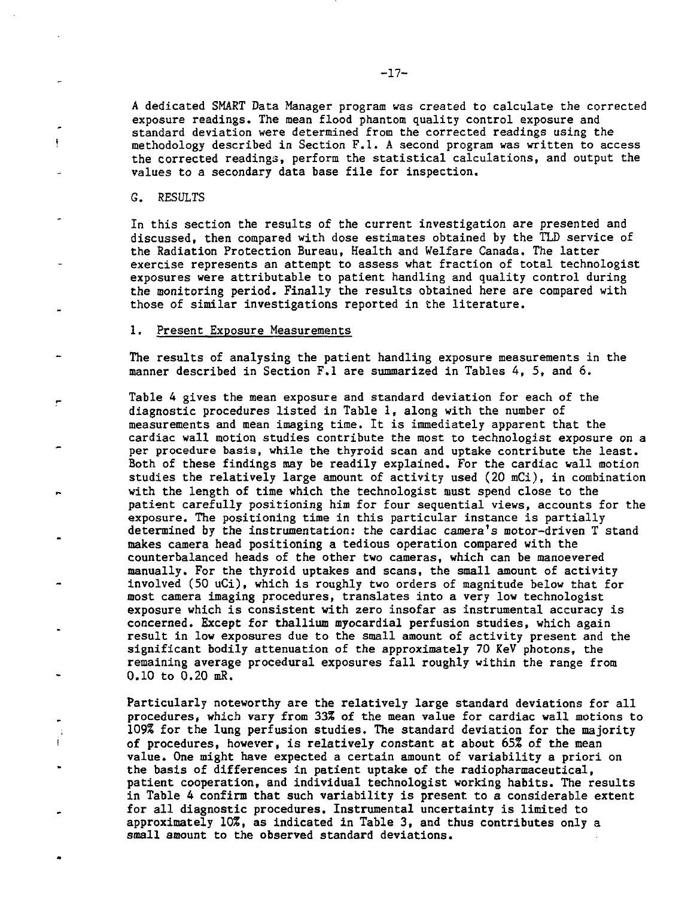A dedicated SMART Data Manager program was created to calculate the corrected exposure readings. The mean flood phantom quality control exposure and standard deviation were determined from the corrected readings using the methodology described in Section F.1. A second program was written to access the corrected readings, perform the statistical calculations, and output the values to a secondary data base file for inspection.

## G. RESULTS

In this section the results of the current investigation are presented and discussed, then compared with dose estimates obtained by the TLD service of the Radiation Protection Bureau, Health and Welfare Canada. The latter exercise represents an attempt to assess what fraction of total technologist exposures were attributable to patient handling and quality control during the monitoring period. Finally the results obtained here are compared with those of similar investigations reported in the literature.

### 1. Present Exposure Measurements

The results of analysing the patient handling exposure measurements in the manner described in Section F.1 are summarized in Tables 4, 5, and 6.

Table 4 gives the mean exposure and standard deviation for each of the diagnostic procedures listed in Table 1, along with the number of measurements and mean imaging time. It is immediately apparent that the cardiac wall motion studies contribute the most to technologist exposure on a per procedure basis, while the thyroid scan and uptake contribute the least. Both of these findings may be readily explained. For the cardiac wall motion studies the relatively large amount of activity used (20 mCi), in combination with the length of time which the technologist must spend close to the patient carefully positioning him for four sequential views, accounts for the exposure. The positioning time in this particular instance is partially determined by the instrumentation: the cardiac camera's motor-driven T stand makes camera head positioning a tedious operation compared with the counterbalanced heads of the other two cameras, which can be manoevered manually. For the thyroid uptakes and scans, the small amount of activity involved (50 uCi), which is roughly two orders of magnitude below that for most camera imaging procedures, translates into a very low technologist exposure which is consistent with zero insofar as instrumental accuracy is concerned. Except for thallium myocardial perfusion studies, which again result in low exposures due to the small amount of activity present and the significant bodily attenuation of the approximately 70 KeV photons, the remaining average procedural exposures fall roughly within the range from 0.10 to 0.20 mR.

Particularly noteworthy are the relatively large standard deviations for all procedures, which vary from 33% of the mean value for cardiac wall motions to 109% for the lung perfusion studies. The standard deviation for the majority of procedures, however, is relatively constant at about 65% of the mean value. One might have expected a certain amount of variability a priori on the basis of differences in patient uptake of the radiopharmaceutical, patient cooperation, and individual technologist working habits. The results in Table 4 confirm that such variability is present to a considerable extent for all diagnostic procedures. Instrumental uncertainty is limited to approximately 10%, as indicated in Table 3, and thus contributes only a small amount to the observed standard deviations.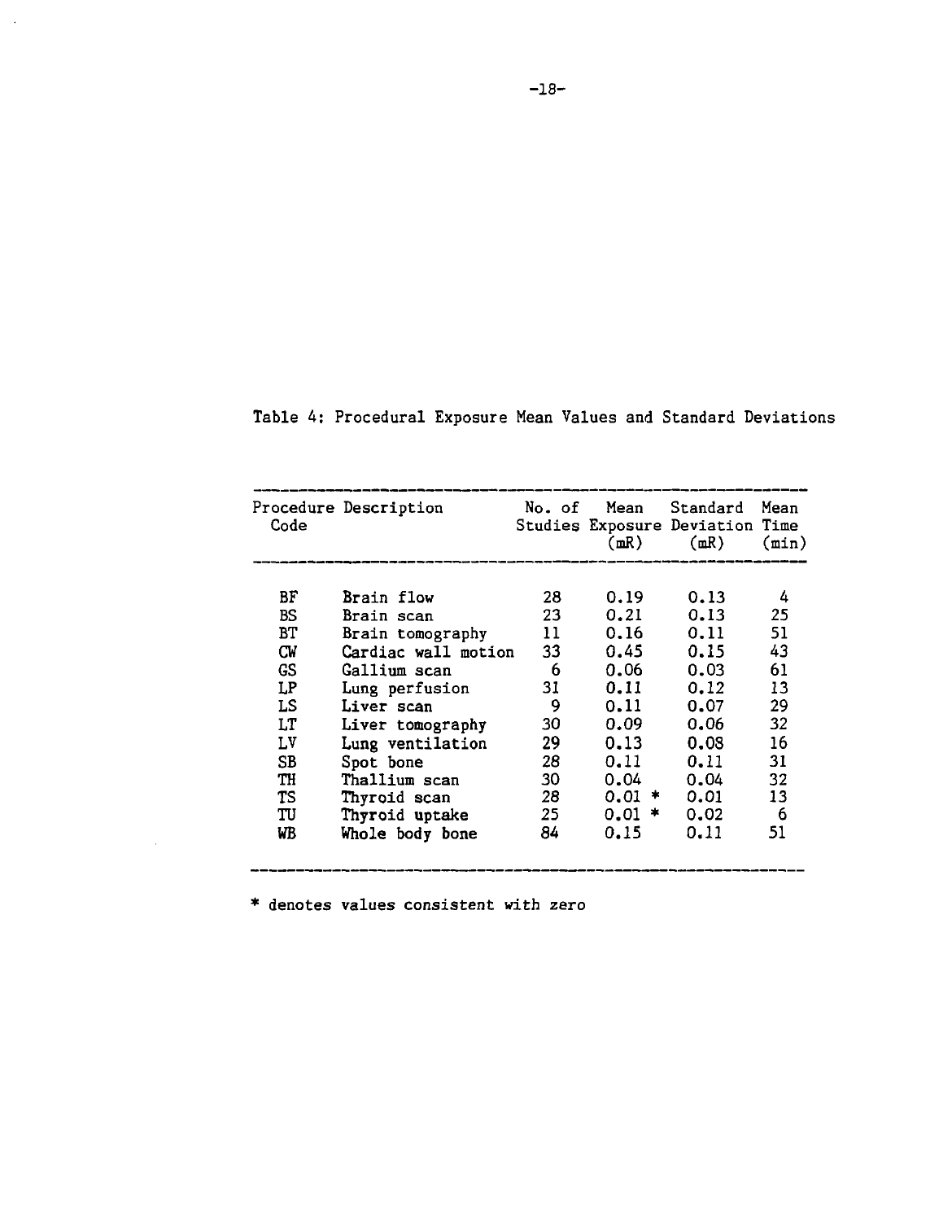Table 4: Procedural Exposure Mean Values and Standard Deviations

| Procedure Code | Description | No. of Studies | Mean Exposure (mR) | Standard Deviation (mR) | Mean Time (min) |
|---|---|---|---|---|---|
| BF | Brain flow | 28 | 0.19 | 0.13 | 4 |
| BS | Brain scan | 23 | 0.21 | 0.13 | 25 |
| BT | Brain tomography | 11 | 0.16 | 0.11 | 51 |
| CW | Cardiac wall motion | 33 | 0.45 | 0.15 | 43 |
| GS | Gallium scan | 6 | 0.06 | 0.03 | 61 |
| LP | Lung perfusion | 31 | 0.11 | 0.12 | 13 |
| LS | Liver scan | 9 | 0.11 | 0.07 | 29 |
| LT | Liver tomography | 30 | 0.09 | 0.06 | 32 |
| LV | Lung ventilation | 29 | 0.13 | 0.08 | 16 |
| SB | Spot bone | 28 | 0.11 | 0.11 | 31 |
| TH | Thallium scan | 30 | 0.04 | 0.04 | 32 |
| TS | Thyroid scan | 28 | 0.01 * | 0.01 | 13 |
| TU | Thyroid uptake | 25 | 0.01 * | 0.02 | 6 |
| WB | Whole body bone | 84 | 0.15 | 0.11 | 51 |

* denotes values consistent with zero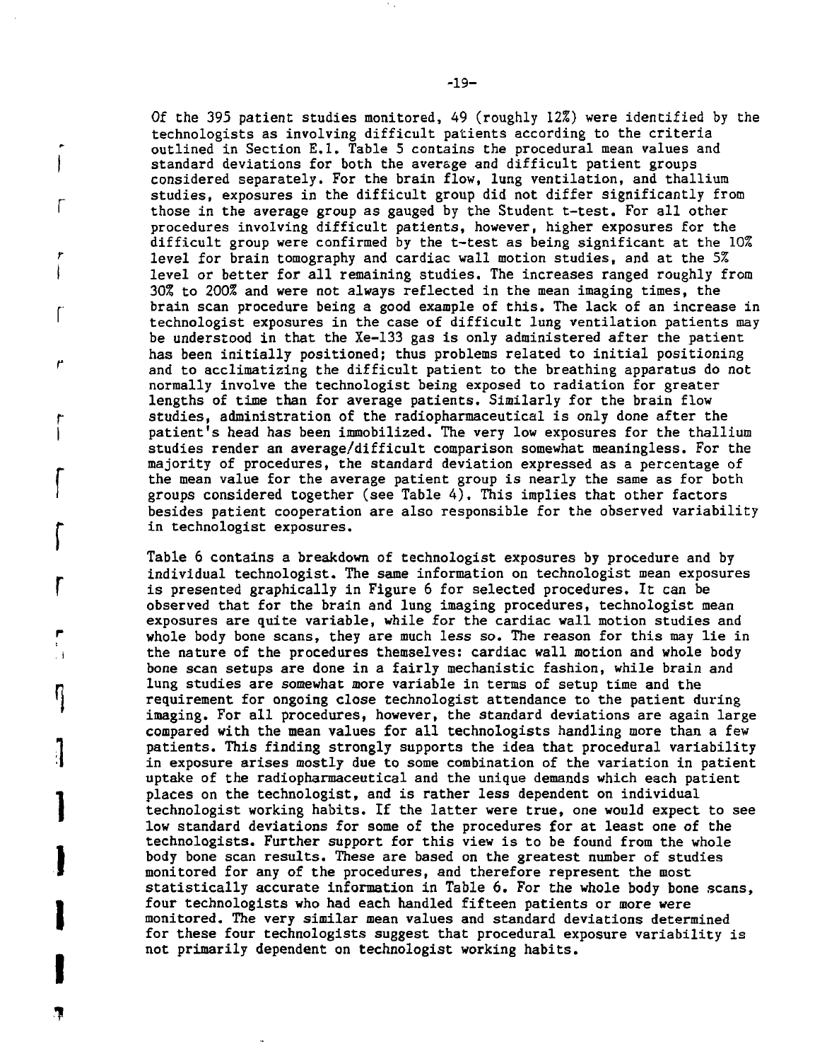Of the 395 patient studies monitored, 49 (roughly 12%) were identified by the technologists as involving difficult patients according to the criteria outlined in Section E.1. Table 5 contains the procedural mean values and standard deviations for both the average and difficult patient groups considered separately. For the brain flow, lung ventilation, and thallium studies, exposures in the difficult group did not differ significantly from those in the average group as gauged by the Student t-test. For all other procedures involving difficult patients, however, higher exposures for the difficult group were confirmed by the t-test as being significant at the 10% level for brain tomography and cardiac wall motion studies, and at the 5% level or better for all remaining studies. The increases ranged roughly from 30% to 200% and were not always reflected in the mean imaging times, the brain scan procedure being a good example of this. The lack of an increase in technologist exposures in the case of difficult lung ventilation patients may be understood in that the Xe-133 gas is only administered after the patient has been initially positioned; thus problems related to initial positioning and to acclimatizing the difficult patient to the breathing apparatus do not normally involve the technologist being exposed to radiation for greater lengths of time than for average patients. Similarly for the brain flow studies, administration of the radiopharmaceutical is only done after the patient's head has been immobilized. The very low exposures for the thallium studies render an average/difficult comparison somewhat meaningless. For the majority of procedures, the standard deviation expressed as a percentage of the mean value for the average patient group is nearly the same as for both groups considered together (see Table 4). This implies that other factors besides patient cooperation are also responsible for the observed variability in technologist exposures.

Table 6 contains a breakdown of technologist exposures by procedure and by individual technologist. The same information on technologist mean exposures is presented graphically in Figure 6 for selected procedures. It can be observed that for the brain and lung imaging procedures, technologist mean exposures are quite variable, while for the cardiac wall motion studies and whole body bone scans, they are much less so. The reason for this may lie in the nature of the procedures themselves: cardiac wall motion and whole body bone scan setups are done in a fairly mechanistic fashion, while brain and lung studies are somewhat more variable in terms of setup time and the requirement for ongoing close technologist attendance to the patient during imaging. For all procedures, however, the standard deviations are again large compared with the mean values for all technologists handling more than a few patients. This finding strongly supports the idea that procedural variability in exposure arises mostly due to some combination of the variation in patient uptake of the radiopharmaceutical and the unique demands which each patient places on the technologist, and is rather less dependent on individual technologist working habits. If the latter were true, one would expect to see low standard deviations for some of the procedures for at least one of the technologists. Further support for this view is to be found from the whole body bone scan results. These are based on the greatest number of studies monitored for any of the procedures, and therefore represent the most statistically accurate information in Table 6. For the whole body bone scans, four technologists who had each handled fifteen patients or more were monitored. The very similar mean values and standard deviations determined for these four technologists suggest that procedural exposure variability is not primarily dependent on technologist working habits.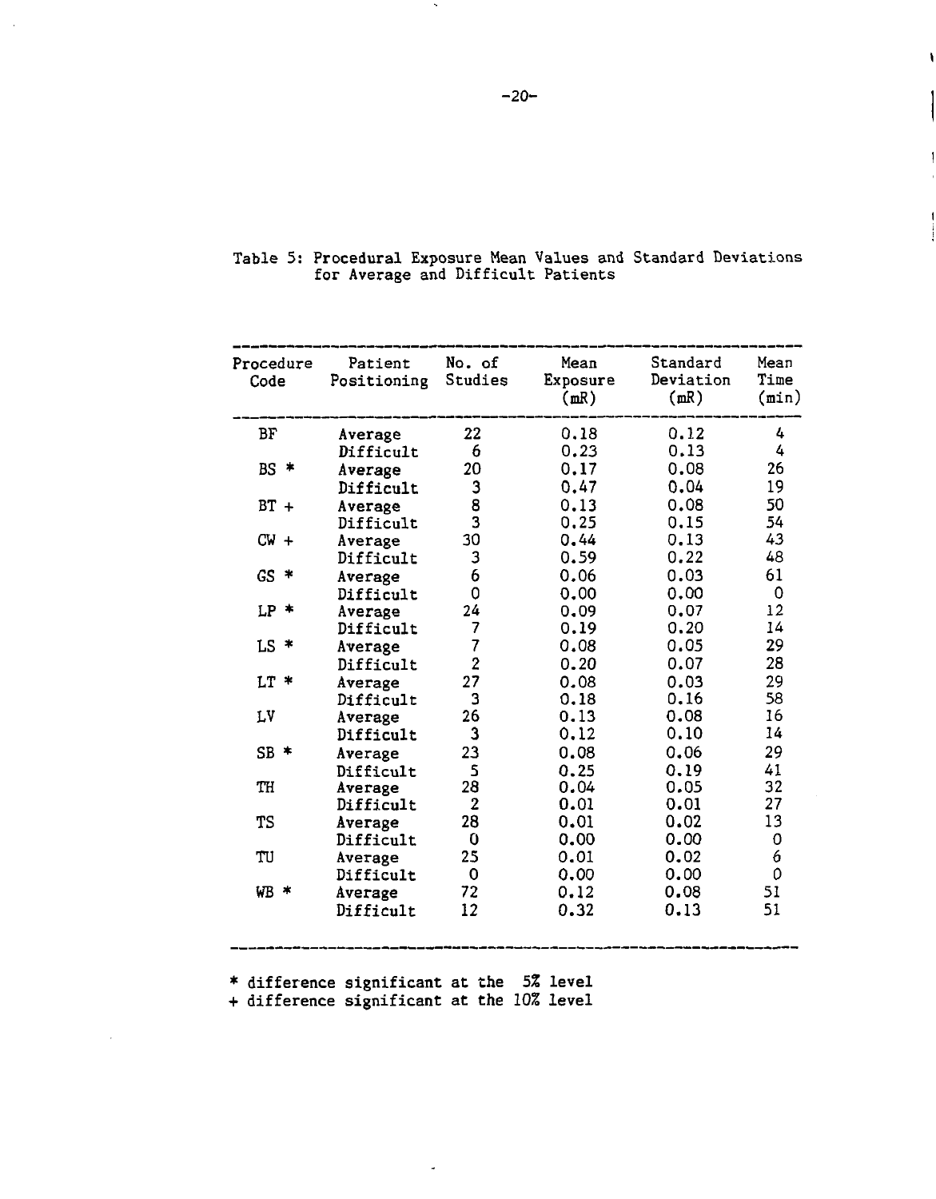Table 5: Procedural Exposure Mean Values and Standard Deviations for Average and Difficult Patients

| Procedure Code | Patient Positioning | No. of Studies | Mean Exposure (mR) | Standard Deviation (mR) | Mean Time (min) |
|---|---|---|---|---|---|
| BF | Average | 22 | 0.18 | 0.12 | 4 |
| | Difficult | 6 | 0.23 | 0.13 | 4 |
| BS * | Average | 20 | 0.17 | 0.08 | 26 |
| | Difficult | 3 | 0.47 | 0.04 | 19 |
| BT + | Average | 8 | 0.13 | 0.08 | 50 |
| | Difficult | 3 | 0.25 | 0.15 | 54 |
| CW + | Average | 30 | 0.44 | 0.13 | 43 |
| | Difficult | 3 | 0.59 | 0.22 | 48 |
| GS * | Average | 6 | 0.06 | 0.03 | 61 |
| | Difficult | 0 | 0.00 | 0.00 | 0 |
| LP * | Average | 24 | 0.09 | 0.07 | 12 |
| | Difficult | 7 | 0.19 | 0.20 | 14 |
| LS * | Average | 7 | 0.08 | 0.05 | 29 |
| | Difficult | 2 | 0.20 | 0.07 | 28 |
| LT * | Average | 27 | 0.08 | 0.03 | 29 |
| | Difficult | 3 | 0.18 | 0.16 | 58 |
| LV | Average | 26 | 0.13 | 0.08 | 16 |
| | Difficult | 3 | 0.12 | 0.10 | 14 |
| SB * | Average | 23 | 0.08 | 0.06 | 29 |
| | Difficult | 5 | 0.25 | 0.19 | 41 |
| TH | Average | 28 | 0.04 | 0.05 | 32 |
| | Difficult | 2 | 0.01 | 0.01 | 27 |
| TS | Average | 28 | 0.01 | 0.02 | 13 |
| | Difficult | 0 | 0.00 | 0.00 | 0 |
| TU | Average | 25 | 0.01 | 0.02 | 6 |
| | Difficult | 0 | 0.00 | 0.00 | 0 |
| WB * | Average | 72 | 0.12 | 0.08 | 51 |
| | Difficult | 12 | 0.32 | 0.13 | 51 |

* difference significant at the 5% level
+ difference significant at the 10% level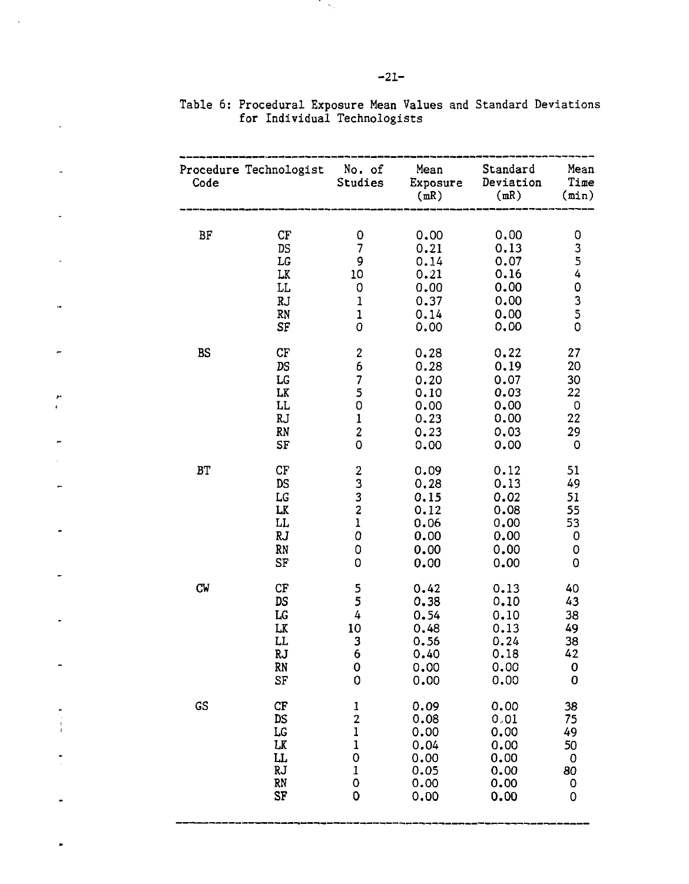Table 6: Procedural Exposure Mean Values and Standard Deviations for Individual Technologists

| Procedure Code | Technologist | No. of Studies | Mean Exposure (mR) | Standard Deviation (mR) | Mean Time (min) |
|---|---|---|---|---|---|
| BF | CF | 0 | 0.00 | 0.00 | 0 |
| | DS | 7 | 0.21 | 0.13 | 3 |
| | LG | 9 | 0.14 | 0.07 | 5 |
| | LK | 10 | 0.21 | 0.16 | 4 |
| | LL | 0 | 0.00 | 0.00 | 0 |
| | RJ | 1 | 0.37 | 0.00 | 3 |
| | RN | 1 | 0.14 | 0.00 | 5 |
| | SF | 0 | 0.00 | 0.00 | 0 |
| BS | CF | 2 | 0.28 | 0.22 | 27 |
| | DS | 6 | 0.28 | 0.19 | 20 |
| | LG | 7 | 0.20 | 0.07 | 30 |
| | LK | 5 | 0.10 | 0.03 | 22 |
| | LL | 0 | 0.00 | 0.00 | 0 |
| | RJ | 1 | 0.23 | 0.00 | 22 |
| | RN | 2 | 0.23 | 0.03 | 29 |
| | SF | 0 | 0.00 | 0.00 | 0 |
| BT | CF | 2 | 0.09 | 0.12 | 51 |
| | DS | 3 | 0.28 | 0.13 | 49 |
| | LG | 3 | 0.15 | 0.02 | 51 |
| | LK | 2 | 0.12 | 0.08 | 55 |
| | LL | 1 | 0.06 | 0.00 | 53 |
| | RJ | 0 | 0.00 | 0.00 | 0 |
| | RN | 0 | 0.00 | 0.00 | 0 |
| | SF | 0 | 0.00 | 0.00 | 0 |
| CW | CF | 5 | 0.42 | 0.13 | 40 |
| | DS | 5 | 0.38 | 0.10 | 43 |
| | LG | 4 | 0.54 | 0.10 | 38 |
| | LK | 10 | 0.48 | 0.13 | 49 |
| | LL | 3 | 0.56 | 0.24 | 38 |
| | RJ | 6 | 0.40 | 0.18 | 42 |
| | RN | 0 | 0.00 | 0.00 | 0 |
| | SF | 0 | 0.00 | 0.00 | 0 |
| GS | CF | 1 | 0.09 | 0.00 | 38 |
| | DS | 2 | 0.08 | 0.01 | 75 |
| | LG | 1 | 0.00 | 0.00 | 49 |
| | LK | 1 | 0.04 | 0.00 | 50 |
| | LL | 0 | 0.00 | 0.00 | 0 |
| | RJ | 1 | 0.05 | 0.00 | 80 |
| | RN | 0 | 0.00 | 0.00 | 0 |
| | SF | 0 | 0.00 | 0.00 | 0 |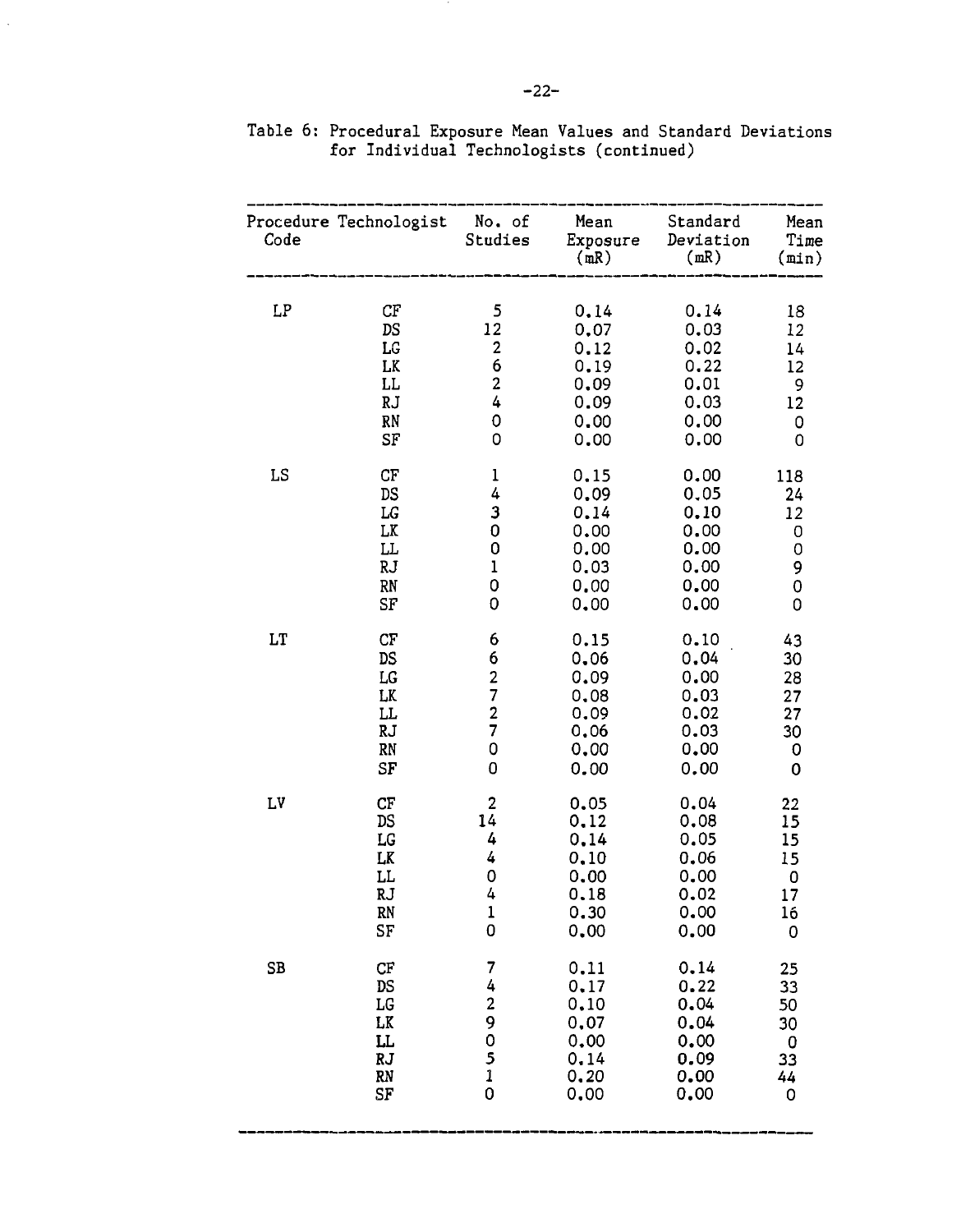Table 6: Procedural Exposure Mean Values and Standard Deviations for Individual Technologists (continued)

| Procedure Code | Technologist | No. of Studies | Mean Exposure (mR) | Standard Deviation (mR) | Mean Time (min) |
|---|---|---|---|---|---|
| LP | CF | 5 | 0.14 | 0.14 | 18 |
| | DS | 12 | 0.07 | 0.03 | 12 |
| | LG | 2 | 0.12 | 0.02 | 14 |
| | LK | 6 | 0.19 | 0.22 | 12 |
| | LL | 2 | 0.09 | 0.01 | 9 |
| | RJ | 4 | 0.09 | 0.03 | 12 |
| | RN | 0 | 0.00 | 0.00 | 0 |
| | SF | 0 | 0.00 | 0.00 | 0 |
| LS | CF | 1 | 0.15 | 0.00 | 118 |
| | DS | 4 | 0.09 | 0.05 | 24 |
| | LG | 3 | 0.14 | 0.10 | 12 |
| | LK | 0 | 0.00 | 0.00 | 0 |
| | LL | 0 | 0.00 | 0.00 | 0 |
| | RJ | 1 | 0.03 | 0.00 | 9 |
| | RN | 0 | 0.00 | 0.00 | 0 |
| | SF | 0 | 0.00 | 0.00 | 0 |
| LT | CF | 6 | 0.15 | 0.10 | 43 |
| | DS | 6 | 0.06 | 0.04 | 30 |
| | LG | 2 | 0.09 | 0.00 | 28 |
| | LK | 7 | 0.08 | 0.03 | 27 |
| | LL | 2 | 0.09 | 0.02 | 27 |
| | RJ | 7 | 0.06 | 0.03 | 30 |
| | RN | 0 | 0.00 | 0.00 | 0 |
| | SF | 0 | 0.00 | 0.00 | 0 |
| LV | CF | 2 | 0.05 | 0.04 | 22 |
| | DS | 14 | 0.12 | 0.08 | 15 |
| | LG | 4 | 0.14 | 0.05 | 15 |
| | LK | 4 | 0.10 | 0.06 | 15 |
| | LL | 0 | 0.00 | 0.00 | 0 |
| | RJ | 4 | 0.18 | 0.02 | 17 |
| | RN | 1 | 0.30 | 0.00 | 16 |
| | SF | 0 | 0.00 | 0.00 | 0 |
| SB | CF | 7 | 0.11 | 0.14 | 25 |
| | DS | 4 | 0.17 | 0.22 | 33 |
| | LG | 2 | 0.10 | 0.04 | 50 |
| | LK | 9 | 0.07 | 0.04 | 30 |
| | LL | 0 | 0.00 | 0.00 | 0 |
| | RJ | 5 | 0.14 | 0.09 | 33 |
| | RN | 1 | 0.20 | 0.00 | 44 |
| | SF | 0 | 0.00 | 0.00 | 0 |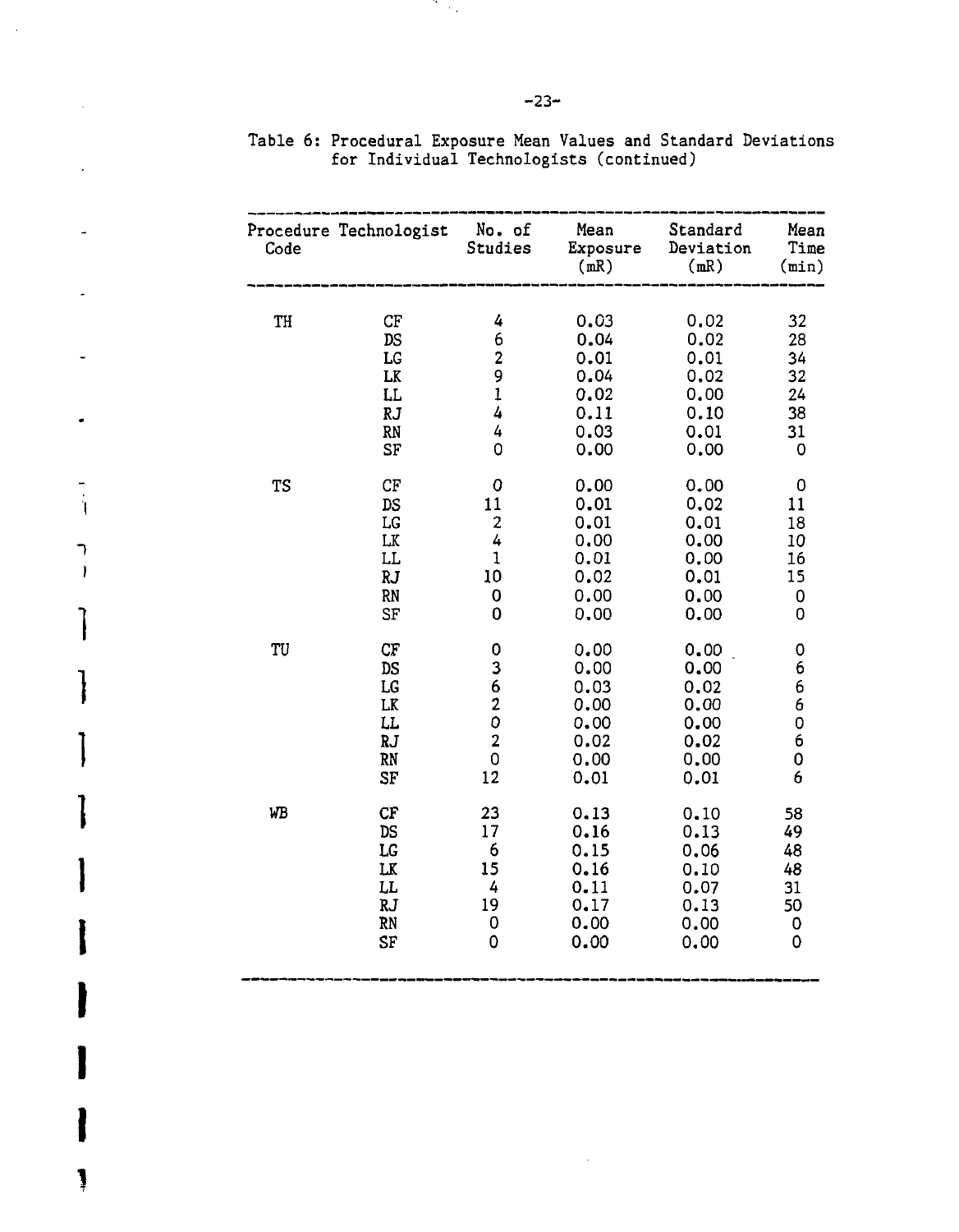Table 6: Procedural Exposure Mean Values and Standard Deviations for Individual Technologists (continued)

| Procedure Code | Technologist | No. of Studies | Mean Exposure (mR) | Standard Deviation (mR) | Mean Time (min) |
|---|---|---|---|---|---|
| TH | CF | 4 | 0.03 | 0.02 | 32 |
| | DS | 6 | 0.04 | 0.02 | 28 |
| | LG | 2 | 0.01 | 0.01 | 34 |
| | LK | 9 | 0.04 | 0.02 | 32 |
| | LL | 1 | 0.02 | 0.00 | 24 |
| | RJ | 4 | 0.11 | 0.10 | 38 |
| | RN | 4 | 0.03 | 0.01 | 31 |
| | SF | 0 | 0.00 | 0.00 | 0 |
| TS | CF | 0 | 0.00 | 0.00 | 0 |
| | DS | 11 | 0.01 | 0.02 | 11 |
| | LG | 2 | 0.01 | 0.01 | 18 |
| | LK | 4 | 0.00 | 0.00 | 10 |
| | LL | 1 | 0.01 | 0.00 | 16 |
| | RJ | 10 | 0.02 | 0.01 | 15 |
| | RN | 0 | 0.00 | 0.00 | 0 |
| | SF | 0 | 0.00 | 0.00 | 0 |
| TU | CF | 0 | 0.00 | 0.00 | 0 |
| | DS | 3 | 0.00 | 0.00 | 6 |
| | LG | 6 | 0.03 | 0.02 | 6 |
| | LK | 2 | 0.00 | 0.00 | 6 |
| | LL | 0 | 0.00 | 0.00 | 0 |
| | RJ | 2 | 0.02 | 0.02 | 6 |
| | RN | 0 | 0.00 | 0.00 | 0 |
| | SF | 12 | 0.01 | 0.01 | 6 |
| WB | CF | 23 | 0.13 | 0.10 | 58 |
| | DS | 17 | 0.16 | 0.13 | 49 |
| | LG | 6 | 0.15 | 0.06 | 48 |
| | LK | 15 | 0.16 | 0.10 | 48 |
| | LL | 4 | 0.11 | 0.07 | 31 |
| | RJ | 19 | 0.17 | 0.13 | 50 |
| | RN | 0 | 0.00 | 0.00 | 0 |
| | SF | 0 | 0.00 | 0.00 | 0 |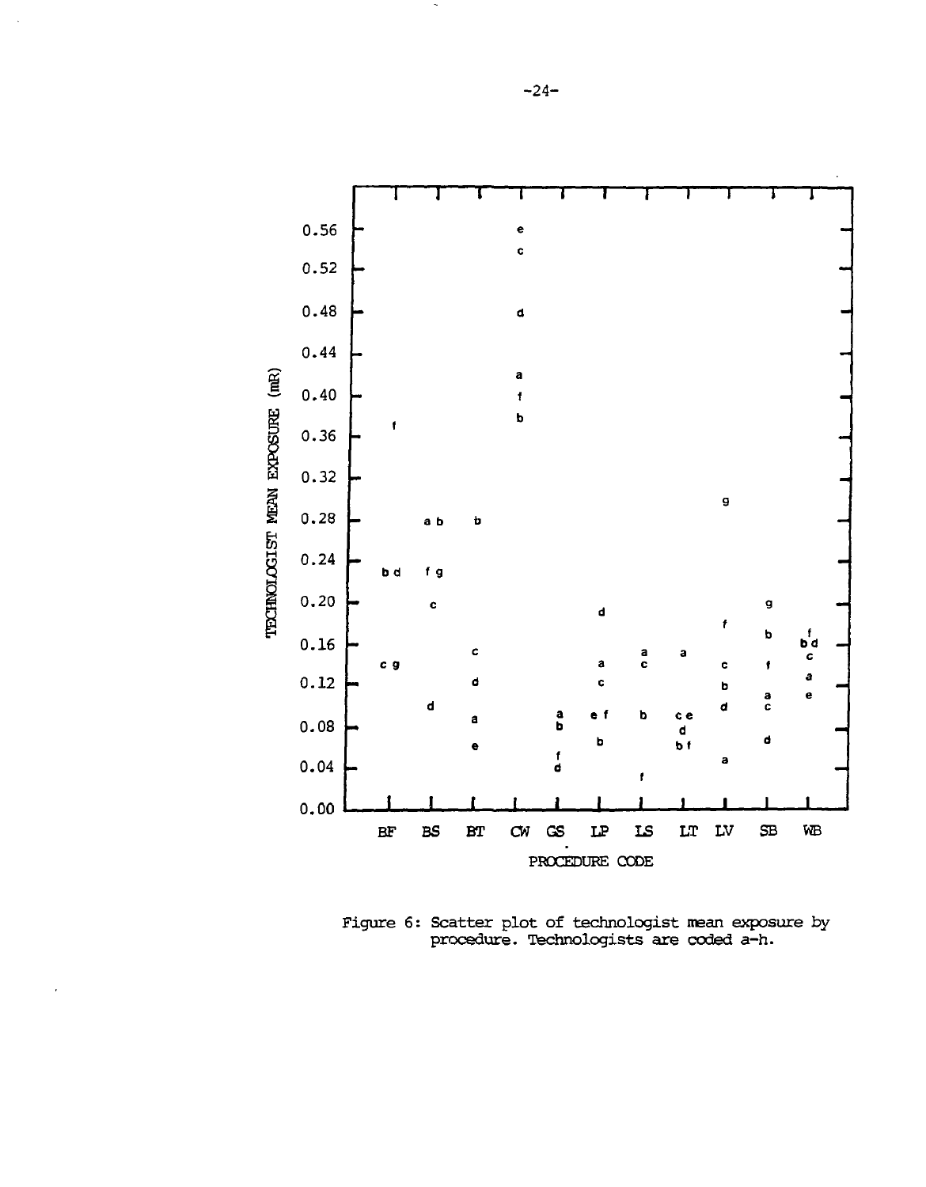Figure 6: Scatter plot of technologist mean exposure by procedure. Technologists are coded a-h.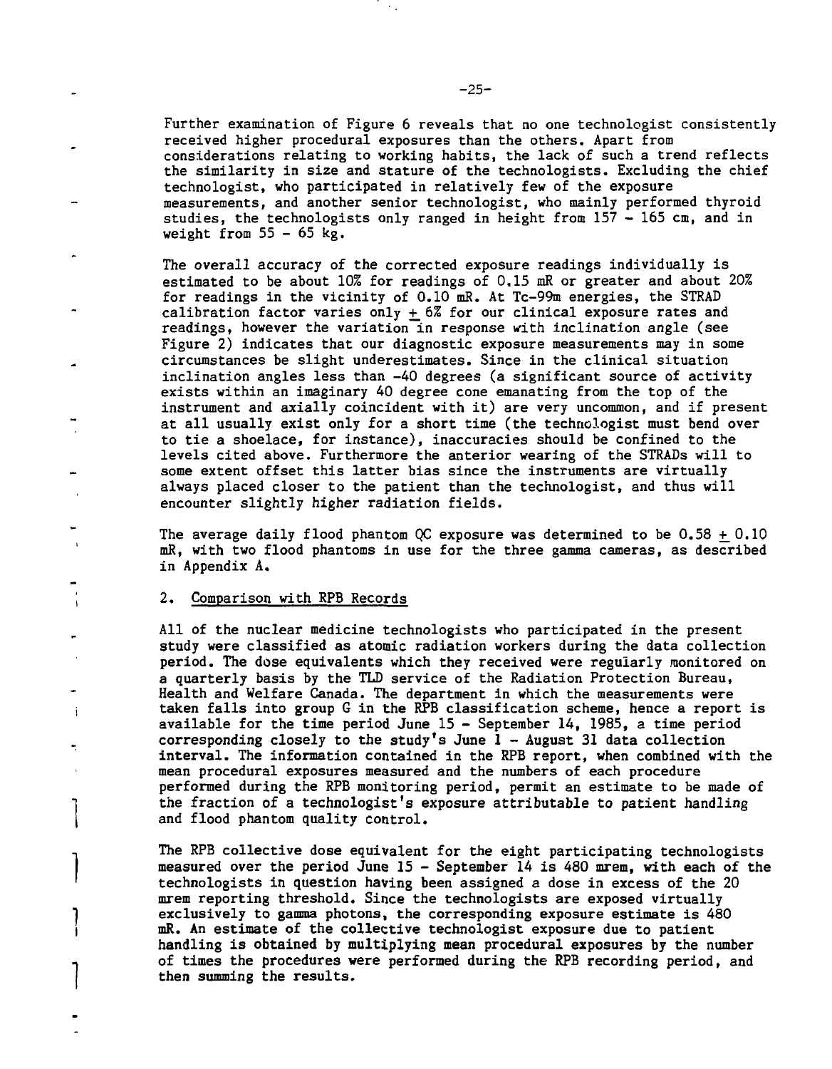Further examination of Figure 6 reveals that no one technologist consistently received higher procedural exposures than the others. Apart from considerations relating to working habits, the lack of such a trend reflects the similarity in size and stature of the technologists. Excluding the chief technologist, who participated in relatively few of the exposure measurements, and another senior technologist, who mainly performed thyroid studies, the technologists only ranged in height from 157 - 165 cm, and in weight from 55 - 65 kg.

The overall accuracy of the corrected exposure readings individually is estimated to be about 10% for readings of 0.15 mR or greater and about 20% for readings in the vicinity of 0.10 mR. At Tc-99m energies, the STRAD calibration factor varies only $\pm$ 6% for our clinical exposure rates and readings, however the variation in response with inclination angle (see Figure 2) indicates that our diagnostic exposure measurements may in some circumstances be slight underestimates. Since in the clinical situation inclination angles less than -40 degrees (a significant source of activity exists within an imaginary 40 degree cone emanating from the top of the instrument and axially coincident with it) are very uncommon, and if present at all usually exist only for a short time (the technologist must bend over to tie a shoelace, for instance), inaccuracies should be confined to the levels cited above. Furthermore the anterior wearing of the STRADs will to some extent offset this latter bias since the instruments are virtually always placed closer to the patient than the technologist, and thus will encounter slightly higher radiation fields.

The average daily flood phantom QC exposure was determined to be 0.58 $\pm$ 0.10 mR, with two flood phantoms in use for the three gamma cameras, as described in Appendix A.

## 2. Comparison with RPB Records

All of the nuclear medicine technologists who participated in the present study were classified as atomic radiation workers during the data collection period. The dose equivalents which they received were regularly monitored on a quarterly basis by the TLD service of the Radiation Protection Bureau, Health and Welfare Canada. The department in which the measurements were taken falls into group G in the RPB classification scheme, hence a report is available for the time period June 15 - September 14, 1985, a time period corresponding closely to the study's June 1 - August 31 data collection interval. The information contained in the RPB report, when combined with the mean procedural exposures measured and the numbers of each procedure performed during the RPB monitoring period, permit an estimate to be made of the fraction of a technologist's exposure attributable to patient handling and flood phantom quality control.

The RPB collective dose equivalent for the eight participating technologists measured over the period June 15 - September 14 is 480 mrem, with each of the technologists in question having been assigned a dose in excess of the 20 mrem reporting threshold. Since the technologists are exposed virtually exclusively to gamma photons, the corresponding exposure estimate is 480 mR. An estimate of the collective technologist exposure due to patient handling is obtained by multiplying mean procedural exposures by the number of times the procedures were performed during the RPB recording period, and then summing the results.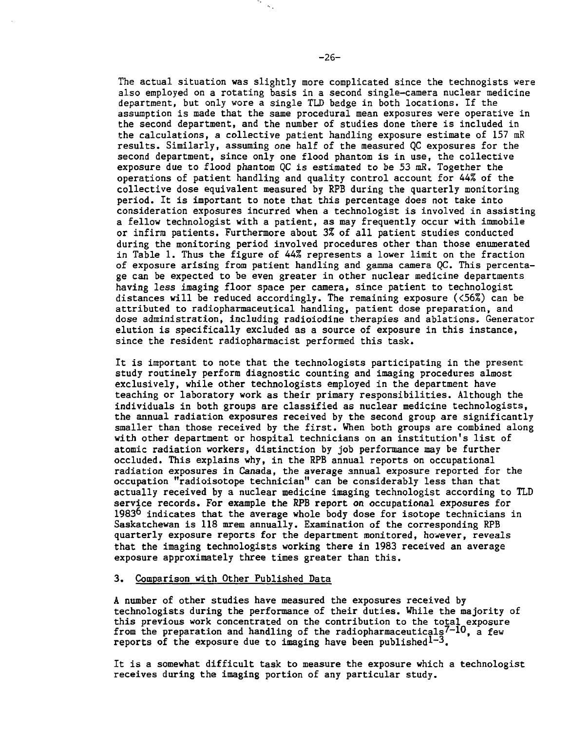The actual situation was slightly more complicated since the technogists were also employed on a rotating basis in a second single-camera nuclear medicine department, but only wore a single TLD badge in both locations. If the assumption is made that the same procedural mean exposures were operative in the second department, and the number of studies done there is included in the calculations, a collective patient handling exposure estimate of 157 mR results. Similarly, assuming one half of the measured QC exposures for the second department, since only one flood phantom is in use, the collective exposure due to flood phantom QC is estimated to be 53 mR. Together the operations of patient handling and quality control account for 44% of the collective dose equivalent measured by RPB during the quarterly monitoring period. It is important to note that this percentage does not take into consideration exposures incurred when a technologist is involved in assisting a fellow technologist with a patient, as may frequently occur with immobile or infirm patients. Furthermore about 3% of all patient studies conducted during the monitoring period involved procedures other than those enumerated in Table 1. Thus the figure of 44% represents a lower limit on the fraction of exposure arising from patient handling and gamma camera QC. This percentage can be expected to be even greater in other nuclear medicine departments having less imaging floor space per camera, since patient to technologist distances will be reduced accordingly. The remaining exposure (<56%) can be attributed to radiopharmaceutical handling, patient dose preparation, and dose administration, including radioiodine therapies and ablations. Generator elution is specifically excluded as a source of exposure in this instance, since the resident radiopharmacist performed this task.

It is important to note that the technologists participating in the present study routinely perform diagnostic counting and imaging procedures almost exclusively, while other technologists employed in the department have teaching or laboratory work as their primary responsibilities. Although the individuals in both groups are classified as nuclear medicine technologists, the annual radiation exposures received by the second group are significantly smaller than those received by the first. When both groups are combined along with other department or hospital technicians on an institution's list of atomic radiation workers, distinction by job performance may be further occluded. This explains why, in the RPB annual reports on occupational radiation exposures in Canada, the average annual exposure reported for the occupation "radioisotope technician" can be considerably less than that actually received by a nuclear medicine imaging technologist according to TLD service records. For example the RPB report on occupational exposures for 1983[6] indicates that the average whole body dose for isotope technicians in Saskatchewan is 118 mrem annually. Examination of the corresponding RPB quarterly exposure reports for the department monitored, however, reveals that the imaging technologists working there in 1983 received an average exposure approximately three times greater than this.

## 3. Comparison with Other Published Data

A number of other studies have measured the exposures received by technologists during the performance of their duties. While the majority of this previous work concentrated on the contribution to the total exposure from the preparation and handling of the radiopharmaceuticals[7-10], a few reports of the exposure due to imaging have been published[1-3].

It is a somewhat difficult task to measure the exposure which a technologist receives during the imaging portion of any particular study.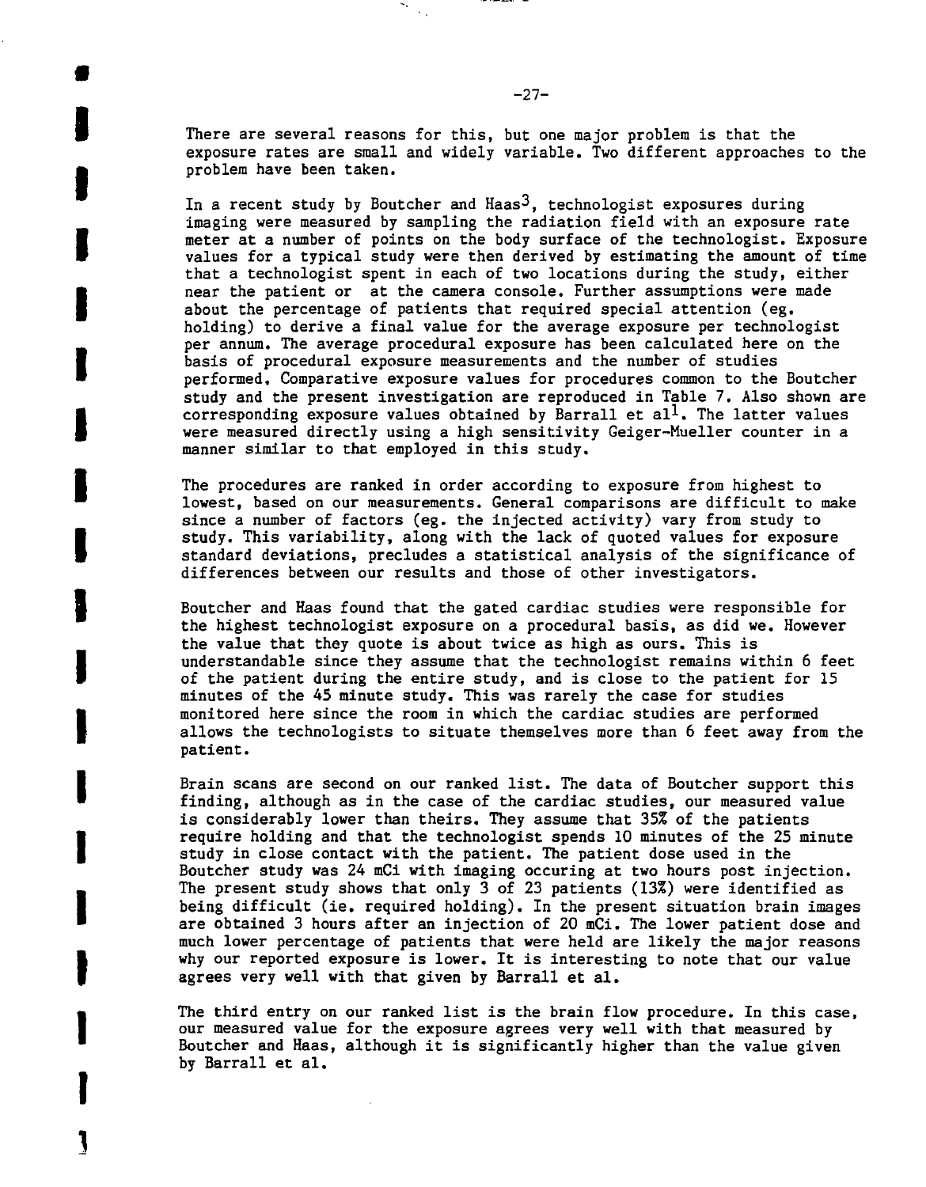There are several reasons for this, but one major problem is that the exposure rates are small and widely variable. Two different approaches to the problem have been taken.

In a recent study by Boutcher and Haas[3], technologist exposures during imaging were measured by sampling the radiation field with an exposure rate meter at a number of points on the body surface of the technologist. Exposure values for a typical study were then derived by estimating the amount of time that a technologist spent in each of two locations during the study, either near the patient or at the camera console. Further assumptions were made about the percentage of patients that required special attention (eg. holding) to derive a final value for the average exposure per technologist per annum. The average procedural exposure has been calculated here on the basis of procedural exposure measurements and the number of studies performed. Comparative exposure values for procedures common to the Boutcher study and the present investigation are reproduced in Table 7. Also shown are corresponding exposure values obtained by Barrall et al[1]. The latter values were measured directly using a high sensitivity Geiger-Mueller counter in a manner similar to that employed in this study.

The procedures are ranked in order according to exposure from highest to lowest, based on our measurements. General comparisons are difficult to make since a number of factors (eg. the injected activity) vary from study to study. This variability, along with the lack of quoted values for exposure standard deviations, precludes a statistical analysis of the significance of differences between our results and those of other investigators.

Boutcher and Haas found that the gated cardiac studies were responsible for the highest technologist exposure on a procedural basis, as did we. However the value that they quote is about twice as high as ours. This is understandable since they assume that the technologist remains within 6 feet of the patient during the entire study, and is close to the patient for 15 minutes of the 45 minute study. This was rarely the case for studies monitored here since the room in which the cardiac studies are performed allows the technologists to situate themselves more than 6 feet away from the patient.

Brain scans are second on our ranked list. The data of Boutcher support this finding, although as in the case of the cardiac studies, our measured value is considerably lower than theirs. They assume that 35% of the patients require holding and that the technologist spends 10 minutes of the 25 minute study in close contact with the patient. The patient dose used in the Boutcher study was 24 mCi with imaging occuring at two hours post injection. The present study shows that only 3 of 23 patients (13%) were identified as being difficult (ie. required holding). In the present situation brain images are obtained 3 hours after an injection of 20 mCi. The lower patient dose and much lower percentage of patients that were held are likely the major reasons why our reported exposure is lower. It is interesting to note that our value agrees very well with that given by Barrall et al.

The third entry on our ranked list is the brain flow procedure. In this case, our measured value for the exposure agrees very well with that measured by Boutcher and Haas, although it is significantly higher than the value given by Barrall et al.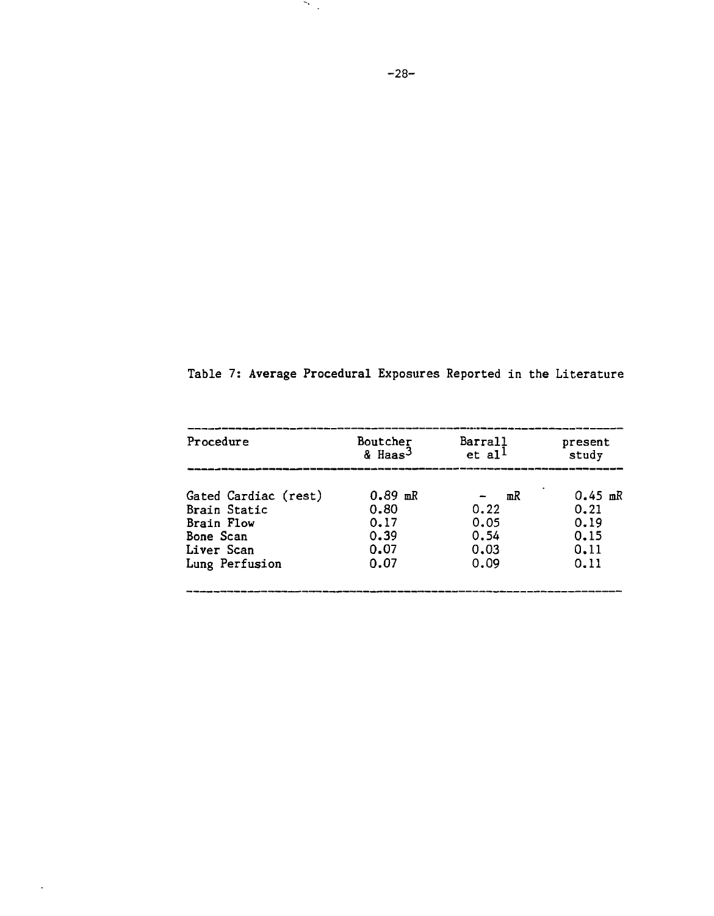Table 7: Average Procedural Exposures Reported in the Literature

| Procedure | Boutcher & Haas[3] | Barrall et al[1] | present study |
|---|---|---|---|
| Gated Cardiac (rest) | 0.89 mR | - mR | 0.45 mR |
| Brain Static | 0.80 | 0.22 | 0.21 |
| Brain Flow | 0.17 | 0.05 | 0.19 |
| Bone Scan | 0.39 | 0.54 | 0.15 |
| Liver Scan | 0.07 | 0.03 | 0.11 |
| Lung Perfusion | 0.07 | 0.09 | 0.11 |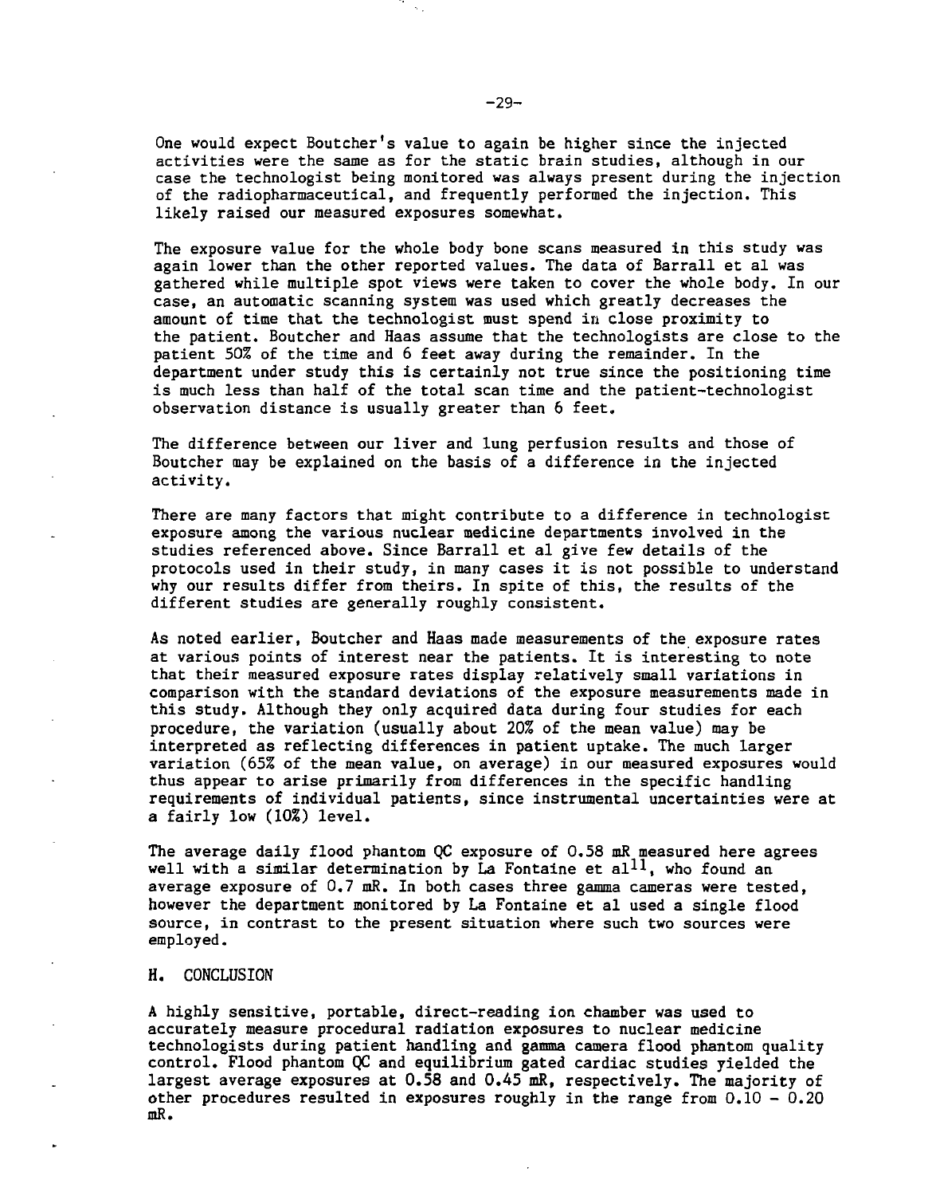One would expect Boutcher's value to again be higher since the injected activities were the same as for the static brain studies, although in our case the technologist being monitored was always present during the injection of the radiopharmaceutical, and frequently performed the injection. This likely raised our measured exposures somewhat.

The exposure value for the whole body bone scans measured in this study was again lower than the other reported values. The data of Barrall et al was gathered while multiple spot views were taken to cover the whole body. In our case, an automatic scanning system was used which greatly decreases the amount of time that the technologist must spend in close proximity to the patient. Boutcher and Haas assume that the technologists are close to the patient 50% of the time and 6 feet away during the remainder. In the department under study this is certainly not true since the positioning time is much less than half of the total scan time and the patient-technologist observation distance is usually greater than 6 feet.

The difference between our liver and lung perfusion results and those of Boutcher may be explained on the basis of a difference in the injected activity.

There are many factors that might contribute to a difference in technologist exposure among the various nuclear medicine departments involved in the studies referenced above. Since Barrall et al give few details of the protocols used in their study, in many cases it is not possible to understand why our results differ from theirs. In spite of this, the results of the different studies are generally roughly consistent.

As noted earlier, Boutcher and Haas made measurements of the exposure rates at various points of interest near the patients. It is interesting to note that their measured exposure rates display relatively small variations in comparison with the standard deviations of the exposure measurements made in this study. Although they only acquired data during four studies for each procedure, the variation (usually about 20% of the mean value) may be interpreted as reflecting differences in patient uptake. The much larger variation (65% of the mean value, on average) in our measured exposures would thus appear to arise primarily from differences in the specific handling requirements of individual patients, since instrumental uncertainties were at a fairly low (10%) level.

The average daily flood phantom QC exposure of 0.58 mR measured here agrees well with a similar determination by La Fontaine et al[11], who found an average exposure of 0.7 mR. In both cases three gamma cameras were tested, however the department monitored by La Fontaine et al used a single flood source, in contrast to the present situation where such two sources were employed.

## H. CONCLUSION

A highly sensitive, portable, direct-reading ion chamber was used to accurately measure procedural radiation exposures to nuclear medicine technologists during patient handling and gamma camera flood phantom quality control. Flood phantom QC and equilibrium gated cardiac studies yielded the largest average exposures at 0.58 and 0.45 mR, respectively. The majority of other procedures resulted in exposures roughly in the range from 0.10 - 0.20 mR.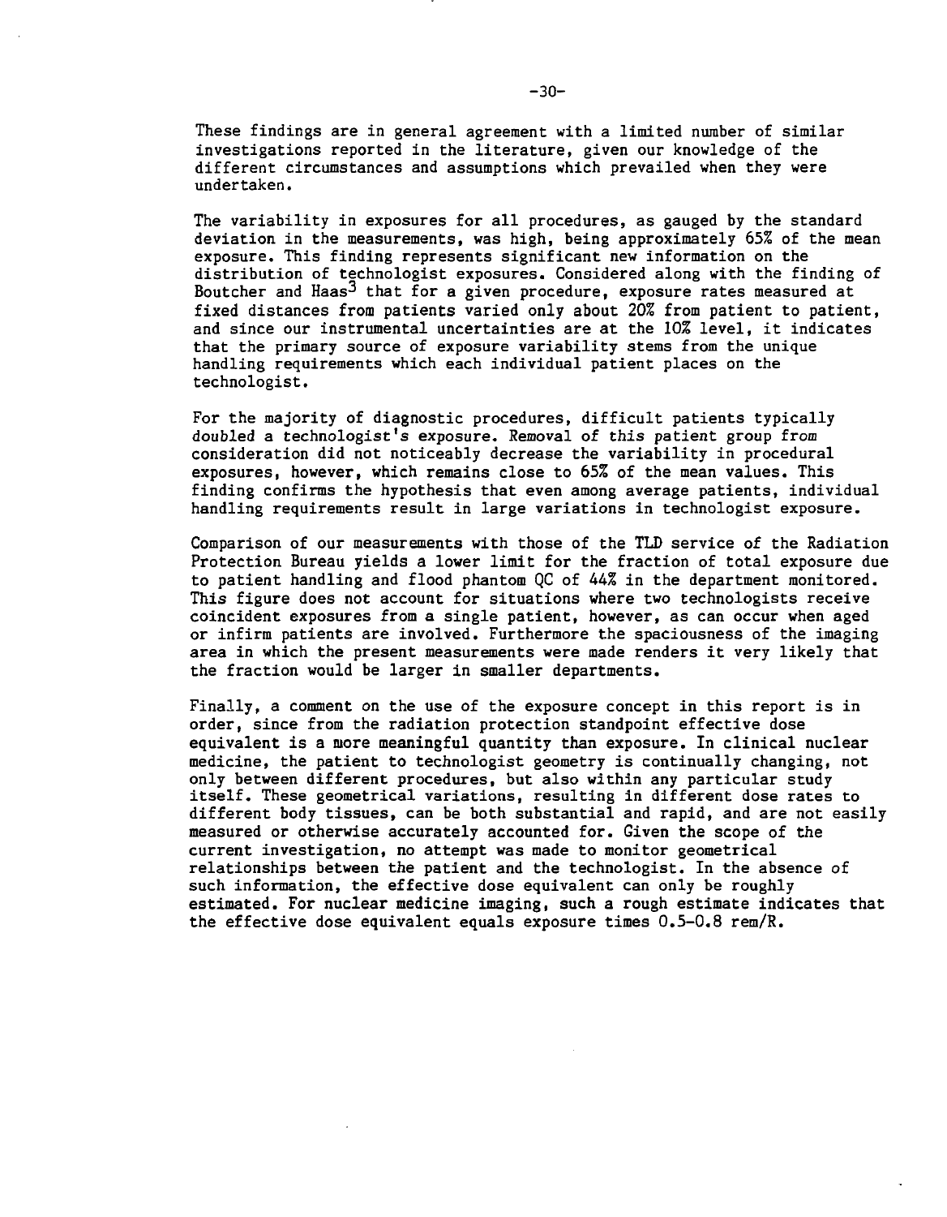These findings are in general agreement with a limited number of similar investigations reported in the literature, given our knowledge of the different circumstances and assumptions which prevailed when they were undertaken.

The variability in exposures for all procedures, as gauged by the standard deviation in the measurements, was high, being approximately 65% of the mean exposure. This finding represents significant new information on the distribution of technologist exposures. Considered along with the finding of Boutcher and Haas[3] that for a given procedure, exposure rates measured at fixed distances from patients varied only about 20% from patient to patient, and since our instrumental uncertainties are at the 10% level, it indicates that the primary source of exposure variability stems from the unique handling requirements which each individual patient places on the technologist.

For the majority of diagnostic procedures, difficult patients typically doubled a technologist's exposure. Removal of this patient group from consideration did not noticeably decrease the variability in procedural exposures, however, which remains close to 65% of the mean values. This finding confirms the hypothesis that even among average patients, individual handling requirements result in large variations in technologist exposure.

Comparison of our measurements with those of the TLD service of the Radiation Protection Bureau yields a lower limit for the fraction of total exposure due to patient handling and flood phantom QC of 44% in the department monitored. This figure does not account for situations where two technologists receive coincident exposures from a single patient, however, as can occur when aged or infirm patients are involved. Furthermore the spaciousness of the imaging area in which the present measurements were made renders it very likely that the fraction would be larger in smaller departments.

Finally, a comment on the use of the exposure concept in this report is in order, since from the radiation protection standpoint effective dose equivalent is a more meaningful quantity than exposure. In clinical nuclear medicine, the patient to technologist geometry is continually changing, not only between different procedures, but also within any particular study itself. These geometrical variations, resulting in different dose rates to different body tissues, can be both substantial and rapid, and are not easily measured or otherwise accurately accounted for. Given the scope of the current investigation, no attempt was made to monitor geometrical relationships between the patient and the technologist. In the absence of such information, the effective dose equivalent can only be roughly estimated. For nuclear medicine imaging, such a rough estimate indicates that the effective dose equivalent equals exposure times 0.5-0.8 rem/R.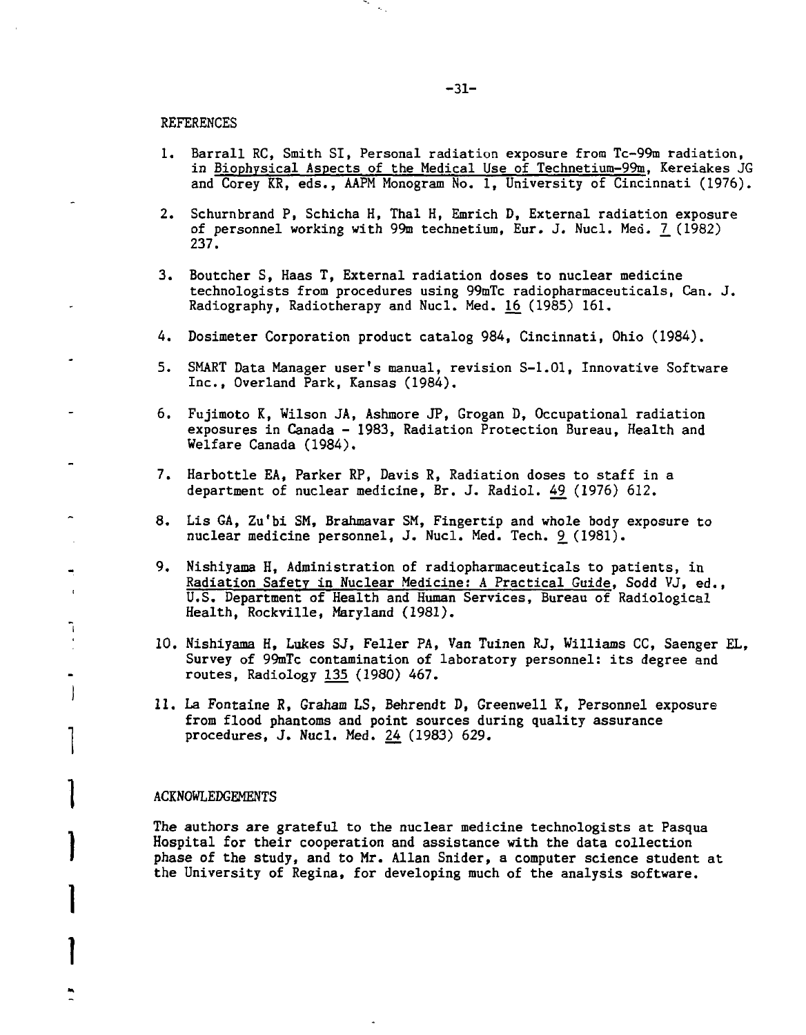## REFERENCES

1. Barrall RC, Smith SI, Personal radiation exposure from Tc-99m radiation, in Biophysical Aspects of the Medical Use of Technetium-99m, Kereiakes JG and Corey KR, eds., AAPM Monogram No. 1, University of Cincinnati (1976).

2. Schurnbrand P, Schicha H, Thal H, Emrich D, External radiation exposure of personnel working with 99m technetium, Eur. J. Nucl. Med. 7 (1982) 237.

3. Boutcher S, Haas T, External radiation doses to nuclear medicine technologists from procedures using 99mTc radiopharmaceuticals, Can. J. Radiography, Radiotherapy and Nucl. Med. 16 (1985) 161.

4. Dosimeter Corporation product catalog 984, Cincinnati, Ohio (1984).

5. SMART Data Manager user's manual, revision S-1.01, Innovative Software Inc., Overland Park, Kansas (1984).

6. Fujimoto K, Wilson JA, Ashmore JP, Grogan D, Occupational radiation exposures in Canada - 1983, Radiation Protection Bureau, Health and Welfare Canada (1984).

7. Harbottle EA, Parker RP, Davis R, Radiation doses to staff in a department of nuclear medicine, Br. J. Radiol. 49 (1976) 612.

8. Lis GA, Zu'bi SM, Brahmavar SM, Fingertip and whole body exposure to nuclear medicine personnel, J. Nucl. Med. Tech. 9 (1981).

9. Nishiyama H, Administration of radiopharmaceuticals to patients, in Radiation Safety in Nuclear Medicine: A Practical Guide, Sodd VJ, ed., U.S. Department of Health and Human Services, Bureau of Radiological Health, Rockville, Maryland (1981).

10. Nishiyama H, Lukes SJ, Feller PA, Van Tuinen RJ, Williams CC, Saenger EL, Survey of 99mTc contamination of laboratory personnel: its degree and routes, Radiology 135 (1980) 467.

11. La Fontaine R, Graham LS, Behrendt D, Greenwell K, Personnel exposure from flood phantoms and point sources during quality assurance procedures, J. Nucl. Med. 24 (1983) 629.

## ACKNOWLEDGEMENTS

The authors are grateful to the nuclear medicine technologists at Pasqua Hospital for their cooperation and assistance with the data collection phase of the study, and to Mr. Allan Snider, a computer science student at the University of Regina, for developing much of the analysis software.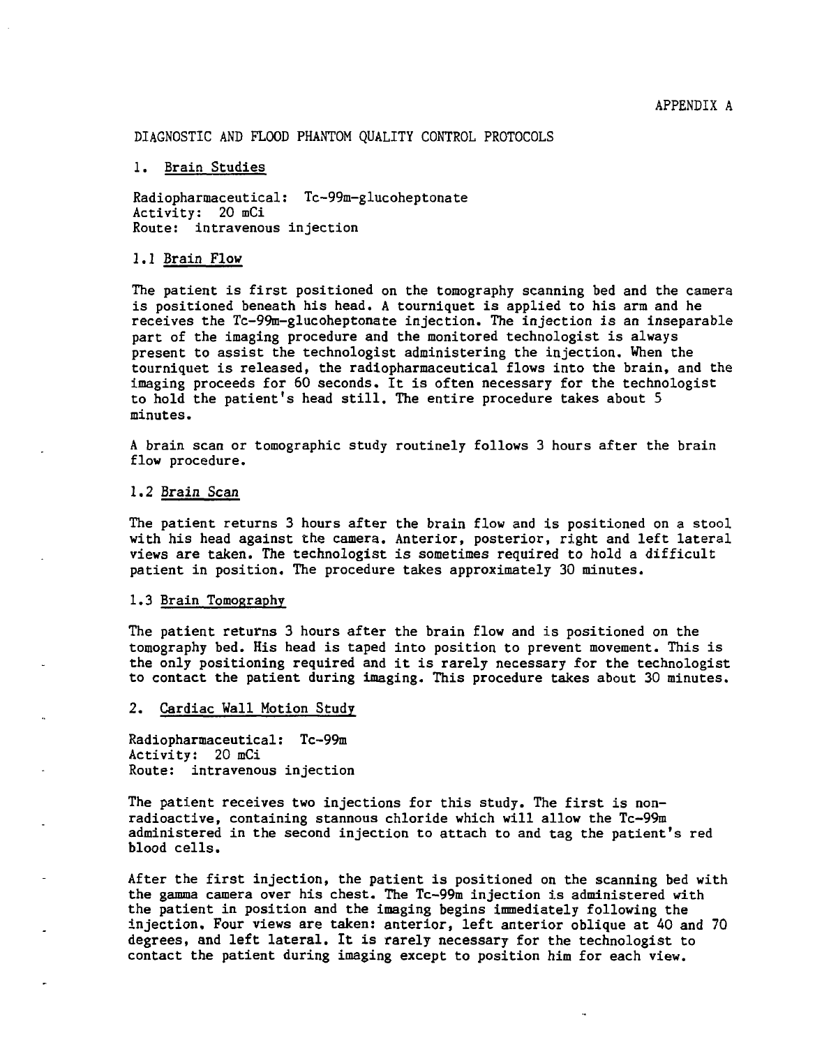APPENDIX A

DIAGNOSTIC AND FLOOD PHANTOM QUALITY CONTROL PROTOCOLS

## 1. Brain Studies

Radiopharmaceutical: Tc-99m-glucoheptonate
Activity: 20 mCi
Route: intravenous injection

### 1.1 Brain Flow

The patient is first positioned on the tomography scanning bed and the camera is positioned beneath his head. A tourniquet is applied to his arm and he receives the Tc-99m-glucoheptonate injection. The injection is an inseparable part of the imaging procedure and the monitored technologist is always present to assist the technologist administering the injection. When the tourniquet is released, the radiopharmaceutical flows into the brain, and the imaging proceeds for 60 seconds. It is often necessary for the technologist to hold the patient's head still. The entire procedure takes about 5 minutes.

A brain scan or tomographic study routinely follows 3 hours after the brain flow procedure.

### 1.2 Brain Scan

The patient returns 3 hours after the brain flow and is positioned on a stool with his head against the camera. Anterior, posterior, right and left lateral views are taken. The technologist is sometimes required to hold a difficult patient in position. The procedure takes approximately 30 minutes.

### 1.3 Brain Tomography

The patient returns 3 hours after the brain flow and is positioned on the tomography bed. His head is taped into position to prevent movement. This is the only positioning required and it is rarely necessary for the technologist to contact the patient during imaging. This procedure takes about 30 minutes.

## 2. Cardiac Wall Motion Study

Radiopharmaceutical: Tc-99m
Activity: 20 mCi
Route: intravenous injection

The patient receives two injections for this study. The first is non-radioactive, containing stannous chloride which will allow the Tc-99m administered in the second injection to attach to and tag the patient's red blood cells.

After the first injection, the patient is positioned on the scanning bed with the gamma camera over his chest. The Tc-99m injection is administered with the patient in position and the imaging begins immediately following the injection. Four views are taken: anterior, left anterior oblique at 40 and 70 degrees, and left lateral. It is rarely necessary for the technologist to contact the patient during imaging except to position him for each view.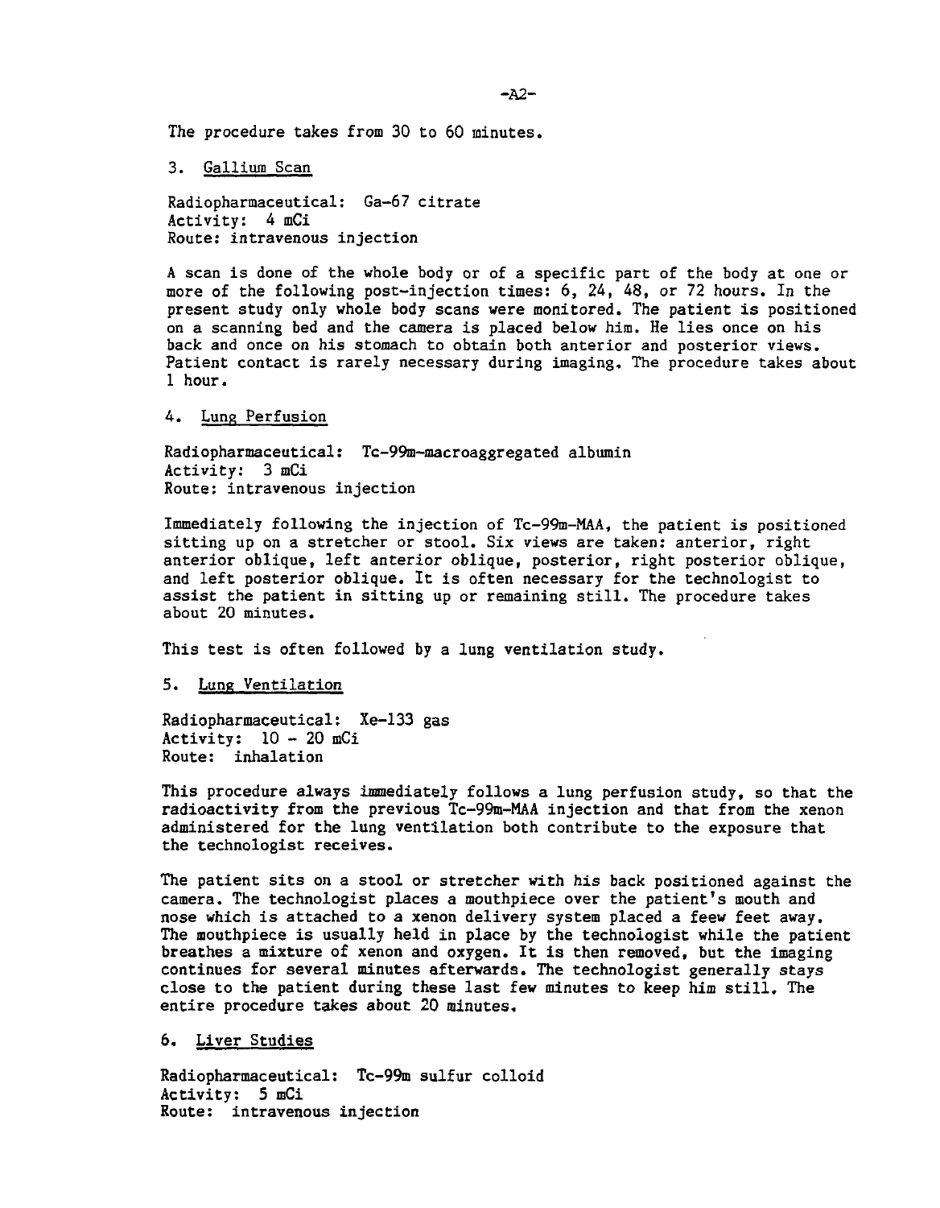The procedure takes from 30 to 60 minutes.

3. Gallium Scan

Radiopharmaceutical: Ga-67 citrate
Activity: 4 mCi
Route: intravenous injection

A scan is done of the whole body or of a specific part of the body at one or more of the following post-injection times: 6, 24, 48, or 72 hours. In the present study only whole body scans were monitored. The patient is positioned on a scanning bed and the camera is placed below him. He lies once on his back and once on his stomach to obtain both anterior and posterior views. Patient contact is rarely necessary during imaging. The procedure takes about 1 hour.

4. Lung Perfusion

Radiopharmaceutical: Tc-99m-macroaggregated albumin
Activity: 3 mCi
Route: intravenous injection

Immediately following the injection of Tc-99m-MAA, the patient is positioned sitting up on a stretcher or stool. Six views are taken: anterior, right anterior oblique, left anterior oblique, posterior, right posterior oblique, and left posterior oblique. It is often necessary for the technologist to assist the patient in sitting up or remaining still. The procedure takes about 20 minutes.

This test is often followed by a lung ventilation study.

5. Lung Ventilation

Radiopharmaceutical: Xe-133 gas
Activity: 10 - 20 mCi
Route: inhalation

This procedure always immediately follows a lung perfusion study, so that the radioactivity from the previous Tc-99m-MAA injection and that from the xenon administered for the lung ventilation both contribute to the exposure that the technologist receives.

The patient sits on a stool or stretcher with his back positioned against the camera. The technologist places a mouthpiece over the patient's mouth and nose which is attached to a xenon delivery system placed a feew feet away. The mouthpiece is usually held in place by the technologist while the patient breathes a mixture of xenon and oxygen. It is then removed, but the imaging continues for several minutes afterwards. The technologist generally stays close to the patient during these last few minutes to keep him still. The entire procedure takes about 20 minutes.

6. Liver Studies

Radiopharmaceutical: Tc-99m sulfur colloid
Activity: 5 mCi
Route: intravenous injection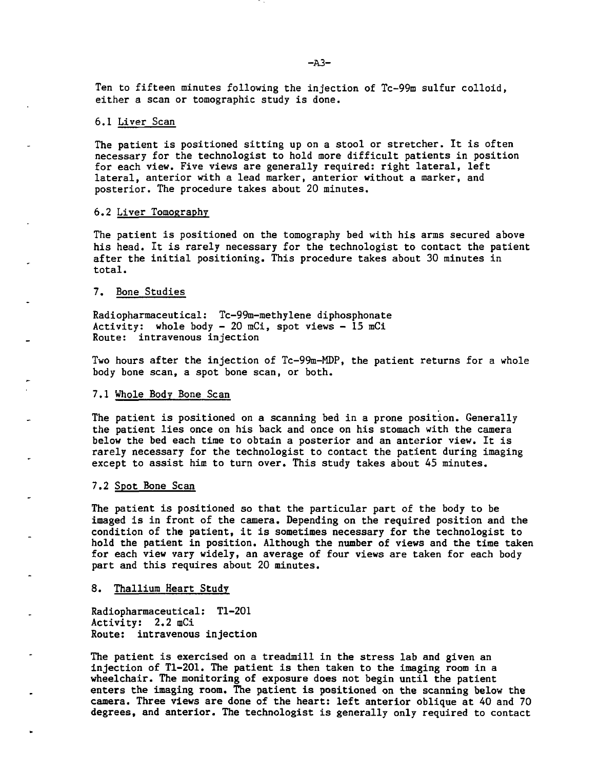Ten to fifteen minutes following the injection of Tc-99m sulfur colloid, either a scan or tomographic study is done.

### 6.1 Liver Scan

The patient is positioned sitting up on a stool or stretcher. It is often necessary for the technologist to hold more difficult patients in position for each view. Five views are generally required: right lateral, left lateral, anterior with a lead marker, anterior without a marker, and posterior. The procedure takes about 20 minutes.

### 6.2 Liver Tomography

The patient is positioned on the tomography bed with his arms secured above his head. It is rarely necessary for the technologist to contact the patient after the initial positioning. This procedure takes about 30 minutes in total.

## 7. Bone Studies

Radiopharmaceutical: Tc-99m-methylene diphosphonate
Activity: whole body - 20 mCi, spot views - 15 mCi
Route: intravenous injection

Two hours after the injection of Tc-99m-MDP, the patient returns for a whole body bone scan, a spot bone scan, or both.

### 7.1 Whole Body Bone Scan

The patient is positioned on a scanning bed in a prone position. Generally the patient lies once on his back and once on his stomach with the camera below the bed each time to obtain a posterior and an anterior view. It is rarely necessary for the technologist to contact the patient during imaging except to assist him to turn over. This study takes about 45 minutes.

### 7.2 Spot Bone Scan

The patient is positioned so that the particular part of the body to be imaged is in front of the camera. Depending on the required position and the condition of the patient, it is sometimes necessary for the technologist to hold the patient in position. Although the number of views and the time taken for each view vary widely, an average of four views are taken for each body part and this requires about 20 minutes.

## 8. Thallium Heart Study

Radiopharmaceutical: Tl-201
Activity: 2.2 mCi
Route: intravenous injection

The patient is exercised on a treadmill in the stress lab and given an injection of Tl-201. The patient is then taken to the imaging room in a wheelchair. The monitoring of exposure does not begin until the patient enters the imaging room. The patient is positioned on the scanning below the camera. Three views are done of the heart: left anterior oblique at 40 and 70 degrees, and anterior. The technologist is generally only required to contact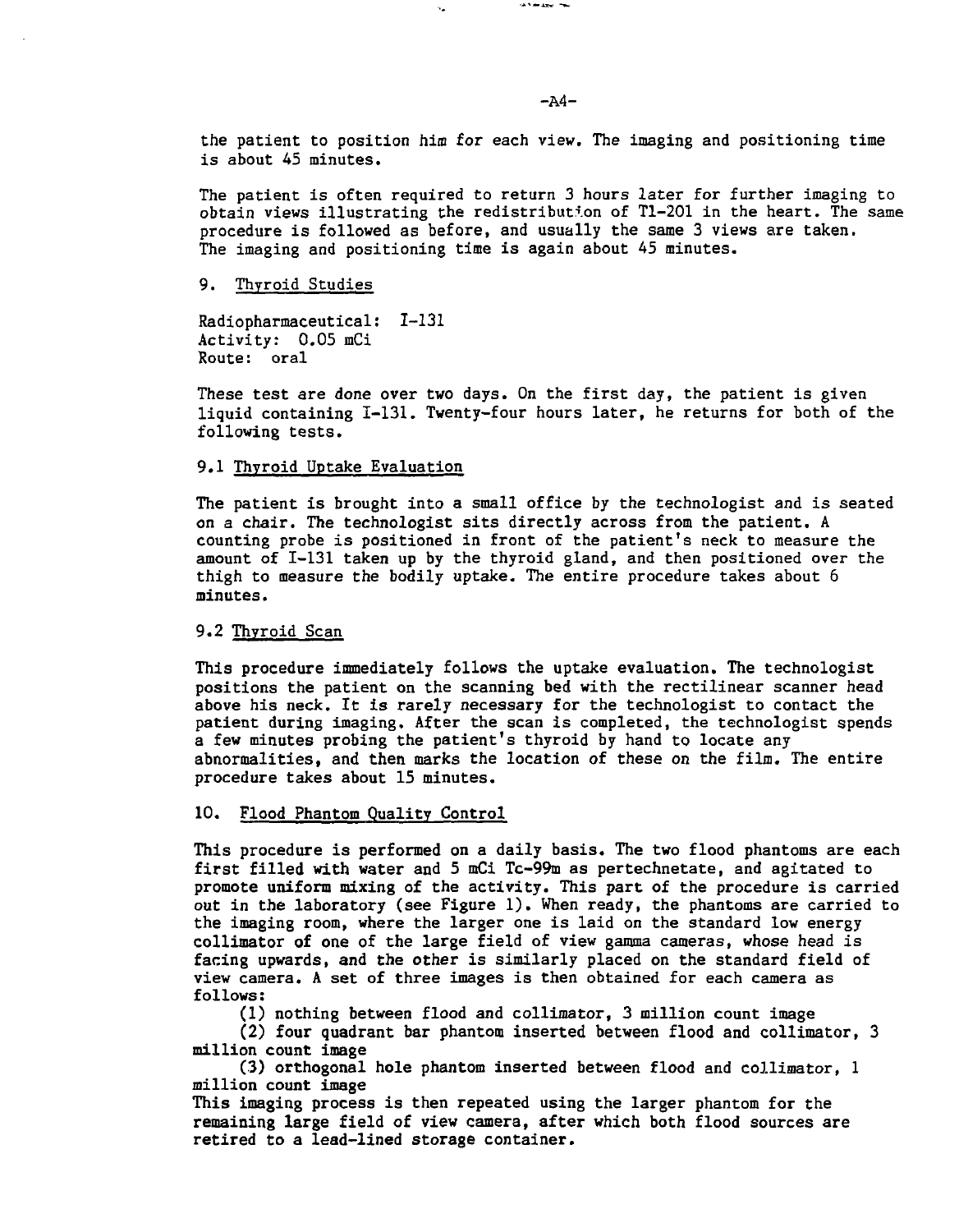the patient to position him for each view. The imaging and positioning time is about 45 minutes.

The patient is often required to return 3 hours later for further imaging to obtain views illustrating the redistribution of Tl-201 in the heart. The same procedure is followed as before, and usually the same 3 views are taken. The imaging and positioning time is again about 45 minutes.

## 9. Thyroid Studies

Radiopharmaceutical: I-131
Activity: 0.05 mCi
Route: oral

These test are done over two days. On the first day, the patient is given liquid containing I-131. Twenty-four hours later, he returns for both of the following tests.

### 9.1 Thyroid Uptake Evaluation

The patient is brought into a small office by the technologist and is seated on a chair. The technologist sits directly across from the patient. A counting probe is positioned in front of the patient's neck to measure the amount of I-131 taken up by the thyroid gland, and then positioned over the thigh to measure the bodily uptake. The entire procedure takes about 6 minutes.

### 9.2 Thyroid Scan

This procedure immediately follows the uptake evaluation. The technologist positions the patient on the scanning bed with the rectilinear scanner head above his neck. It is rarely necessary for the technologist to contact the patient during imaging. After the scan is completed, the technologist spends a few minutes probing the patient's thyroid by hand to locate any abnormalities, and then marks the location of these on the film. The entire procedure takes about 15 minutes.

## 10. Flood Phantom Quality Control

This procedure is performed on a daily basis. The two flood phantoms are each first filled with water and 5 mCi Tc-99m as pertechnetate, and agitated to promote uniform mixing of the activity. This part of the procedure is carried out in the laboratory (see Figure 1). When ready, the phantoms are carried to the imaging room, where the larger one is laid on the standard low energy collimator of one of the large field of view gamma cameras, whose head is facing upwards, and the other is similarly placed on the standard field of view camera. A set of three images is then obtained for each camera as follows:

(1) nothing between flood and collimator, 3 million count image

(2) four quadrant bar phantom inserted between flood and collimator, 3 million count image

(3) orthogonal hole phantom inserted between flood and collimator, 1 million count image

This imaging process is then repeated using the larger phantom for the remaining large field of view camera, after which both flood sources are retired to a lead-lined storage container.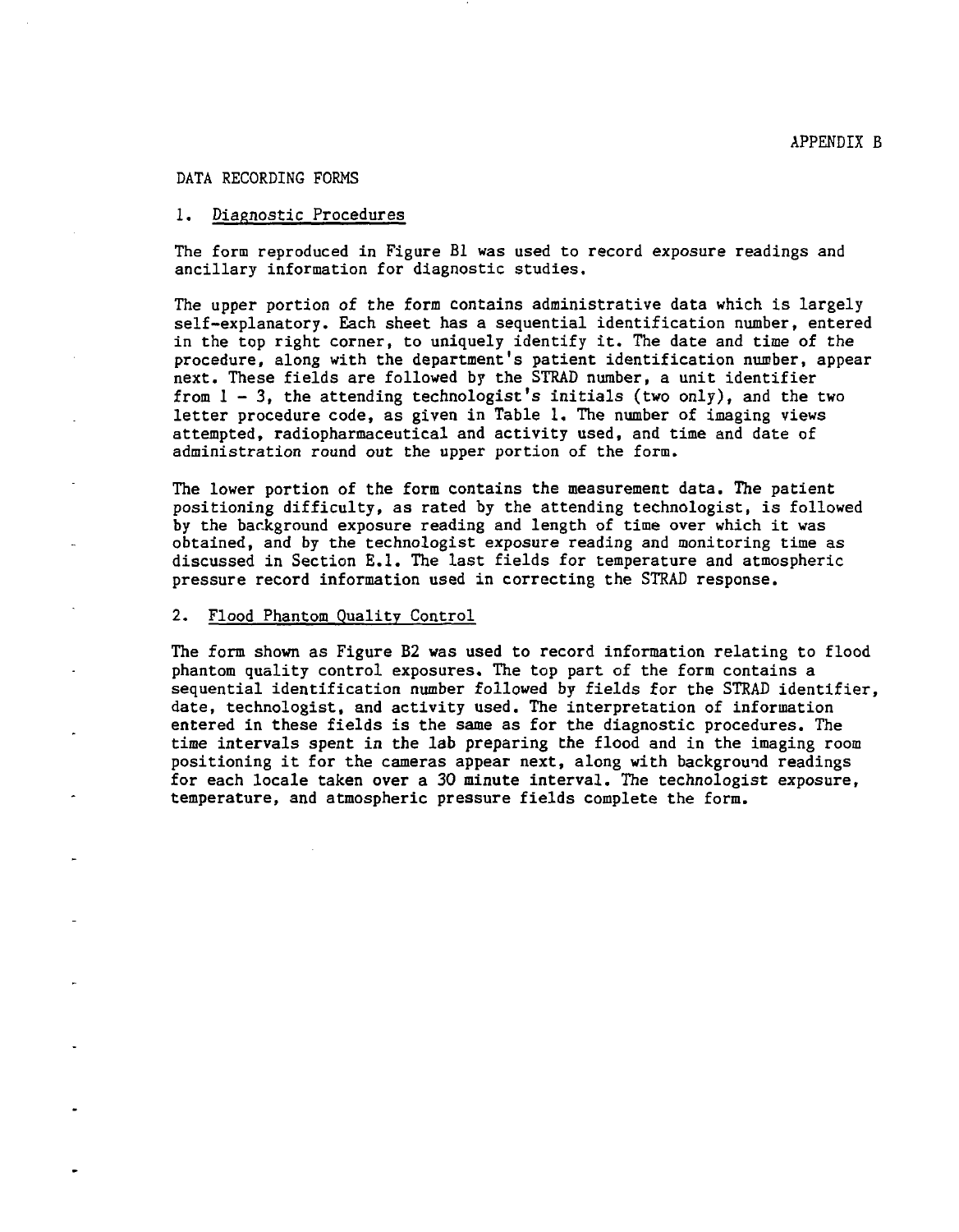APPENDIX B

# DATA RECORDING FORMS

## 1. Diagnostic Procedures

The form reproduced in Figure B1 was used to record exposure readings and ancillary information for diagnostic studies.

The upper portion of the form contains administrative data which is largely self-explanatory. Each sheet has a sequential identification number, entered in the top right corner, to uniquely identify it. The date and time of the procedure, along with the department's patient identification number, appear next. These fields are followed by the STRAD number, a unit identifier from 1 - 3, the attending technologist's initials (two only), and the two letter procedure code, as given in Table 1. The number of imaging views attempted, radiopharmaceutical and activity used, and time and date of administration round out the upper portion of the form.

The lower portion of the form contains the measurement data. The patient positioning difficulty, as rated by the attending technologist, is followed by the background exposure reading and length of time over which it was obtained, and by the technologist exposure reading and monitoring time as discussed in Section E.1. The last fields for temperature and atmospheric pressure record information used in correcting the STRAD response.

## 2. Flood Phantom Quality Control

The form shown as Figure B2 was used to record information relating to flood phantom quality control exposures. The top part of the form contains a sequential identification number followed by fields for the STRAD identifier, date, technologist, and activity used. The interpretation of information entered in these fields is the same as for the diagnostic procedures. The time intervals spent in the lab preparing the flood and in the imaging room positioning it for the cameras appear next, along with background readings for each locale taken over a 30 minute interval. The technologist exposure, temperature, and atmospheric pressure fields complete the form.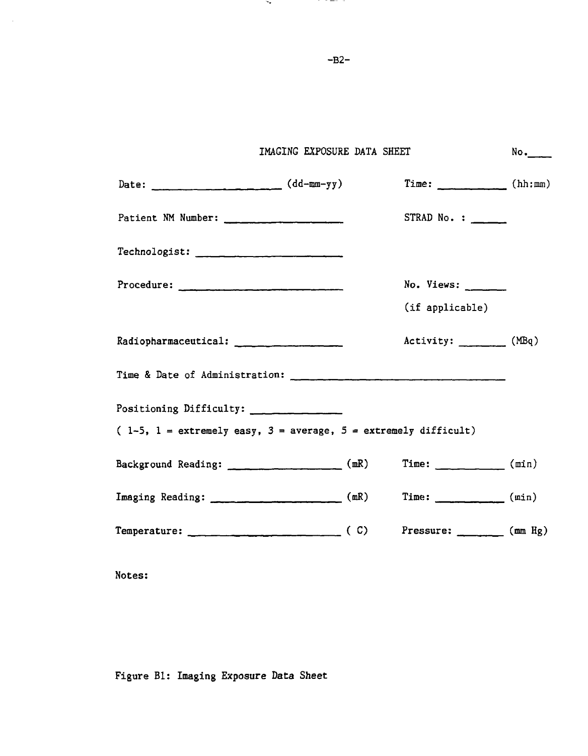## IMAGING EXPOSURE DATA SHEET

No.____

Date: ____________________ (dd-mm-yy) Time: __________ (hh:mm)

Patient NM Number: __________________ STRAD No. : _____

Technologist: ______________________

Procedure: ________________________ No. Views: ______ (if applicable)

Radiopharmaceutical: ________________ Activity: _______ (MBq)

Time & Date of Administration: ______________________________

Positioning Difficulty: _____________

( 1-5, 1 = extremely easy, 3 = average, 5 = extremely difficult)

Background Reading: ________________ (mR) Time: __________ (min)

Imaging Reading: ___________________ (mR) Time: __________ (min)

Temperature: ______________________ ( C) Pressure: _______ (mm Hg)

Notes:

Figure B1: Imaging Exposure Data Sheet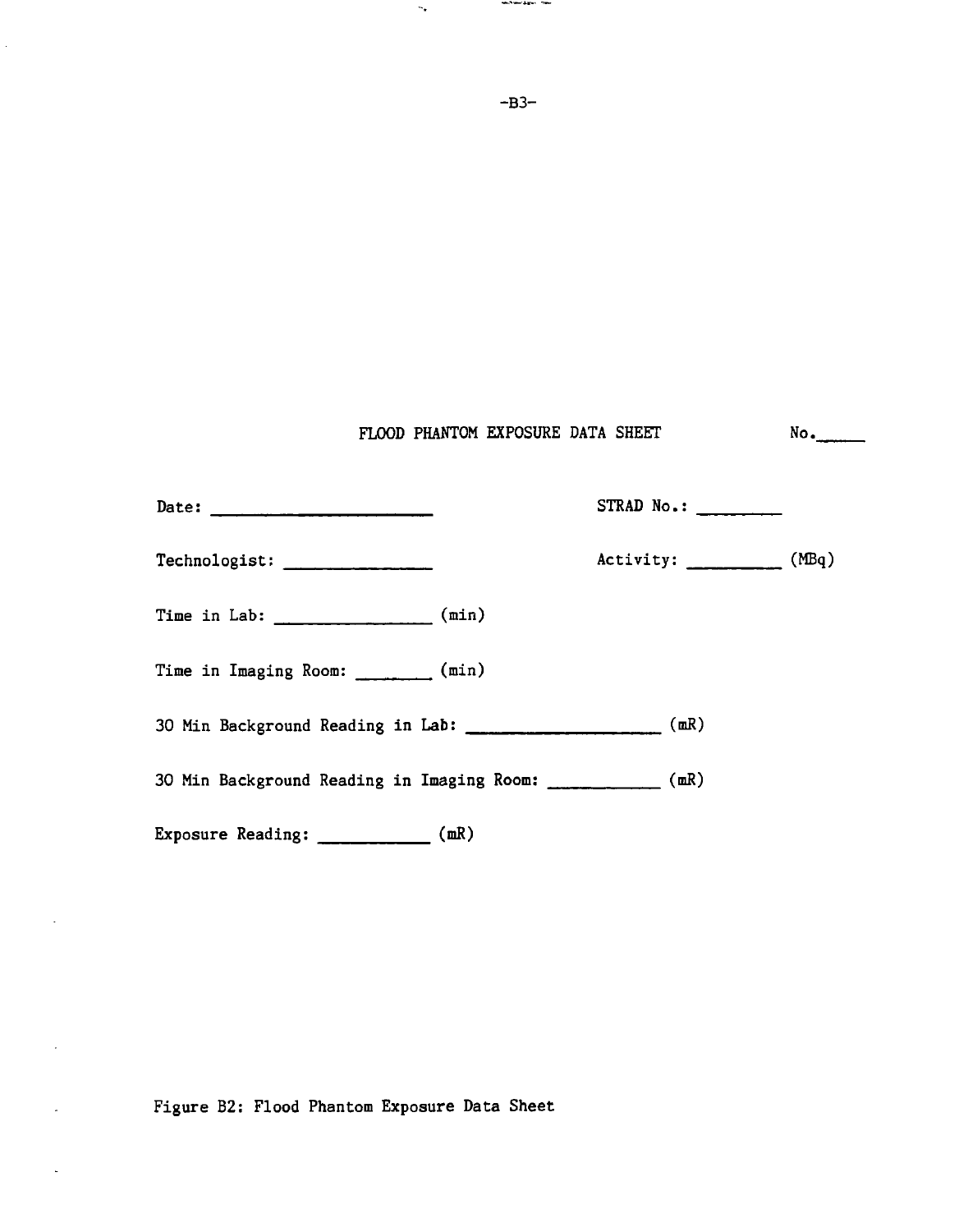FLOOD PHANTOM EXPOSURE DATA SHEET No.\_\_\_\_\_

Date: \_\_\_\_\_\_\_\_\_\_\_\_\_\_\_\_\_\_\_\_\_\_ STRAD No.: \_\_\_\_\_\_\_\_\_

Technologist: \_\_\_\_\_\_\_\_\_\_\_\_\_\_\_ Activity: \_\_\_\_\_\_\_\_\_\_ (MBq)

Time in Lab: \_\_\_\_\_\_\_\_\_\_\_\_\_\_\_ (min)

Time in Imaging Room: \_\_\_\_\_\_\_ (min)

30 Min Background Reading in Lab: \_\_\_\_\_\_\_\_\_\_\_\_\_\_\_\_\_\_ (mR)

30 Min Background Reading in Imaging Room: \_\_\_\_\_\_\_\_\_\_\_ (mR)

Exposure Reading: \_\_\_\_\_\_\_\_\_\_\_ (mR)

Figure B2: Flood Phantom Exposure Data Sheet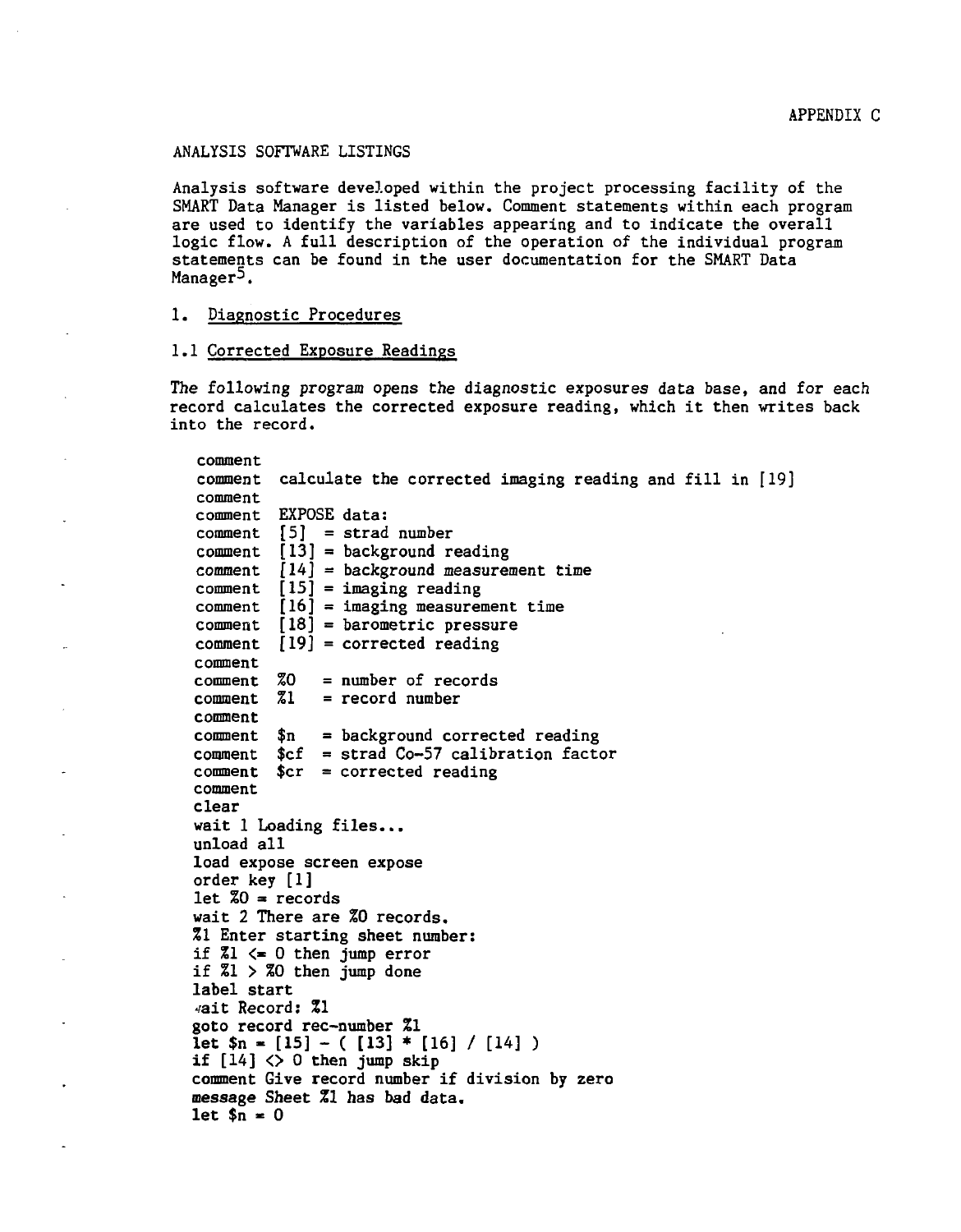APPENDIX C

# ANALYSIS SOFTWARE LISTINGS

Analysis software developed within the project processing facility of the SMART Data Manager is listed below. Comment statements within each program are used to identify the variables appearing and to indicate the overall logic flow. A full description of the operation of the individual program statements can be found in the user documentation for the SMART Data Manager[5].

## 1. Diagnostic Procedures

### 1.1 Corrected Exposure Readings

*The following program opens the diagnostic exposures data base, and for each record calculates the corrected exposure reading, which it then writes back into the record.*

```
comment
comment  calculate the corrected imaging reading and fill in [19]
comment
comment  EXPOSE data:
comment  [5]  = strad number
comment  [13] = background reading
comment  [14] = background measurement time
comment  [15] = imaging reading
comment  [16] = imaging measurement time
comment  [18] = barometric pressure
comment  [19] = corrected reading
comment
comment  %0   = number of records
comment  %1   = record number
comment
comment  $n   = background corrected reading
comment  $cf  = strad Co-57 calibration factor
comment  $cr  = corrected reading
comment
clear
wait 1 Loading files...
unload all
load expose screen expose
order key [1]
let %0 = records
wait 2 There are %0 records.
%1 Enter starting sheet number:
if %1 <= 0 then jump error
if %1 > %0 then jump done
label start
wait Record: %1
goto record rec-number %1
let $n = [15] - ( [13] * [16] / [14] )
if [14] <> 0 then jump skip
comment Give record number if division by zero
message Sheet %1 has bad data.
let $n = 0
```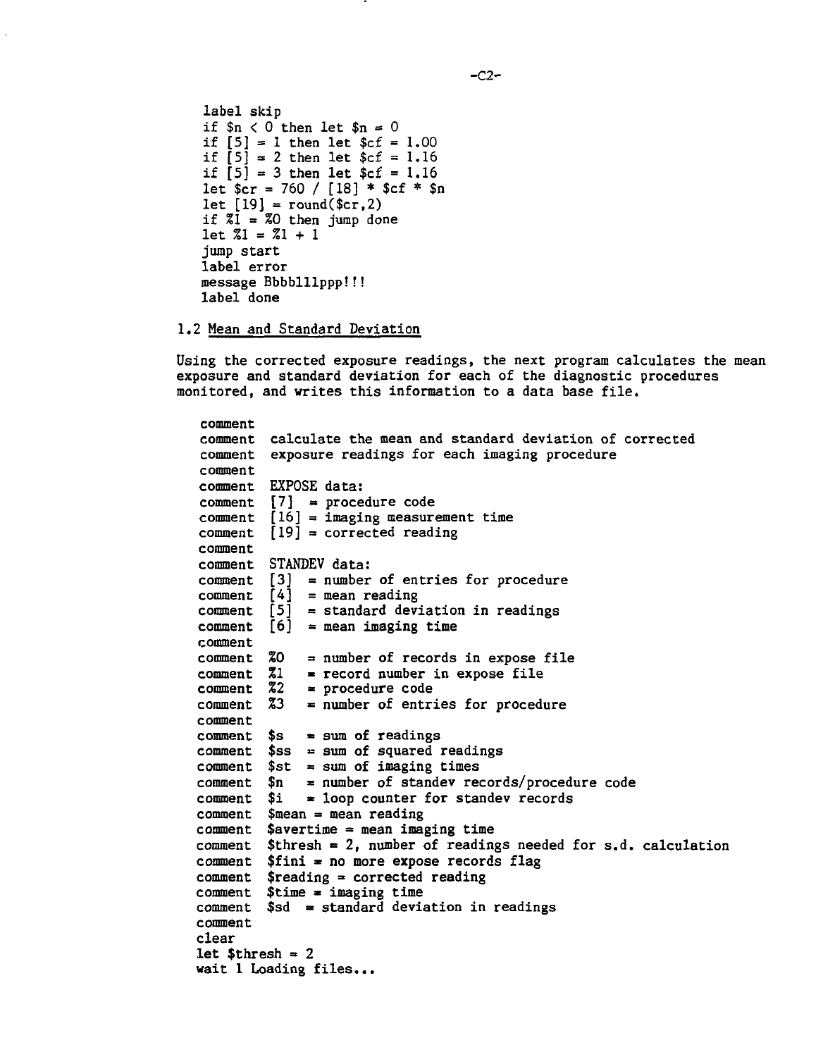```
label skip
if $n < 0 then let $n = 0
if [5] = 1 then let $cf = 1.00
if [5] = 2 then let $cf = 1.16
if [5] = 3 then let $cf = 1.16
let $cr = 760 / [18] * $cf * $n
let [19] = round($cr,2)
if %1 = %0 then jump done
let %1 = %1 + 1
jump start
label error
message Bbbblllppp!!!
label done
```

## 1.2 Mean and Standard Deviation

Using the corrected exposure readings, the next program calculates the mean exposure and standard deviation for each of the diagnostic procedures monitored, and writes this information to a data base file.

```
comment
comment  calculate the mean and standard deviation of corrected
comment  exposure readings for each imaging procedure
comment
comment  EXPOSE data:
comment  [7]  = procedure code
comment  [16] = imaging measurement time
comment  [19] = corrected reading
comment
comment  STANDEV data:
comment  [3]  = number of entries for procedure
comment  [4]  = mean reading
comment  [5]  = standard deviation in readings
comment  [6]  = mean imaging time
comment
comment  %0   = number of records in expose file
comment  %1   = record number in expose file
comment  %2   = procedure code
comment  %3   = number of entries for procedure
comment
comment  $s   = sum of readings
comment  $ss  = sum of squared readings
comment  $st  = sum of imaging times
comment  $n   = number of standev records/procedure code
comment  $i   = loop counter for standev records
comment  $mean = mean reading
comment  $avertime = mean imaging time
comment  $thresh = 2, number of readings needed for s.d. calculation
comment  $fini = no more expose records flag
comment  $reading = corrected reading
comment  $time = imaging time
comment  $sd  = standard deviation in readings
comment
clear
let $thresh = 2
wait 1 Loading files...
```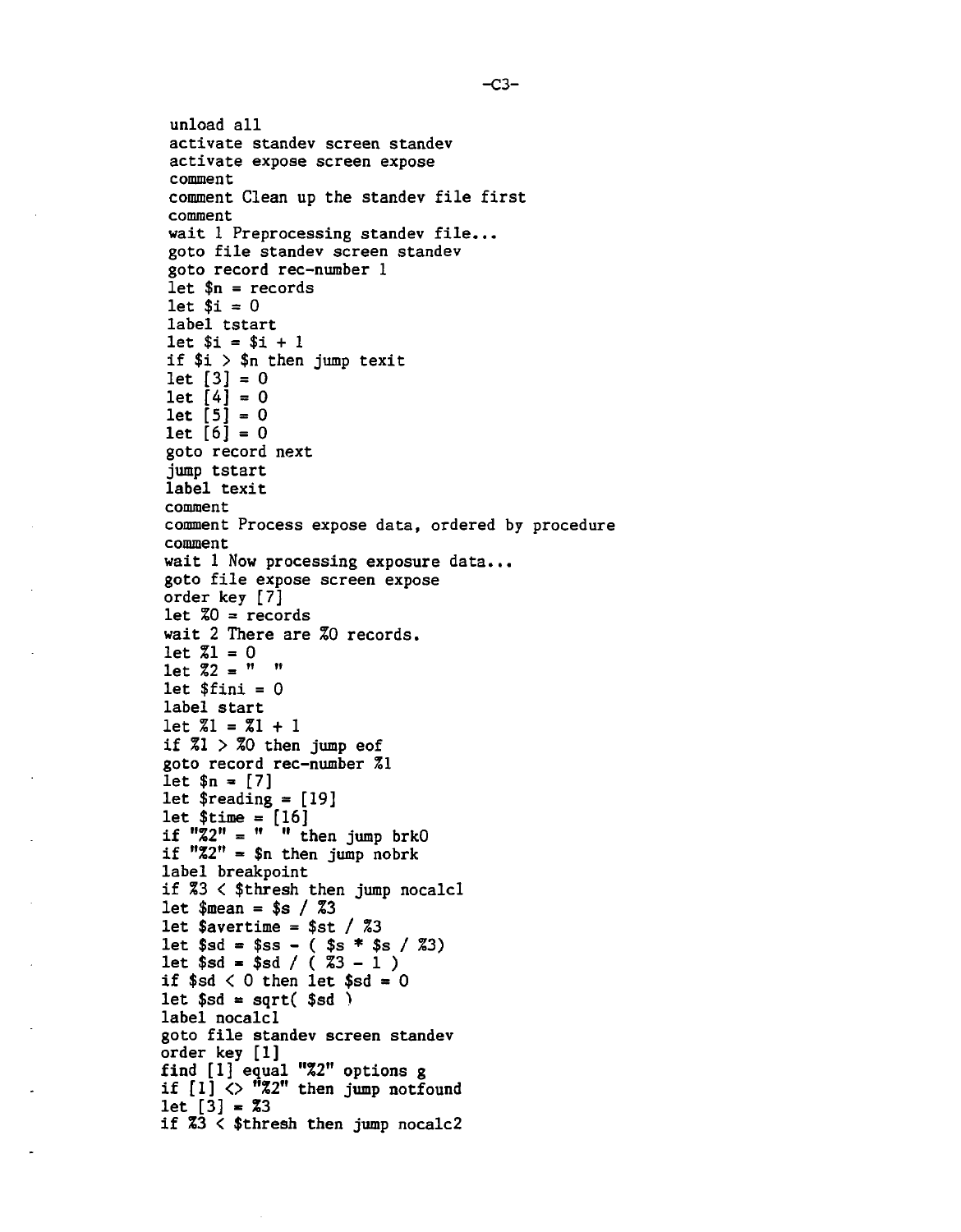```
unload all
activate standev screen standev
activate expose screen expose
comment
comment Clean up the standev file first
comment
wait 1 Preprocessing standev file...
goto file standev screen standev
goto record rec-number 1
let $n = records
let $i = 0
label tstart
let $i = $i + 1
if $i > $n then jump texit
let [3] = 0
let [4] = 0
let [5] = 0
let [6] = 0
goto record next
jump tstart
label texit
comment
comment Process expose data, ordered by procedure
comment
wait 1 Now processing exposure data...
goto file expose screen expose
order key [7]
let %0 = records
wait 2 There are %0 records.
let %1 = 0
let %2 = "  "
let $fini = 0
label start
let %1 = %1 + 1
if %1 > %0 then jump eof
goto record rec-number %1
let $n = [7]
let $reading = [19]
let $time = [16]
if "%2" = "  " then jump brk0
if "%2" = $n then jump nobrk
label breakpoint
if %3 < $thresh then jump nocalcl
let $mean = $s / %3
let $avertime = $st / %3
let $sd = $ss - ( $s * $s / %3)
let $sd = $sd / ( %3 - 1 )
if $sd < 0 then let $sd = 0
let $sd = sqrt( $sd )
label nocalcl
goto file standev screen standev
order key [1]
find [1] equal "%2" options g
if [1] <> "%2" then jump notfound
let [3] = %3
if %3 < $thresh then jump nocalc2
```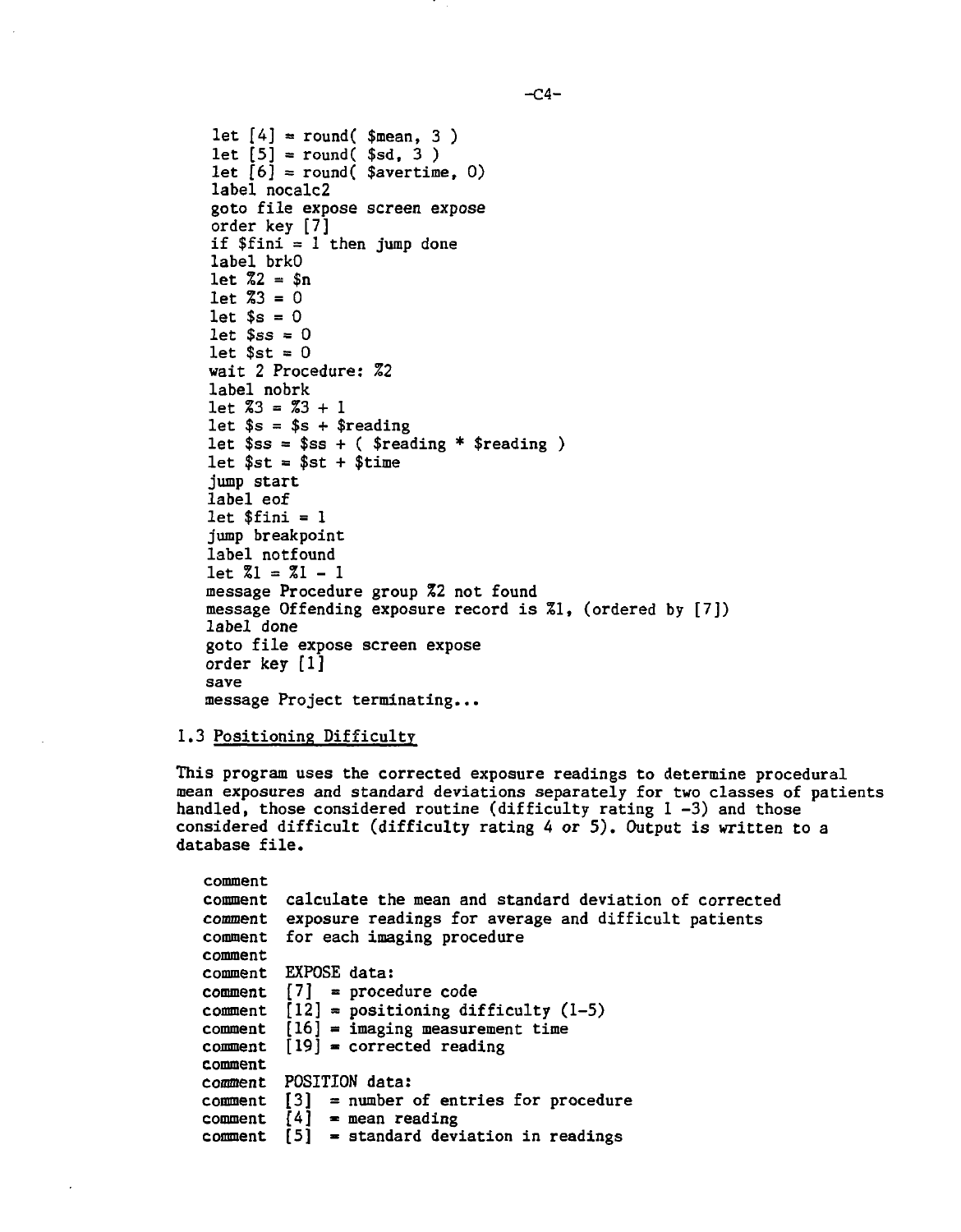```
let [4] = round( $mean, 3 )
let [5] = round( $sd, 3 )
let [6] = round( $avertime, 0)
label nocalc2
goto file expose screen expose
order key [7]
if $fini = 1 then jump done
label brk0
let %2 = $n
let %3 = 0
let $s = 0
let $ss = 0
let $st = 0
wait 2 Procedure: %2
label nobrk
let %3 = %3 + 1
let $s = $s + $reading
let $ss = $ss + ( $reading * $reading )
let $st = $st + $time
jump start
label eof
let $fini = 1
jump breakpoint
label notfound
let %1 = %1 - 1
message Procedure group %2 not found
message Offending exposure record is %1, (ordered by [7])
label done
goto file expose screen expose
order key [1]
save
message Project terminating...
```

### 1.3 Positioning Difficulty

This program uses the corrected exposure readings to determine procedural mean exposures and standard deviations separately for two classes of patients handled, those considered routine (difficulty rating 1 -3) and those considered difficult (difficulty rating 4 or 5). Output is written to a database file.

```
comment
comment  calculate the mean and standard deviation of corrected
comment  exposure readings for average and difficult patients
comment  for each imaging procedure
comment
comment  EXPOSE data:
comment  [7]  = procedure code
comment  [12] = positioning difficulty (1-5)
comment  [16] = imaging measurement time
comment  [19] = corrected reading
comment
comment  POSITION data:
comment  [3]  = number of entries for procedure
comment  [4]  = mean reading
comment  [5]  = standard deviation in readings
```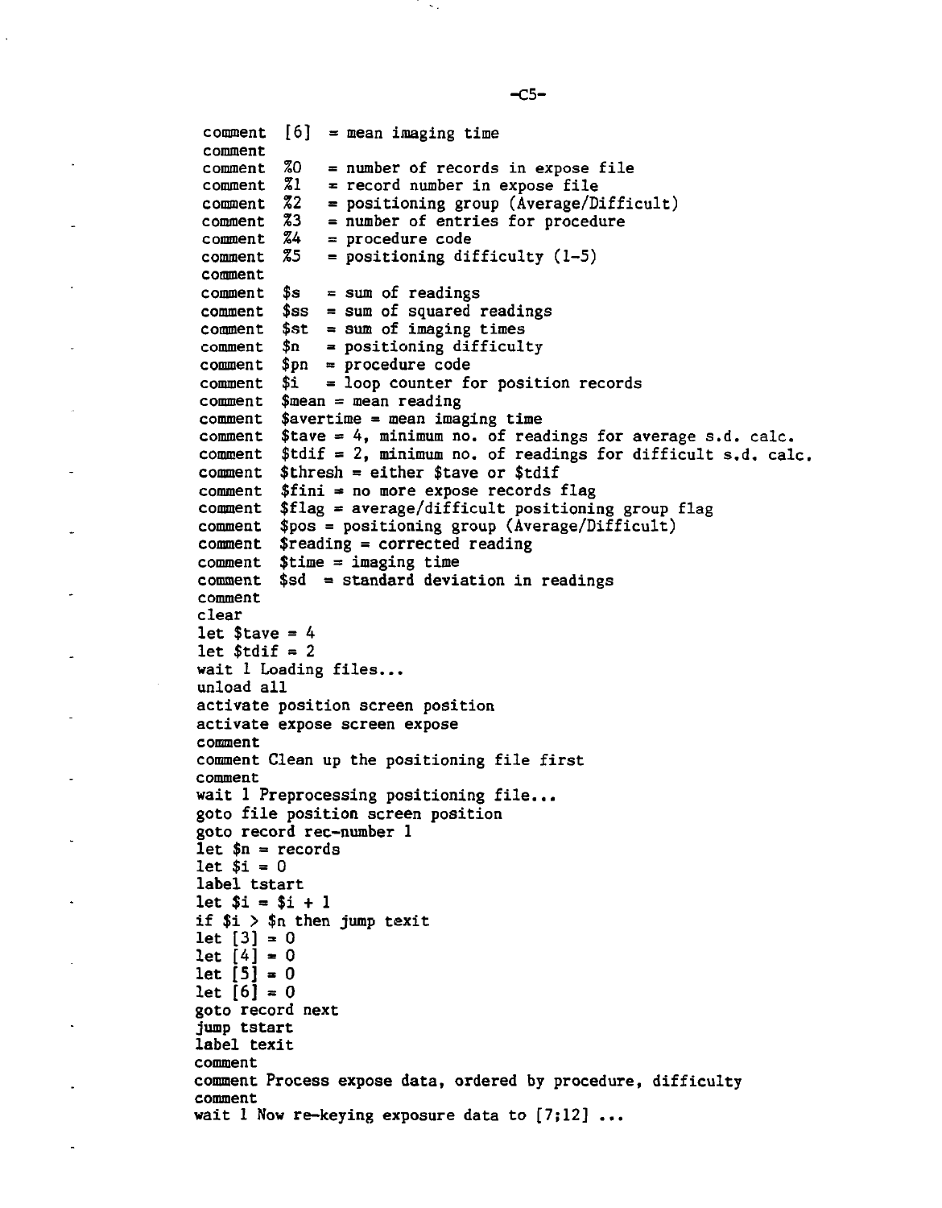```
comment  [6]  = mean imaging time
comment
comment  %0   = number of records in expose file
comment  %1   = record number in expose file
comment  %2   = positioning group (Average/Difficult)
comment  %3   = number of entries for procedure
comment  %4   = procedure code
comment  %5   = positioning difficulty (1-5)
comment
comment  $s   = sum of readings
comment  $ss  = sum of squared readings
comment  $st  = sum of imaging times
comment  $n   = positioning difficulty
comment  $pn  = procedure code
comment  $i   = loop counter for position records
comment  $mean = mean reading
comment  $avertime = mean imaging time
comment  $tave = 4, minimum no. of readings for average s.d. calc.
comment  $tdif = 2, minimum no. of readings for difficult s.d. calc.
comment  $thresh = either $tave or $tdif
comment  $fini = no more expose records flag
comment  $flag = average/difficult positioning group flag
comment  $pos = positioning group (Average/Difficult)
comment  $reading = corrected reading
comment  $time = imaging time
comment  $sd  = standard deviation in readings
comment
clear
let $tave = 4
let $tdif = 2
wait 1 Loading files...
unload all
activate position screen position
activate expose screen expose
comment
comment Clean up the positioning file first
comment
wait 1 Preprocessing positioning file...
goto file position screen position
goto record rec-number 1
let $n = records
let $i = 0
label tstart
let $i = $i + 1
if $i > $n then jump texit
let [3] = 0
let [4] = 0
let [5] = 0
let [6] = 0
goto record next
jump tstart
label texit
comment
comment Process expose data, ordered by procedure, difficulty
comment
wait 1 Now re-keying exposure data to [7;12] ...
```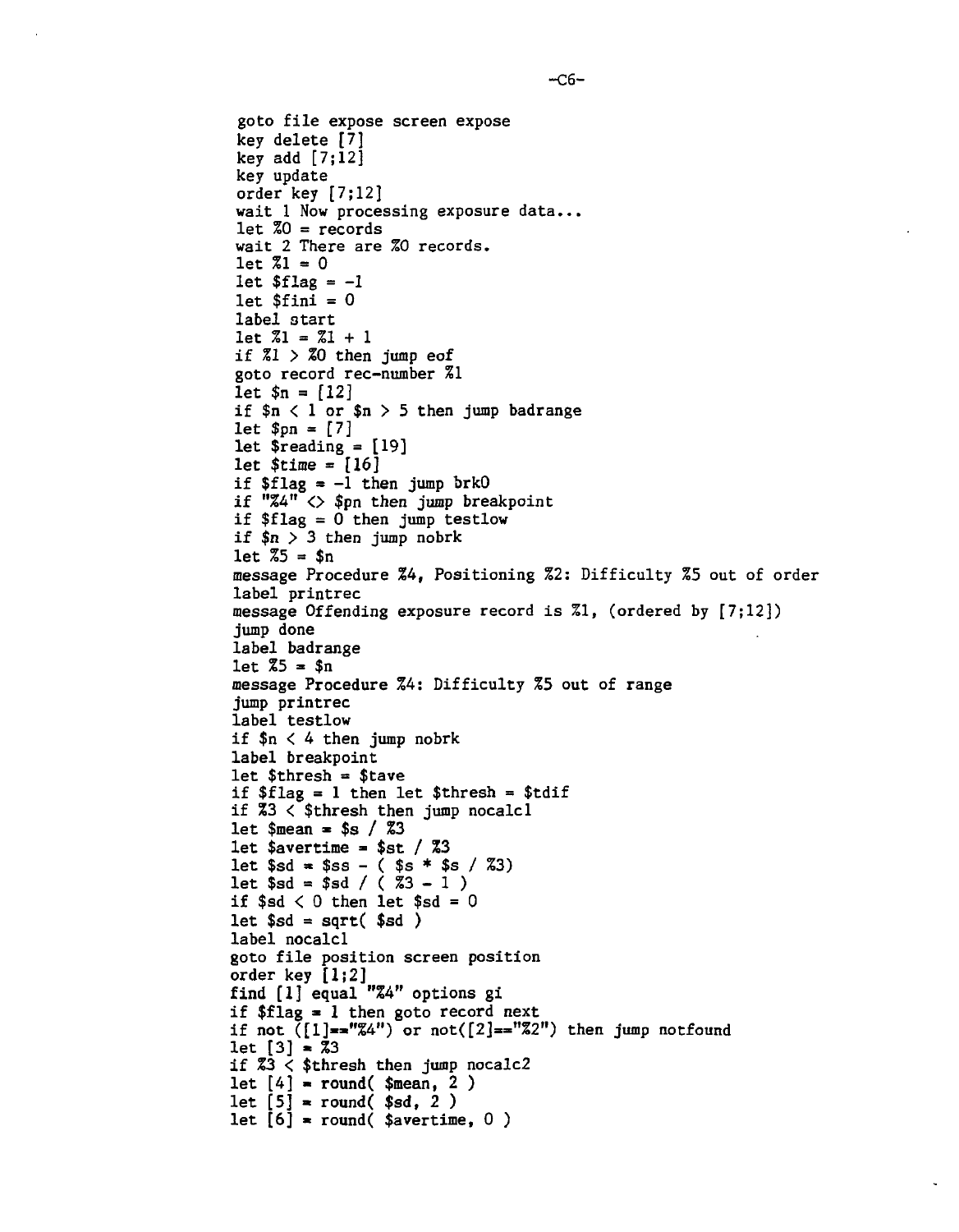```
goto file expose screen expose
key delete [7]
key add [7;12]
key update
order key [7;12]
wait 1 Now processing exposure data...
let %0 = records
wait 2 There are %0 records.
let %1 = 0
let $flag = -1
let $fini = 0
label start
let %1 = %1 + 1
if %1 > %0 then jump eof
goto record rec-number %1
let $n = [12]
if $n < 1 or $n > 5 then jump badrange
let $pn = [7]
let $reading = [19]
let $time = [16]
if $flag = -1 then jump brk0
if "%4" <> $pn then jump breakpoint
if $flag = 0 then jump testlow
if $n > 3 then jump nobrk
let %5 = $n
message Procedure %4, Positioning %2: Difficulty %5 out of order
label printrec
message Offending exposure record is %1, (ordered by [7;12])
jump done
label badrange
let %5 = $n
message Procedure %4: Difficulty %5 out of range
jump printrec
label testlow
if $n < 4 then jump nobrk
label breakpoint
let $thresh = $tave
if $flag = 1 then let $thresh = $tdif
if %3 < $thresh then jump nocalc1
let $mean = $s / %3
let $avertime = $st / %3
let $sd = $ss - ( $s * $s / %3)
let $sd = $sd / ( %3 - 1 )
if $sd < 0 then let $sd = 0
let $sd = sqrt( $sd )
label nocalc1
goto file position screen position
order key [1;2]
find [1] equal "%4" options gi
if $flag = 1 then goto record next
if not ([1]=="%4") or not([2]=="%2") then jump notfound
let [3] = %3
if %3 < $thresh then jump nocalc2
let [4] = round( $mean, 2 )
let [5] = round( $sd, 2 )
let [6] = round( $avertime, 0 )
```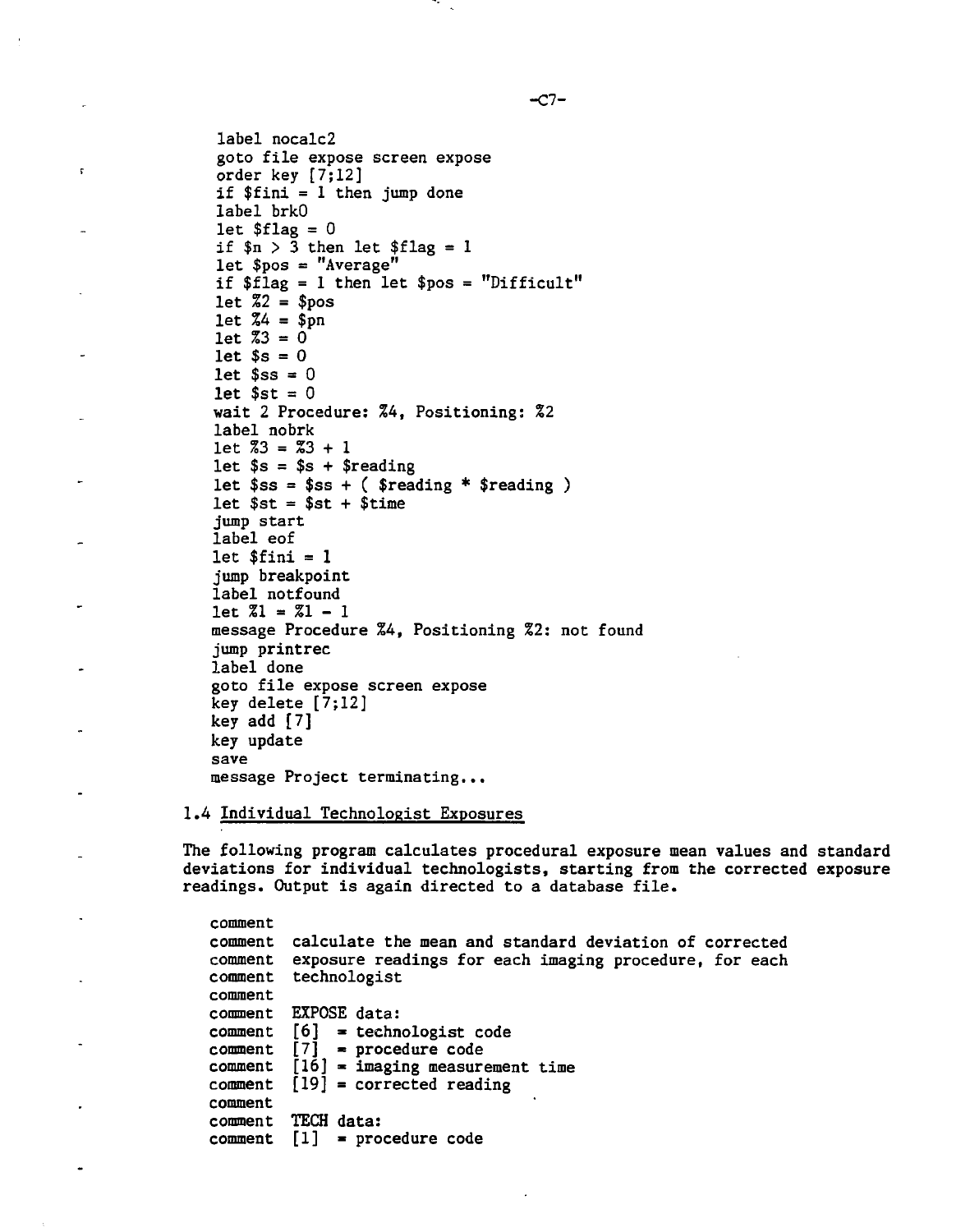```
label nocalc2
goto file expose screen expose
order key [7;12]
if $fini = 1 then jump done
label brk0
let $flag = 0
if $n > 3 then let $flag = 1
let $pos = "Average"
if $flag = 1 then let $pos = "Difficult"
let %2 = $pos
let %4 = $pn
let %3 = 0
let $s = 0
let $ss = 0
let $st = 0
wait 2 Procedure: %4, Positioning: %2
label nobrk
let %3 = %3 + 1
let $s = $s + $reading
let $ss = $ss + ( $reading * $reading )
let $st = $st + $time
jump start
label eof
let $fini = 1
jump breakpoint
label notfound
let %1 = %1 - 1
message Procedure %4, Positioning %2: not found
jump printrec
label done
goto file expose screen expose
key delete [7;12]
key add [7]
key update
save
message Project terminating...
```

### 1.4 Individual Technologist Exposures

The following program calculates procedural exposure mean values and standard deviations for individual technologists, starting from the corrected exposure readings. Output is again directed to a database file.

```
comment
comment  calculate the mean and standard deviation of corrected
comment  exposure readings for each imaging procedure, for each
comment  technologist
comment
comment  EXPOSE data:
comment  [6]  = technologist code
comment  [7]  = procedure code
comment  [16] = imaging measurement time
comment  [19] = corrected reading
comment
comment  TECH data:
comment  [1]  = procedure code
```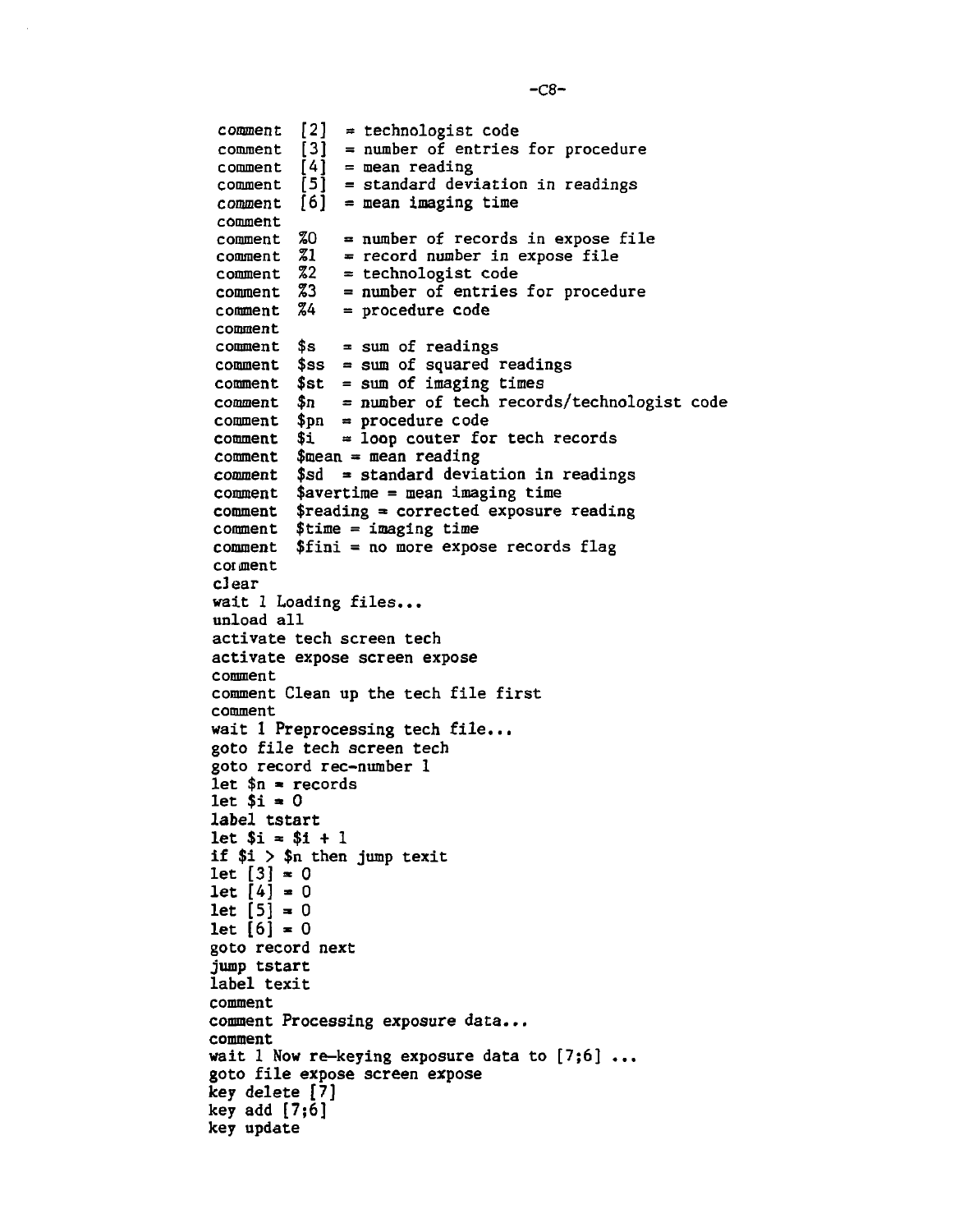```
comment  [2]  = technologist code
comment  [3]  = number of entries for procedure
comment  [4]  = mean reading
comment  [5]  = standard deviation in readings
comment  [6]  = mean imaging time
comment
comment  %0   = number of records in expose file
comment  %1   = record number in expose file
comment  %2   = technologist code
comment  %3   = number of entries for procedure
comment  %4   = procedure code
comment
comment  $s   = sum of readings
comment  $ss  = sum of squared readings
comment  $st  = sum of imaging times
comment  $n   = number of tech records/technologist code
comment  $pn  = procedure code
comment  $i   = loop couter for tech records
comment  $mean = mean reading
comment  $sd  = standard deviation in readings
comment  $avertime = mean imaging time
comment  $reading = corrected exposure reading
comment  $time = imaging time
comment  $fini = no more expose records flag
comment
clear
wait 1 Loading files...
unload all
activate tech screen tech
activate expose screen expose
comment
comment Clean up the tech file first
comment
wait 1 Preprocessing tech file...
goto file tech screen tech
goto record rec-number 1
let $n = records
let $i = 0
label tstart
let $i = $i + 1
if $i > $n then jump texit
let [3] = 0
let [4] = 0
let [5] = 0
let [6] = 0
goto record next
jump tstart
label texit
comment
comment Processing exposure data...
comment
wait 1 Now re-keying exposure data to [7;6] ...
goto file expose screen expose
key delete [7]
key add [7;6]
key update
```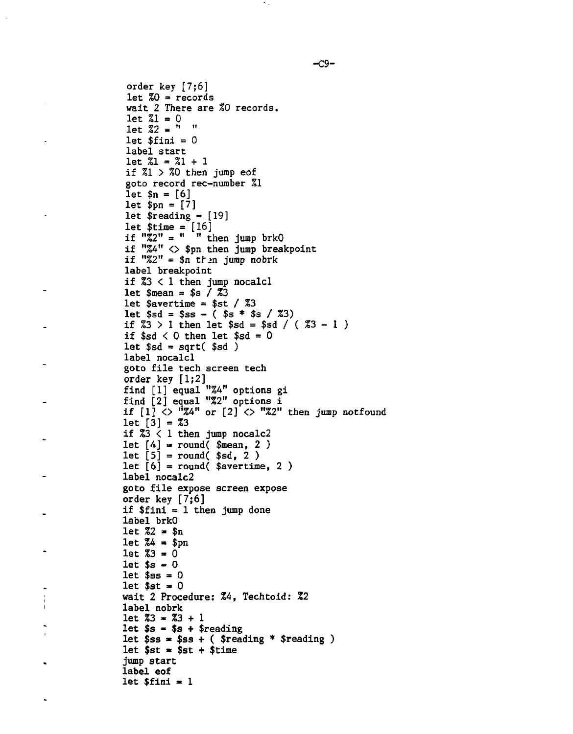```
order key [7;6]
let %0 = records
wait 2 There are %0 records.
let %1 = 0
let %2 = "  "
let $fini = 0
label start
let %1 = %1 + 1
if %1 > %0 then jump eof
goto record rec-number %1
let $n = [6]
let $pn = [7]
let $reading = [19]
let $time = [16]
if "%2" = "  " then jump brk0
if "%4" <> $pn then jump breakpoint
if "%2" = $n then jump nobrk
label breakpoint
if %3 < 1 then jump nocalc1
let $mean = $s / %3
let $avertime = $st / %3
let $sd = $ss - ( $s * $s / %3)
if %3 > 1 then let $sd = $sd / ( %3 - 1 )
if $sd < 0 then let $sd = 0
let $sd = sqrt( $sd )
label nocalc1
goto file tech screen tech
order key [1;2]
find [1] equal "%4" options gi
find [2] equal "%2" options i
if [1] <> "%4" or [2] <> "%2" then jump notfound
let [3] = %3
if %3 < 1 then jump nocalc2
let [4] = round( $mean, 2 )
let [5] = round( $sd, 2 )
let [6] = round( $avertime, 2 )
label nocalc2
goto file expose screen expose
order key [7;6]
if $fini = 1 then jump done
label brk0
let %2 = $n
let %4 = $pn
let %3 = 0
let $s = 0
let $ss = 0
let $st = 0
wait 2 Procedure: %4, Techtoid: %2
label nobrk
let %3 = %3 + 1
let $s = $s + $reading
let $ss = $ss + ( $reading * $reading )
let $st = $st + $time
jump start
label eof
let $fini = 1
```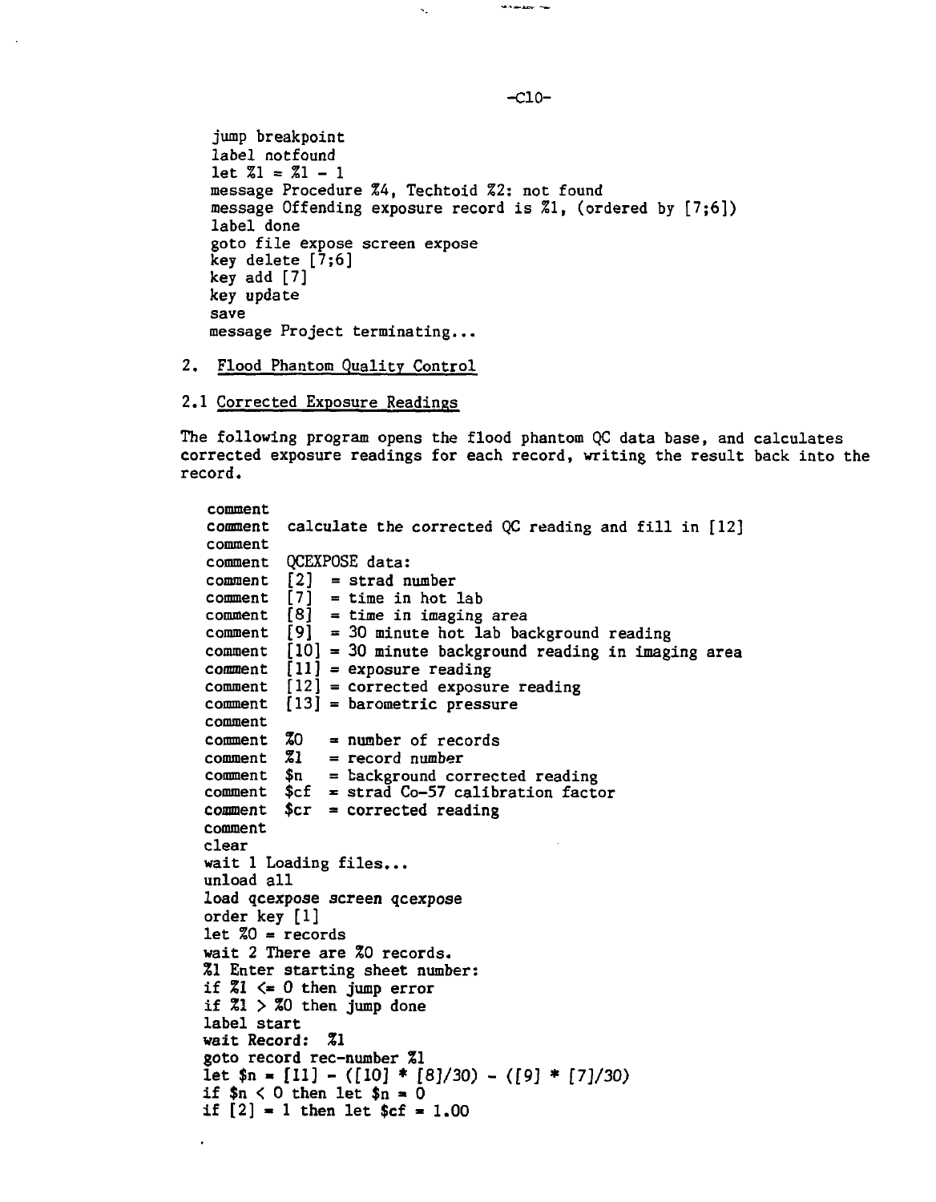```
jump breakpoint
label notfound
let %1 = %1 - 1
message Procedure %4, Techtoid %2: not found
message Offending exposure record is %1, (ordered by [7;6])
label done
goto file expose screen expose
key delete [7;6]
key add [7]
key update
save
message Project terminating...
```

2. Flood Phantom Quality Control

2.1 Corrected Exposure Readings

The following program opens the flood phantom QC data base, and calculates corrected exposure readings for each record, writing the result back into the record.

```
comment
comment  calculate the corrected QC reading and fill in [12]
comment
comment  QCEXPOSE data:
comment  [2]  = strad number
comment  [7]  = time in hot lab
comment  [8]  = time in imaging area
comment  [9]  = 30 minute hot lab background reading
comment  [10] = 30 minute background reading in imaging area
comment  [11] = exposure reading
comment  [12] = corrected exposure reading
comment  [13] = barometric pressure
comment
comment  %0   = number of records
comment  %1   = record number
comment  $n   = background corrected reading
comment  $cf  = strad Co-57 calibration factor
comment  $cr  = corrected reading
comment
clear
wait 1 Loading files...
unload all
load qcexpose screen qcexpose
order key [1]
let %0 = records
wait 2 There are %0 records.
%1 Enter starting sheet number:
if %1 <= 0 then jump error
if %1 > %0 then jump done
label start
wait Record:  %1
goto record rec-number %1
let $n = [11] - ([10] * [8]/30) - ([9] * [7]/30)
if $n < 0 then let $n = 0
if [2] = 1 then let $cf = 1.00
```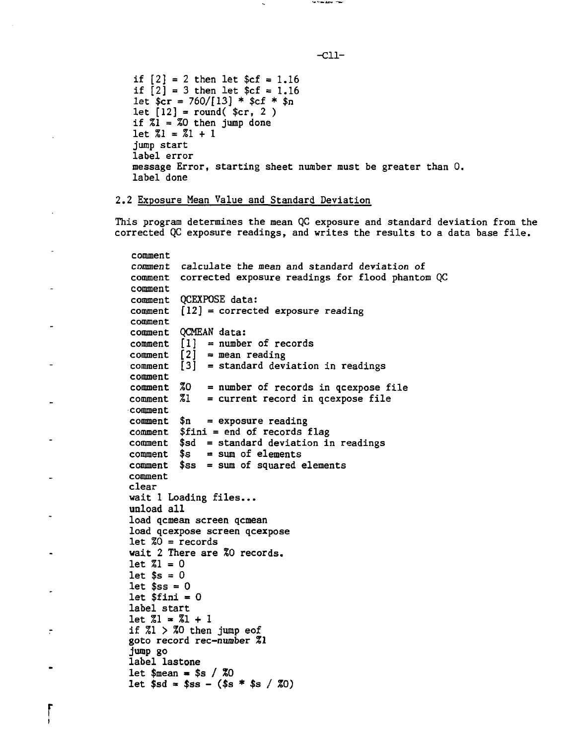```
if [2] = 2 then let $cf = 1.16
if [2] = 3 then let $cf = 1.16
let $cr = 760/[13] * $cf * $n
let [12] = round( $cr, 2 )
if %1 = %0 then jump done
let %1 = %1 + 1
jump start
label error
message Error, starting sheet number must be greater than 0.
label done
```

## 2.2 Exposure Mean Value and Standard Deviation

This program determines the mean QC exposure and standard deviation from the corrected QC exposure readings, and writes the results to a data base file.

```
comment
comment  calculate the mean and standard deviation of
comment  corrected exposure readings for flood phantom QC
comment
comment  QCEXPOSE data:
comment  [12] = corrected exposure reading
comment
comment  QCMEAN data:
comment  [1]  = number of records
comment  [2]  = mean reading
comment  [3]  = standard deviation in readings
comment
comment  %0   = number of records in qcexpose file
comment  %1   = current record in qcexpose file
comment
comment  $n   = exposure reading
comment  $fini = end of records flag
comment  $sd  = standard deviation in readings
comment  $s   = sum of elements
comment  $ss  = sum of squared elements
comment
clear
wait 1 Loading files...
unload all
load qcmean screen qcmean
load qcexpose screen qcexpose
let %0 = records
wait 2 There are %0 records.
let %1 = 0
let $s = 0
let $ss = 0
let $fini = 0
label start
let %1 = %1 + 1
if %1 > %0 then jump eof
goto record rec-number %1
jump go
label lastone
let $mean = $s / %0
let $sd = $ss - ($s * $s / %0)
```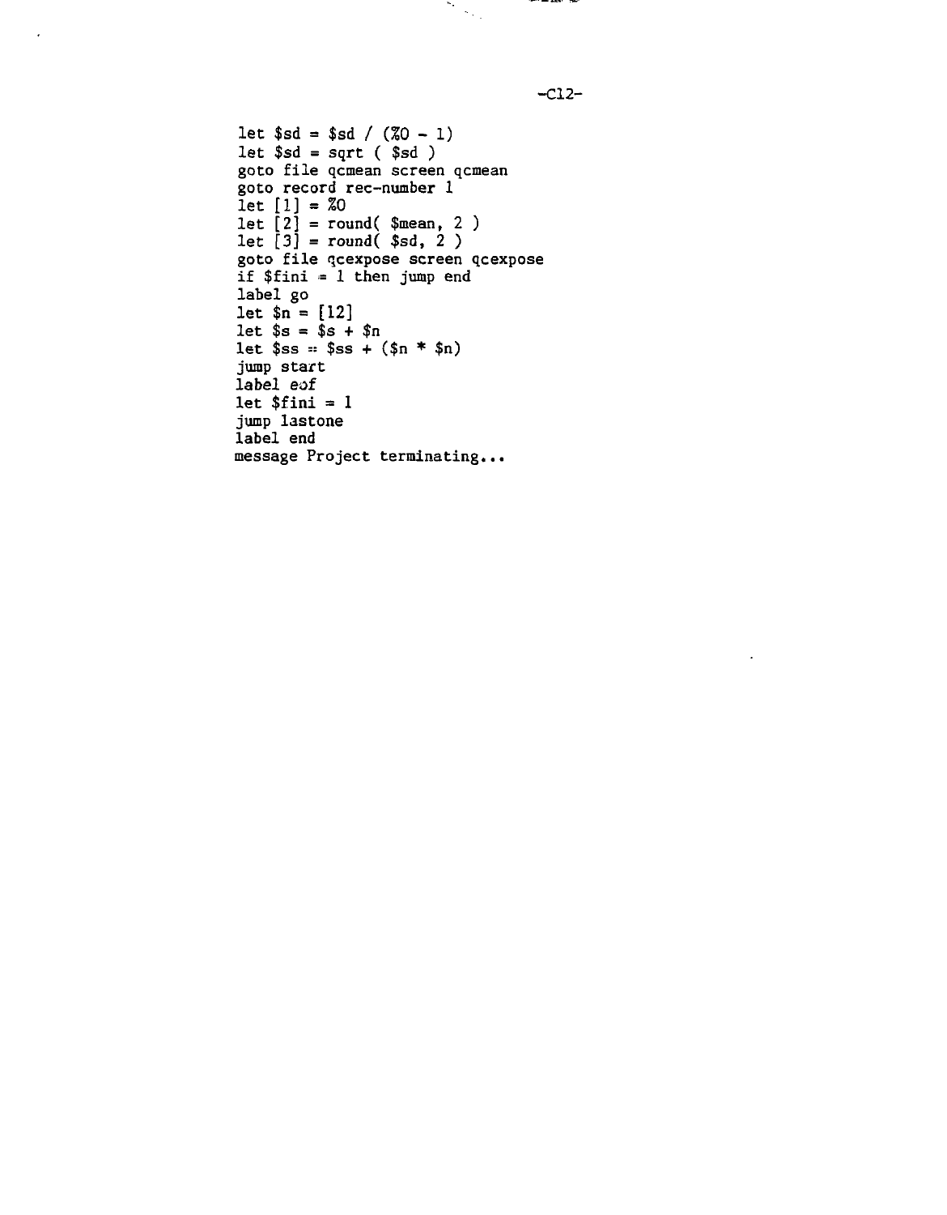```
let $sd = $sd / (%0 - 1)
let $sd = sqrt ( $sd )
goto file qcmean screen qcmean
goto record rec-number 1
let [1] = %0
let [2] = round( $mean, 2 )
let [3] = round( $sd, 2 )
goto file qcexpose screen qcexpose
if $fini = 1 then jump end
label go
let $n = [12]
let $s = $s + $n
let $ss = $ss + ($n * $n)
jump start
label eof
let $fini = 1
jump lastone
label end
message Project terminating...
```